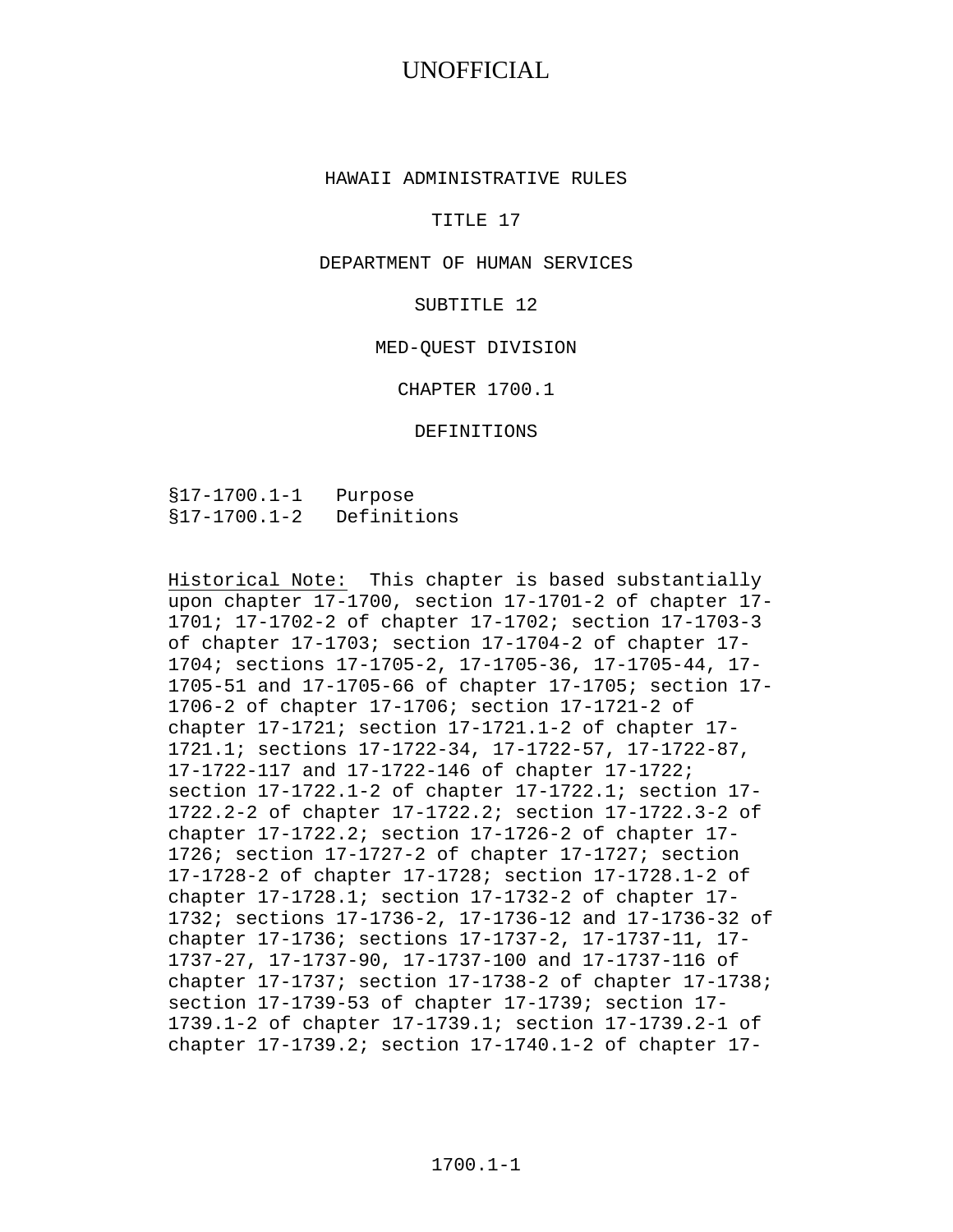UNOFFICIAL

# HAWAII ADMINISTRATIVE RULES

# TITLE 17

# DEPARTMENT OF HUMAN SERVICES

## SUBTITLE 12

## MED-QUEST DIVISION

## CHAPTER 1700.1

## DEFINITIONS

§17-1700.1-1 Purpose
§17-1700.1-2 Definitions

Historical Note: This chapter is based substantially upon chapter 17-1700, section 17-1701-2 of chapter 17-1701; 17-1702-2 of chapter 17-1702; section 17-1703-3 of chapter 17-1703; section 17-1704-2 of chapter 17-1704; sections 17-1705-2, 17-1705-36, 17-1705-44, 17-1705-51 and 17-1705-66 of chapter 17-1705; section 17-1706-2 of chapter 17-1706; section 17-1721-2 of chapter 17-1721; section 17-1721.1-2 of chapter 17-1721.1; sections 17-1722-34, 17-1722-57, 17-1722-87, 17-1722-117 and 17-1722-146 of chapter 17-1722; section 17-1722.1-2 of chapter 17-1722.1; section 17-1722.2-2 of chapter 17-1722.2; section 17-1722.3-2 of chapter 17-1722.2; section 17-1726-2 of chapter 17-1726; section 17-1727-2 of chapter 17-1727; section 17-1728-2 of chapter 17-1728; section 17-1728.1-2 of chapter 17-1728.1; section 17-1732-2 of chapter 17-1732; sections 17-1736-2, 17-1736-12 and 17-1736-32 of chapter 17-1736; sections 17-1737-2, 17-1737-11, 17-1737-27, 17-1737-90, 17-1737-100 and 17-1737-116 of chapter 17-1737; section 17-1738-2 of chapter 17-1738; section 17-1739-53 of chapter 17-1739; section 17-1739.1-2 of chapter 17-1739.1; section 17-1739.2-1 of chapter 17-1739.2; section 17-1740.1-2 of chapter 17-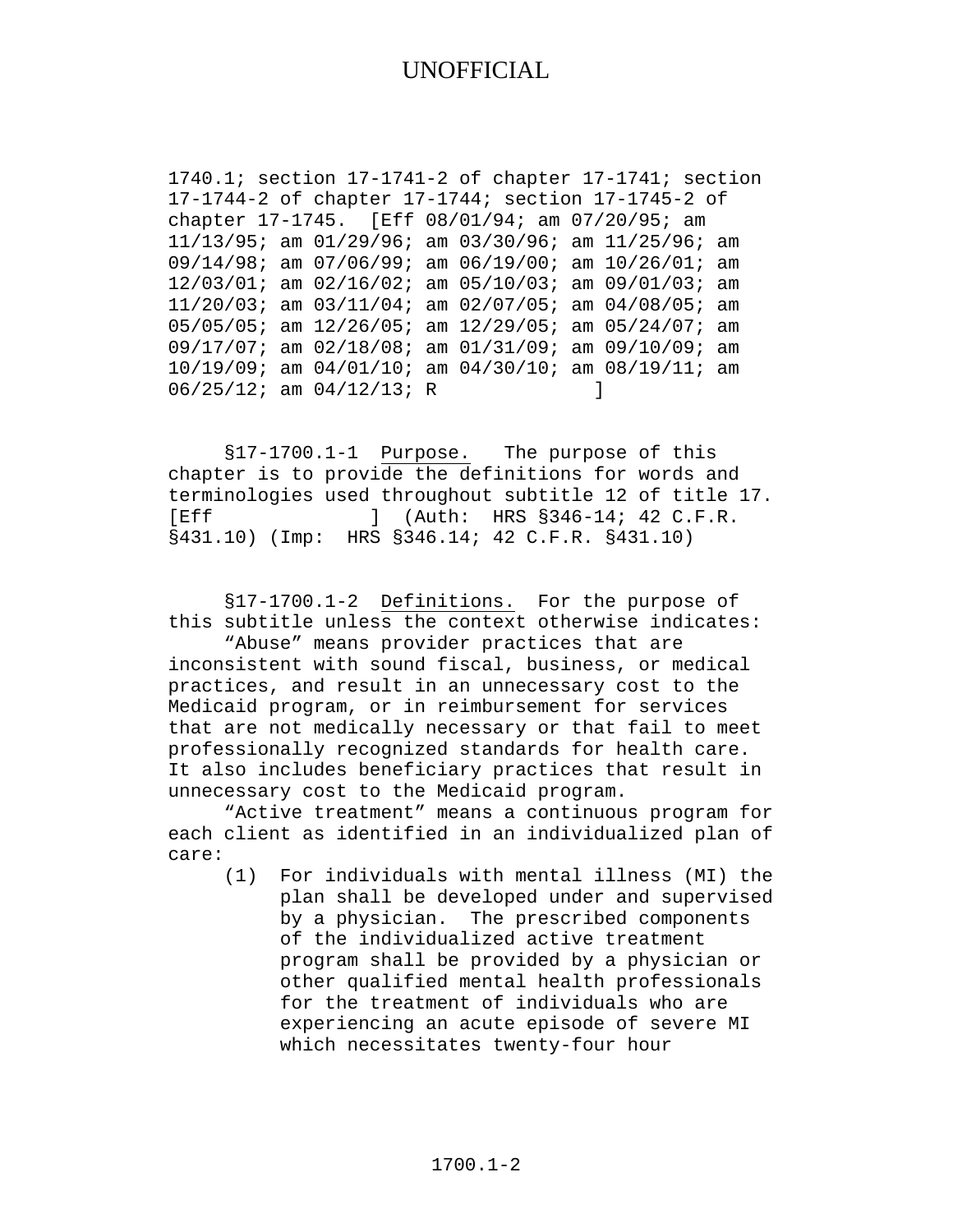1740.1; section 17-1741-2 of chapter 17-1741; section 17-1744-2 of chapter 17-1744; section 17-1745-2 of chapter 17-1745. [Eff 08/01/94; am 07/20/95; am 11/13/95; am 01/29/96; am 03/30/96; am 11/25/96; am 09/14/98; am 07/06/99; am 06/19/00; am 10/26/01; am 12/03/01; am 02/16/02; am 05/10/03; am 09/01/03; am 11/20/03; am 03/11/04; am 02/07/05; am 04/08/05; am 05/05/05; am 12/26/05; am 12/29/05; am 05/24/07; am 09/17/07; am 02/18/08; am 01/31/09; am 09/10/09; am 10/19/09; am 04/01/10; am 04/30/10; am 08/19/11; am 06/25/12; am 04/12/13; R ]

§17-1700.1-1 Purpose. The purpose of this chapter is to provide the definitions for words and terminologies used throughout subtitle 12 of title 17. [Eff ] (Auth: HRS §346-14; 42 C.F.R. §431.10) (Imp: HRS §346.14; 42 C.F.R. §431.10)

§17-1700.1-2 Definitions. For the purpose of this subtitle unless the context otherwise indicates:

"Abuse" means provider practices that are inconsistent with sound fiscal, business, or medical practices, and result in an unnecessary cost to the Medicaid program, or in reimbursement for services that are not medically necessary or that fail to meet professionally recognized standards for health care. It also includes beneficiary practices that result in unnecessary cost to the Medicaid program.

"Active treatment" means a continuous program for each client as identified in an individualized plan of care:

(1) For individuals with mental illness (MI) the plan shall be developed under and supervised by a physician. The prescribed components of the individualized active treatment program shall be provided by a physician or other qualified mental health professionals for the treatment of individuals who are experiencing an acute episode of severe MI which necessitates twenty-four hour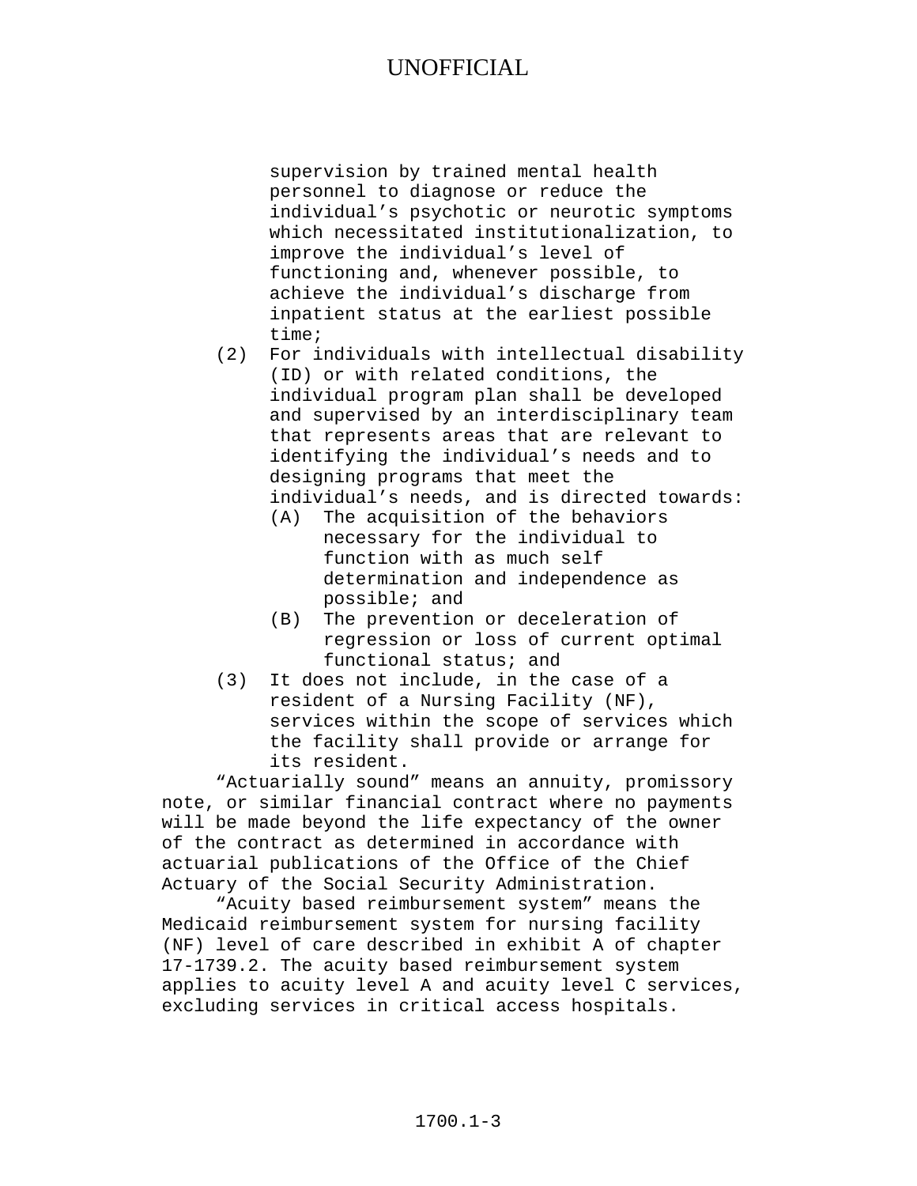supervision by trained mental health personnel to diagnose or reduce the individual's psychotic or neurotic symptoms which necessitated institutionalization, to improve the individual's level of functioning and, whenever possible, to achieve the individual's discharge from inpatient status at the earliest possible time;

(2) For individuals with intellectual disability (ID) or with related conditions, the individual program plan shall be developed and supervised by an interdisciplinary team that represents areas that are relevant to identifying the individual's needs and to designing programs that meet the individual's needs, and is directed towards:

   (A) The acquisition of the behaviors necessary for the individual to function with as much self determination and independence as possible; and

   (B) The prevention or deceleration of regression or loss of current optimal functional status; and

(3) It does not include, in the case of a resident of a Nursing Facility (NF), services within the scope of services which the facility shall provide or arrange for its resident.

"Actuarially sound" means an annuity, promissory note, or similar financial contract where no payments will be made beyond the life expectancy of the owner of the contract as determined in accordance with actuarial publications of the Office of the Chief Actuary of the Social Security Administration.

"Acuity based reimbursement system" means the Medicaid reimbursement system for nursing facility (NF) level of care described in exhibit A of chapter 17-1739.2. The acuity based reimbursement system applies to acuity level A and acuity level C services, excluding services in critical access hospitals.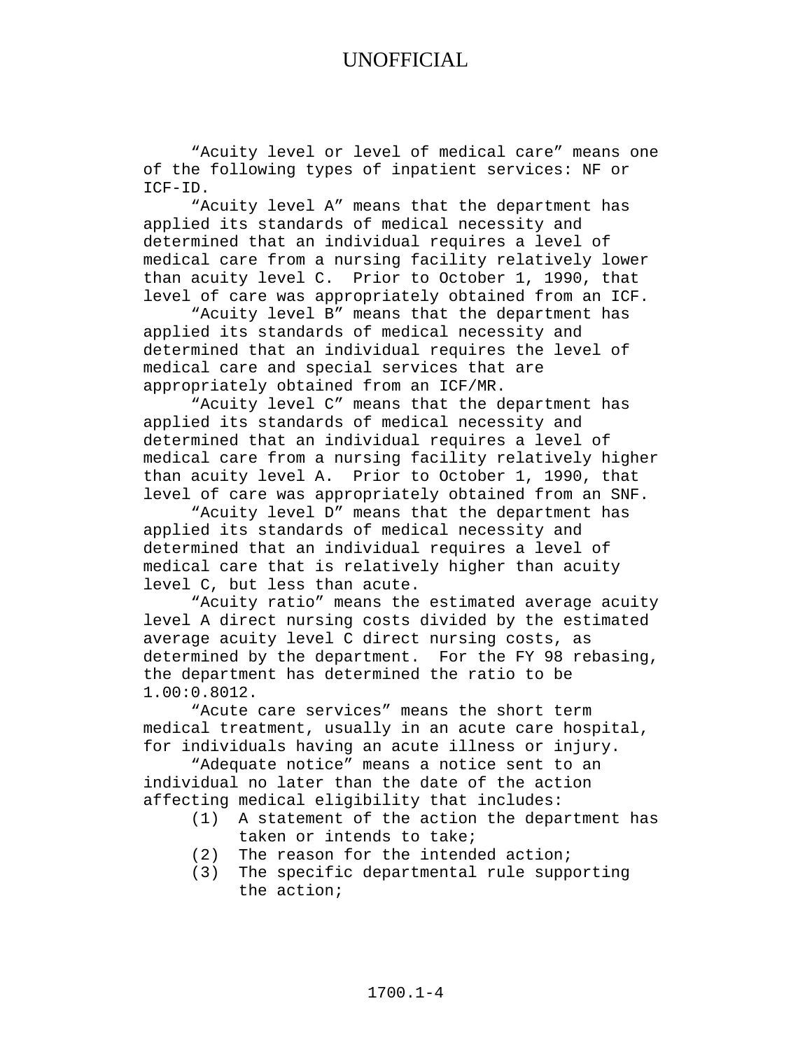"Acuity level or level of medical care" means one of the following types of inpatient services: NF or ICF-ID.

"Acuity level A" means that the department has applied its standards of medical necessity and determined that an individual requires a level of medical care from a nursing facility relatively lower than acuity level C. Prior to October 1, 1990, that level of care was appropriately obtained from an ICF.

"Acuity level B" means that the department has applied its standards of medical necessity and determined that an individual requires the level of medical care and special services that are appropriately obtained from an ICF/MR.

"Acuity level C" means that the department has applied its standards of medical necessity and determined that an individual requires a level of medical care from a nursing facility relatively higher than acuity level A. Prior to October 1, 1990, that level of care was appropriately obtained from an SNF.

"Acuity level D" means that the department has applied its standards of medical necessity and determined that an individual requires a level of medical care that is relatively higher than acuity level C, but less than acute.

"Acuity ratio" means the estimated average acuity level A direct nursing costs divided by the estimated average acuity level C direct nursing costs, as determined by the department. For the FY 98 rebasing, the department has determined the ratio to be 1.00:0.8012.

"Acute care services" means the short term medical treatment, usually in an acute care hospital, for individuals having an acute illness or injury.

"Adequate notice" means a notice sent to an individual no later than the date of the action affecting medical eligibility that includes:

(1) A statement of the action the department has taken or intends to take;
(2) The reason for the intended action;
(3) The specific departmental rule supporting the action;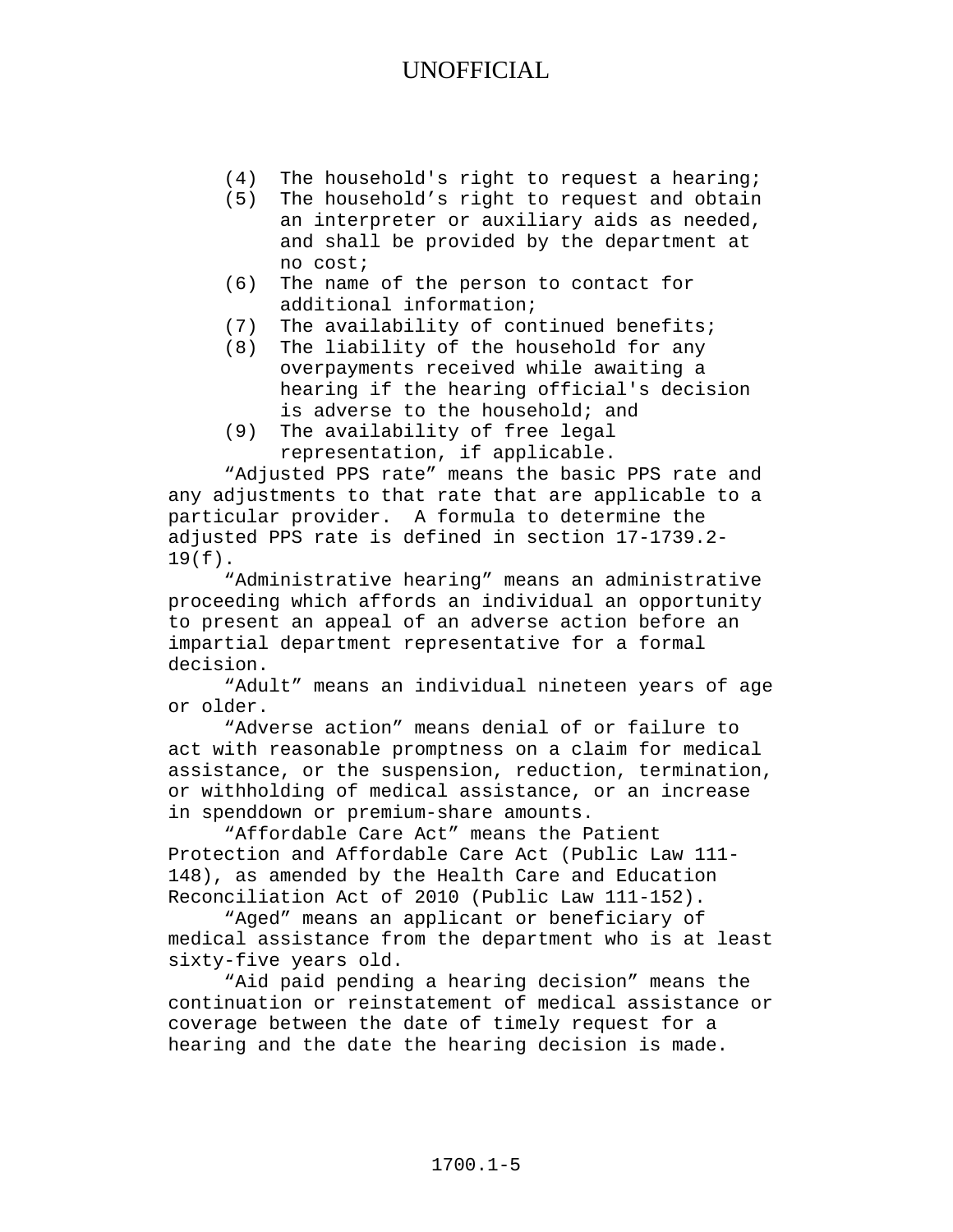UNOFFICIAL

(4) The household's right to request a hearing;
(5) The household's right to request and obtain an interpreter or auxiliary aids as needed, and shall be provided by the department at no cost;
(6) The name of the person to contact for additional information;
(7) The availability of continued benefits;
(8) The liability of the household for any overpayments received while awaiting a hearing if the hearing official's decision is adverse to the household; and
(9) The availability of free legal representation, if applicable.

"Adjusted PPS rate" means the basic PPS rate and any adjustments to that rate that are applicable to a particular provider. A formula to determine the adjusted PPS rate is defined in section 17-1739.2-19(f).

"Administrative hearing" means an administrative proceeding which affords an individual an opportunity to present an appeal of an adverse action before an impartial department representative for a formal decision.

"Adult" means an individual nineteen years of age or older.

"Adverse action" means denial of or failure to act with reasonable promptness on a claim for medical assistance, or the suspension, reduction, termination, or withholding of medical assistance, or an increase in spenddown or premium-share amounts.

"Affordable Care Act" means the Patient Protection and Affordable Care Act (Public Law 111-148), as amended by the Health Care and Education Reconciliation Act of 2010 (Public Law 111-152).

"Aged" means an applicant or beneficiary of medical assistance from the department who is at least sixty-five years old.

"Aid paid pending a hearing decision" means the continuation or reinstatement of medical assistance or coverage between the date of timely request for a hearing and the date the hearing decision is made.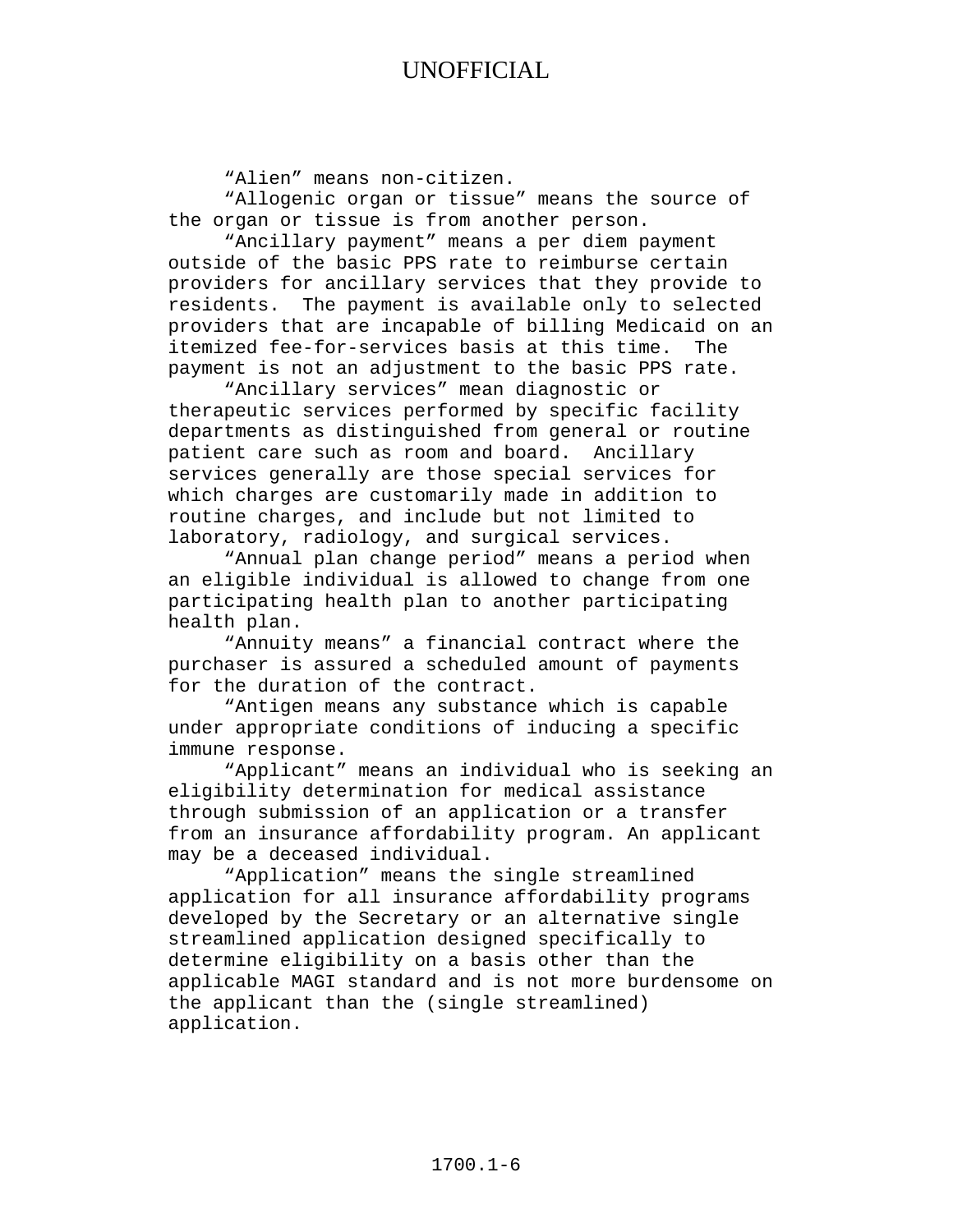UNOFFICIAL

“Alien” means non-citizen.

“Allogenic organ or tissue” means the source of the organ or tissue is from another person.

“Ancillary payment” means a per diem payment outside of the basic PPS rate to reimburse certain providers for ancillary services that they provide to residents. The payment is available only to selected providers that are incapable of billing Medicaid on an itemized fee-for-services basis at this time. The payment is not an adjustment to the basic PPS rate.

“Ancillary services” mean diagnostic or therapeutic services performed by specific facility departments as distinguished from general or routine patient care such as room and board. Ancillary services generally are those special services for which charges are customarily made in addition to routine charges, and include but not limited to laboratory, radiology, and surgical services.

“Annual plan change period” means a period when an eligible individual is allowed to change from one participating health plan to another participating health plan.

“Annuity means” a financial contract where the purchaser is assured a scheduled amount of payments for the duration of the contract.

“Antigen means any substance which is capable under appropriate conditions of inducing a specific immune response.

“Applicant” means an individual who is seeking an eligibility determination for medical assistance through submission of an application or a transfer from an insurance affordability program. An applicant may be a deceased individual.

“Application” means the single streamlined application for all insurance affordability programs developed by the Secretary or an alternative single streamlined application designed specifically to determine eligibility on a basis other than the applicable MAGI standard and is not more burdensome on the applicant than the (single streamlined) application.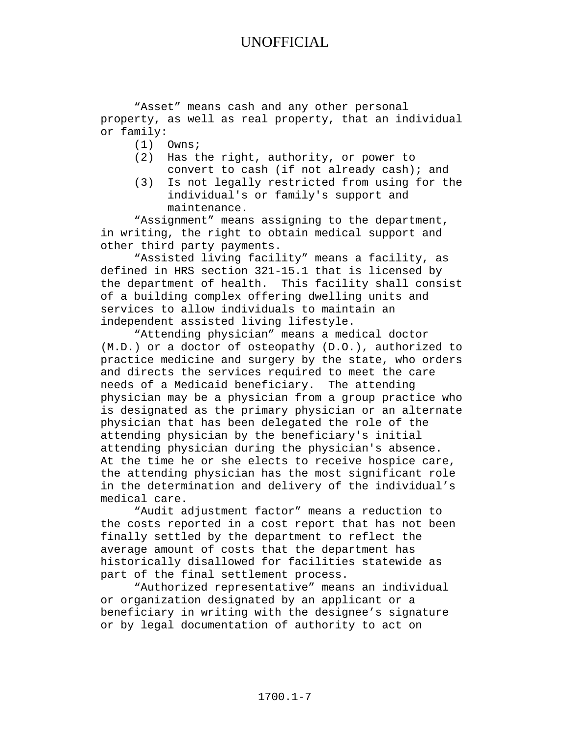"Asset" means cash and any other personal property, as well as real property, that an individual or family:

(1) Owns;

(2) Has the right, authority, or power to convert to cash (if not already cash); and

(3) Is not legally restricted from using for the individual's or family's support and maintenance.

"Assignment" means assigning to the department, in writing, the right to obtain medical support and other third party payments.

"Assisted living facility" means a facility, as defined in HRS section 321-15.1 that is licensed by the department of health. This facility shall consist of a building complex offering dwelling units and services to allow individuals to maintain an independent assisted living lifestyle.

"Attending physician" means a medical doctor (M.D.) or a doctor of osteopathy (D.O.), authorized to practice medicine and surgery by the state, who orders and directs the services required to meet the care needs of a Medicaid beneficiary. The attending physician may be a physician from a group practice who is designated as the primary physician or an alternate physician that has been delegated the role of the attending physician by the beneficiary's initial attending physician during the physician's absence. At the time he or she elects to receive hospice care, the attending physician has the most significant role in the determination and delivery of the individual's medical care.

"Audit adjustment factor" means a reduction to the costs reported in a cost report that has not been finally settled by the department to reflect the average amount of costs that the department has historically disallowed for facilities statewide as part of the final settlement process.

"Authorized representative" means an individual or organization designated by an applicant or a beneficiary in writing with the designee's signature or by legal documentation of authority to act on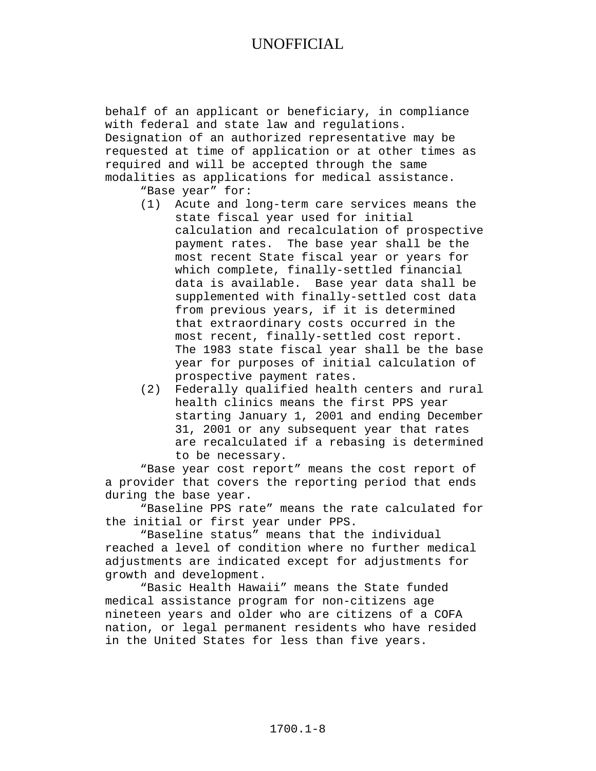behalf of an applicant or beneficiary, in compliance with federal and state law and regulations. Designation of an authorized representative may be requested at time of application or at other times as required and will be accepted through the same modalities as applications for medical assistance.

"Base year" for:

(1) Acute and long-term care services means the state fiscal year used for initial calculation and recalculation of prospective payment rates. The base year shall be the most recent State fiscal year or years for which complete, finally-settled financial data is available. Base year data shall be supplemented with finally-settled cost data from previous years, if it is determined that extraordinary costs occurred in the most recent, finally-settled cost report. The 1983 state fiscal year shall be the base year for purposes of initial calculation of prospective payment rates.

(2) Federally qualified health centers and rural health clinics means the first PPS year starting January 1, 2001 and ending December 31, 2001 or any subsequent year that rates are recalculated if a rebasing is determined to be necessary.

"Base year cost report" means the cost report of a provider that covers the reporting period that ends during the base year.

"Baseline PPS rate" means the rate calculated for the initial or first year under PPS.

"Baseline status" means that the individual reached a level of condition where no further medical adjustments are indicated except for adjustments for growth and development.

"Basic Health Hawaii" means the State funded medical assistance program for non-citizens age nineteen years and older who are citizens of a COFA nation, or legal permanent residents who have resided in the United States for less than five years.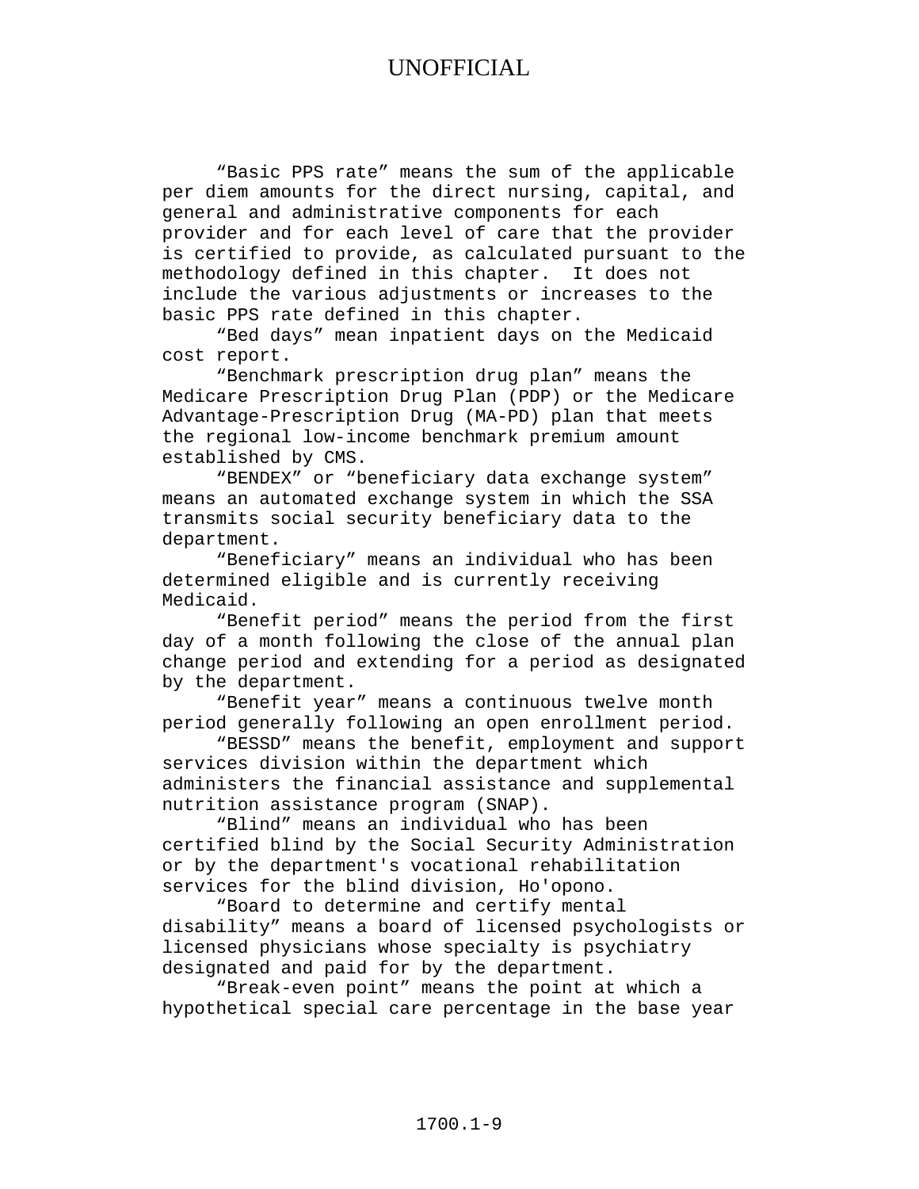"Basic PPS rate" means the sum of the applicable per diem amounts for the direct nursing, capital, and general and administrative components for each provider and for each level of care that the provider is certified to provide, as calculated pursuant to the methodology defined in this chapter. It does not include the various adjustments or increases to the basic PPS rate defined in this chapter.

"Bed days" mean inpatient days on the Medicaid cost report.

"Benchmark prescription drug plan" means the Medicare Prescription Drug Plan (PDP) or the Medicare Advantage-Prescription Drug (MA-PD) plan that meets the regional low-income benchmark premium amount established by CMS.

"BENDEX" or "beneficiary data exchange system" means an automated exchange system in which the SSA transmits social security beneficiary data to the department.

"Beneficiary" means an individual who has been determined eligible and is currently receiving Medicaid.

"Benefit period" means the period from the first day of a month following the close of the annual plan change period and extending for a period as designated by the department.

"Benefit year" means a continuous twelve month period generally following an open enrollment period.

"BESSD" means the benefit, employment and support services division within the department which administers the financial assistance and supplemental nutrition assistance program (SNAP).

"Blind" means an individual who has been certified blind by the Social Security Administration or by the department's vocational rehabilitation services for the blind division, Ho'opono.

"Board to determine and certify mental disability" means a board of licensed psychologists or licensed physicians whose specialty is psychiatry designated and paid for by the department.

"Break-even point" means the point at which a hypothetical special care percentage in the base year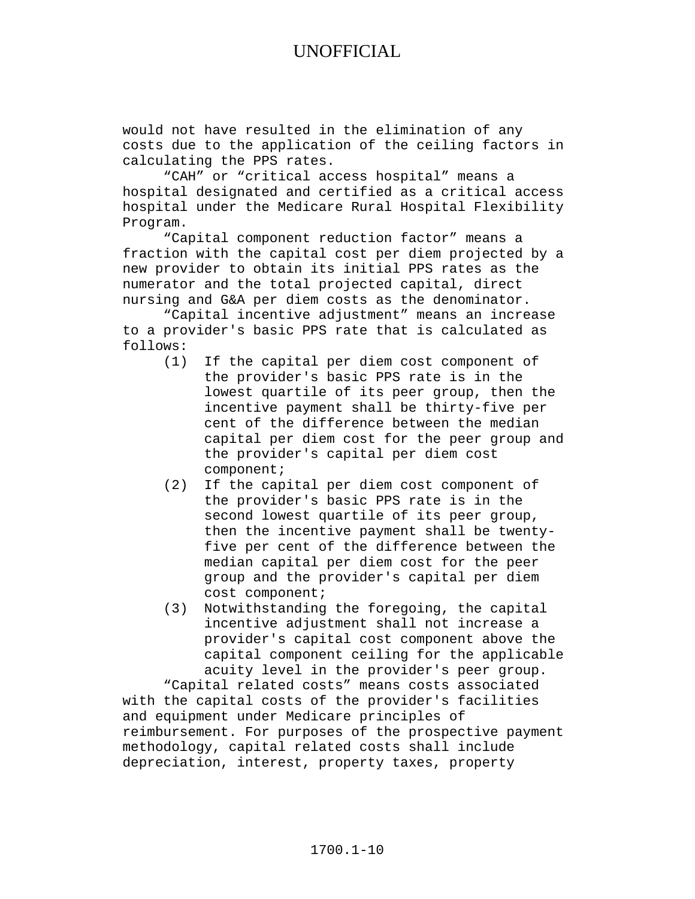would not have resulted in the elimination of any costs due to the application of the ceiling factors in calculating the PPS rates.

"CAH" or "critical access hospital" means a hospital designated and certified as a critical access hospital under the Medicare Rural Hospital Flexibility Program.

"Capital component reduction factor" means a fraction with the capital cost per diem projected by a new provider to obtain its initial PPS rates as the numerator and the total projected capital, direct nursing and G&A per diem costs as the denominator.

"Capital incentive adjustment" means an increase to a provider's basic PPS rate that is calculated as follows:

(1) If the capital per diem cost component of the provider's basic PPS rate is in the lowest quartile of its peer group, then the incentive payment shall be thirty-five per cent of the difference between the median capital per diem cost for the peer group and the provider's capital per diem cost component;

(2) If the capital per diem cost component of the provider's basic PPS rate is in the second lowest quartile of its peer group, then the incentive payment shall be twenty-five per cent of the difference between the median capital per diem cost for the peer group and the provider's capital per diem cost component;

(3) Notwithstanding the foregoing, the capital incentive adjustment shall not increase a provider's capital cost component above the capital component ceiling for the applicable acuity level in the provider's peer group.

"Capital related costs" means costs associated with the capital costs of the provider's facilities and equipment under Medicare principles of reimbursement. For purposes of the prospective payment methodology, capital related costs shall include depreciation, interest, property taxes, property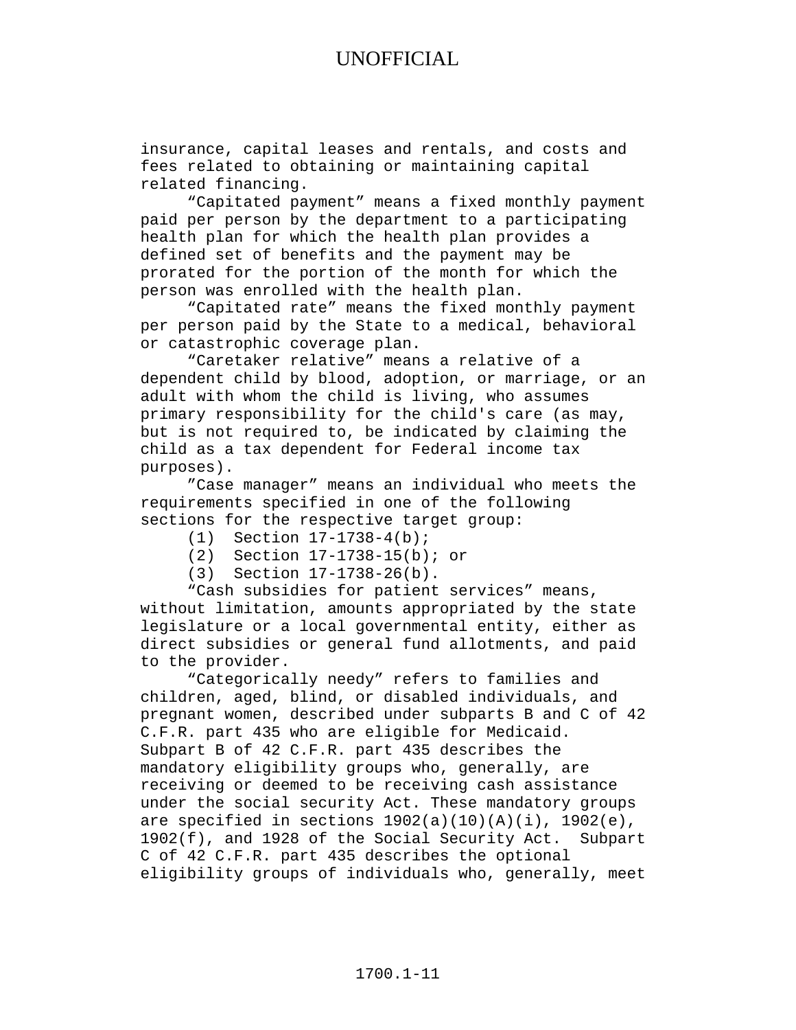insurance, capital leases and rentals, and costs and fees related to obtaining or maintaining capital related financing.

"Capitated payment" means a fixed monthly payment paid per person by the department to a participating health plan for which the health plan provides a defined set of benefits and the payment may be prorated for the portion of the month for which the person was enrolled with the health plan.

"Capitated rate" means the fixed monthly payment per person paid by the State to a medical, behavioral or catastrophic coverage plan.

"Caretaker relative" means a relative of a dependent child by blood, adoption, or marriage, or an adult with whom the child is living, who assumes primary responsibility for the child's care (as may, but is not required to, be indicated by claiming the child as a tax dependent for Federal income tax purposes).

"Case manager" means an individual who meets the requirements specified in one of the following sections for the respective target group:

(1) Section 17-1738-4(b);

(2) Section 17-1738-15(b); or

(3) Section 17-1738-26(b).

"Cash subsidies for patient services" means, without limitation, amounts appropriated by the state legislature or a local governmental entity, either as direct subsidies or general fund allotments, and paid to the provider.

"Categorically needy" refers to families and children, aged, blind, or disabled individuals, and pregnant women, described under subparts B and C of 42 C.F.R. part 435 who are eligible for Medicaid. Subpart B of 42 C.F.R. part 435 describes the mandatory eligibility groups who, generally, are receiving or deemed to be receiving cash assistance under the social security Act. These mandatory groups are specified in sections 1902(a)(10)(A)(i), 1902(e), 1902(f), and 1928 of the Social Security Act. Subpart C of 42 C.F.R. part 435 describes the optional eligibility groups of individuals who, generally, meet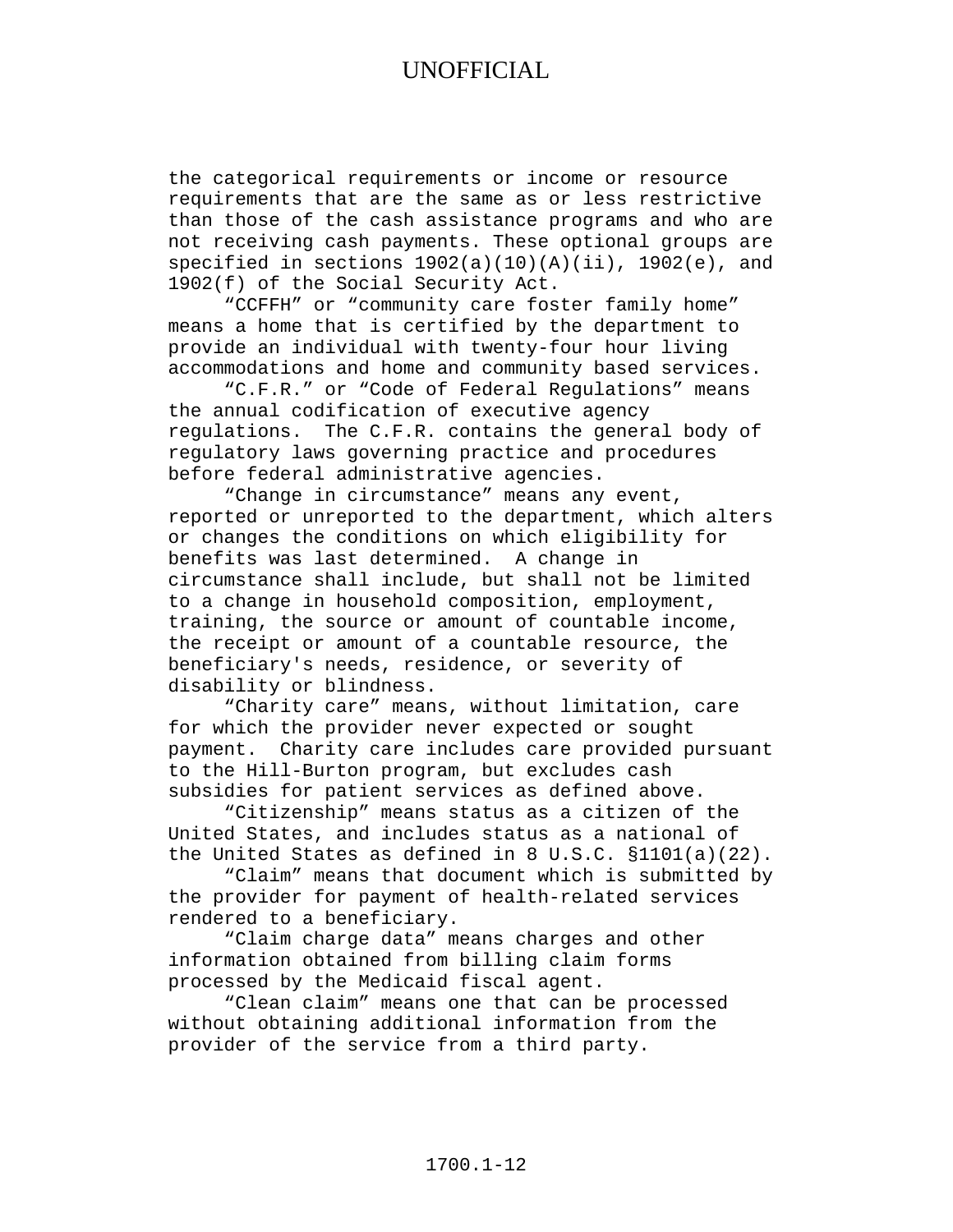the categorical requirements or income or resource requirements that are the same as or less restrictive than those of the cash assistance programs and who are not receiving cash payments. These optional groups are specified in sections 1902(a)(10)(A)(ii), 1902(e), and 1902(f) of the Social Security Act.

"CCFFH" or "community care foster family home" means a home that is certified by the department to provide an individual with twenty-four hour living accommodations and home and community based services.

"C.F.R." or "Code of Federal Regulations" means the annual codification of executive agency regulations. The C.F.R. contains the general body of regulatory laws governing practice and procedures before federal administrative agencies.

"Change in circumstance" means any event, reported or unreported to the department, which alters or changes the conditions on which eligibility for benefits was last determined. A change in circumstance shall include, but shall not be limited to a change in household composition, employment, training, the source or amount of countable income, the receipt or amount of a countable resource, the beneficiary's needs, residence, or severity of disability or blindness.

"Charity care" means, without limitation, care for which the provider never expected or sought payment. Charity care includes care provided pursuant to the Hill-Burton program, but excludes cash subsidies for patient services as defined above.

"Citizenship" means status as a citizen of the United States, and includes status as a national of the United States as defined in 8 U.S.C. §1101(a)(22).

"Claim" means that document which is submitted by the provider for payment of health-related services rendered to a beneficiary.

"Claim charge data" means charges and other information obtained from billing claim forms processed by the Medicaid fiscal agent.

"Clean claim" means one that can be processed without obtaining additional information from the provider of the service from a third party.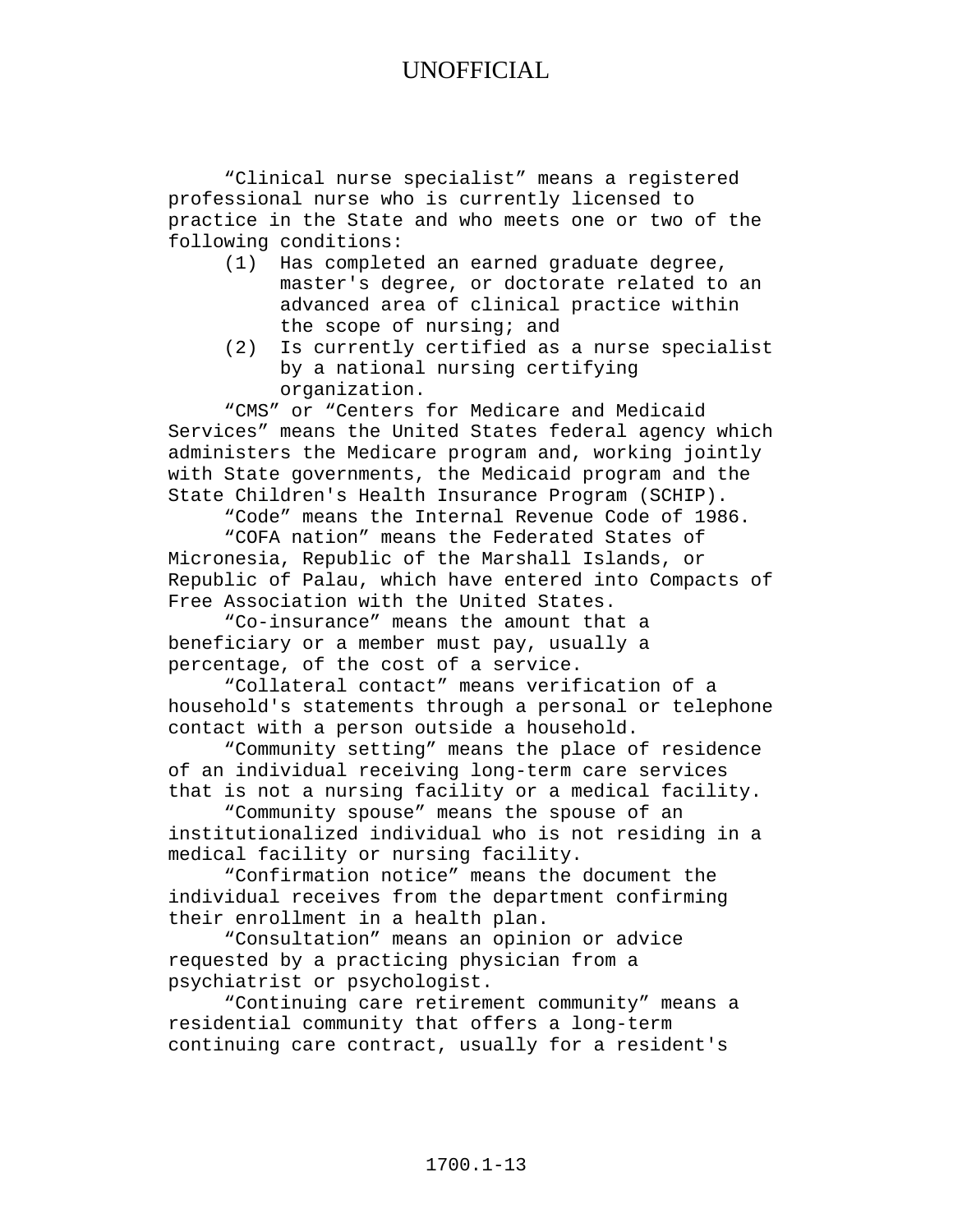"Clinical nurse specialist" means a registered professional nurse who is currently licensed to practice in the State and who meets one or two of the following conditions:

(1) Has completed an earned graduate degree, master's degree, or doctorate related to an advanced area of clinical practice within the scope of nursing; and

(2) Is currently certified as a nurse specialist by a national nursing certifying organization.

"CMS" or "Centers for Medicare and Medicaid Services" means the United States federal agency which administers the Medicare program and, working jointly with State governments, the Medicaid program and the State Children's Health Insurance Program (SCHIP).

"Code" means the Internal Revenue Code of 1986.

"COFA nation" means the Federated States of Micronesia, Republic of the Marshall Islands, or Republic of Palau, which have entered into Compacts of Free Association with the United States.

"Co-insurance" means the amount that a beneficiary or a member must pay, usually a percentage, of the cost of a service.

"Collateral contact" means verification of a household's statements through a personal or telephone contact with a person outside a household.

"Community setting" means the place of residence of an individual receiving long-term care services that is not a nursing facility or a medical facility.

"Community spouse" means the spouse of an institutionalized individual who is not residing in a medical facility or nursing facility.

"Confirmation notice" means the document the individual receives from the department confirming their enrollment in a health plan.

"Consultation" means an opinion or advice requested by a practicing physician from a psychiatrist or psychologist.

"Continuing care retirement community" means a residential community that offers a long-term continuing care contract, usually for a resident's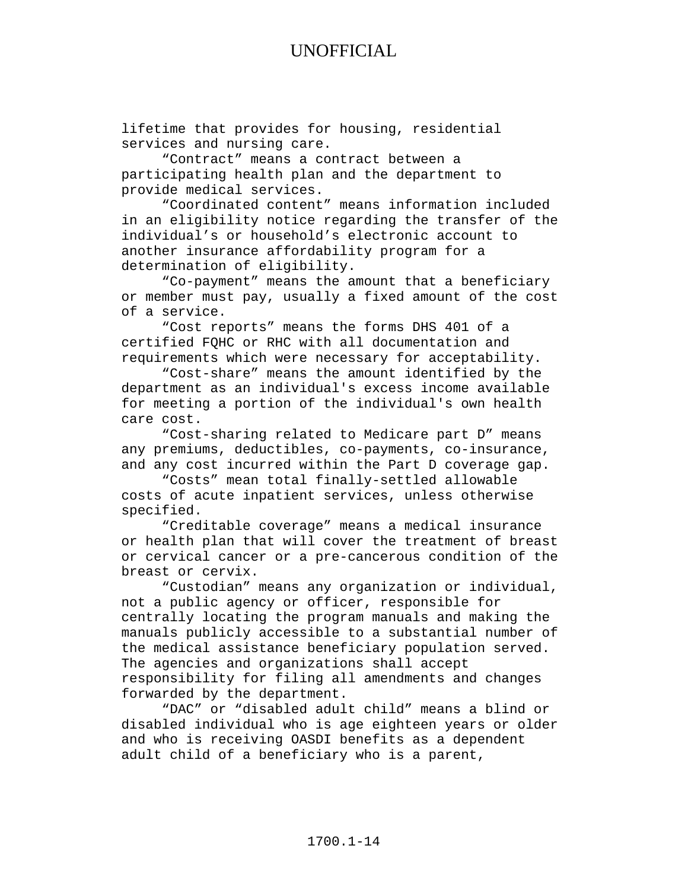lifetime that provides for housing, residential services and nursing care.

“Contract” means a contract between a participating health plan and the department to provide medical services.

“Coordinated content” means information included in an eligibility notice regarding the transfer of the individual’s or household’s electronic account to another insurance affordability program for a determination of eligibility.

“Co-payment” means the amount that a beneficiary or member must pay, usually a fixed amount of the cost of a service.

“Cost reports” means the forms DHS 401 of a certified FQHC or RHC with all documentation and requirements which were necessary for acceptability.

“Cost-share” means the amount identified by the department as an individual's excess income available for meeting a portion of the individual's own health care cost.

“Cost-sharing related to Medicare part D” means any premiums, deductibles, co-payments, co-insurance, and any cost incurred within the Part D coverage gap.

“Costs” mean total finally-settled allowable costs of acute inpatient services, unless otherwise specified.

“Creditable coverage” means a medical insurance or health plan that will cover the treatment of breast or cervical cancer or a pre-cancerous condition of the breast or cervix.

“Custodian” means any organization or individual, not a public agency or officer, responsible for centrally locating the program manuals and making the manuals publicly accessible to a substantial number of the medical assistance beneficiary population served. The agencies and organizations shall accept responsibility for filing all amendments and changes forwarded by the department.

“DAC” or “disabled adult child” means a blind or disabled individual who is age eighteen years or older and who is receiving OASDI benefits as a dependent adult child of a beneficiary who is a parent,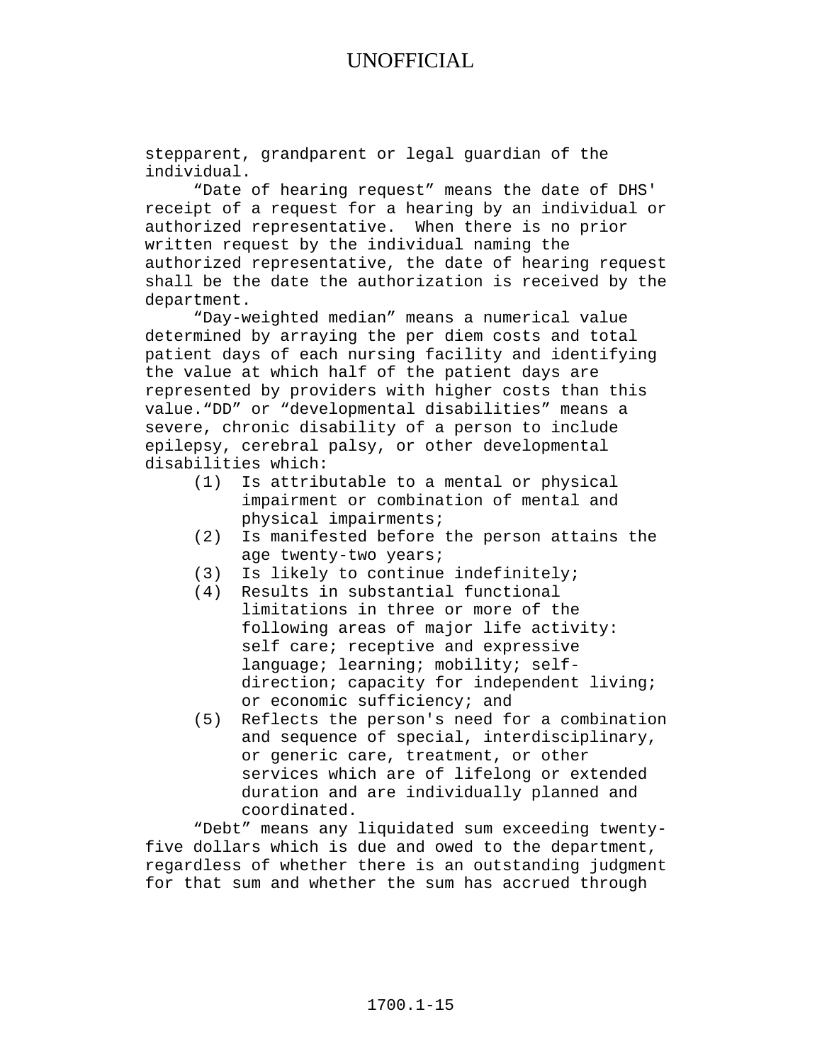stepparent, grandparent or legal guardian of the individual.

"Date of hearing request" means the date of DHS' receipt of a request for a hearing by an individual or authorized representative. When there is no prior written request by the individual naming the authorized representative, the date of hearing request shall be the date the authorization is received by the department.

"Day-weighted median" means a numerical value determined by arraying the per diem costs and total patient days of each nursing facility and identifying the value at which half of the patient days are represented by providers with higher costs than this value."DD" or "developmental disabilities" means a severe, chronic disability of a person to include epilepsy, cerebral palsy, or other developmental disabilities which:

(1) Is attributable to a mental or physical impairment or combination of mental and physical impairments;
(2) Is manifested before the person attains the age twenty-two years;
(3) Is likely to continue indefinitely;
(4) Results in substantial functional limitations in three or more of the following areas of major life activity: self care; receptive and expressive language; learning; mobility; self-direction; capacity for independent living; or economic sufficiency; and
(5) Reflects the person's need for a combination and sequence of special, interdisciplinary, or generic care, treatment, or other services which are of lifelong or extended duration and are individually planned and coordinated.

"Debt" means any liquidated sum exceeding twenty-five dollars which is due and owed to the department, regardless of whether there is an outstanding judgment for that sum and whether the sum has accrued through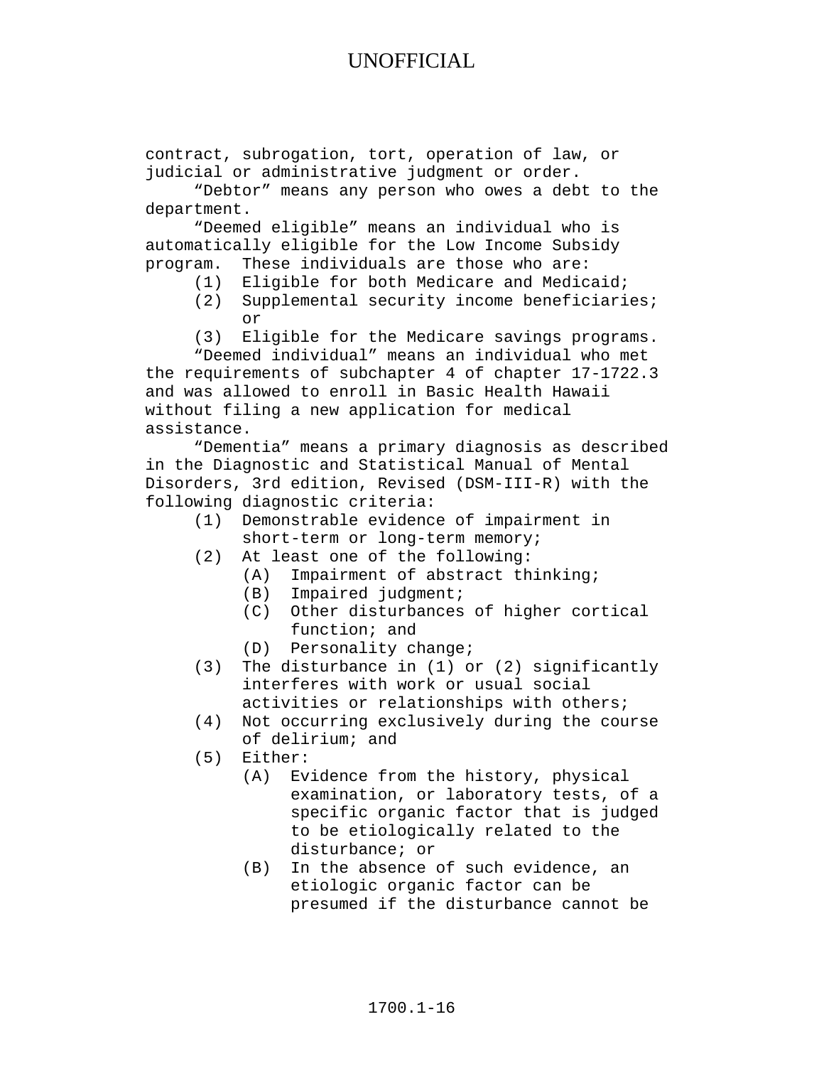contract, subrogation, tort, operation of law, or judicial or administrative judgment or order.

"Debtor" means any person who owes a debt to the department.

"Deemed eligible" means an individual who is automatically eligible for the Low Income Subsidy program. These individuals are those who are:

(1) Eligible for both Medicare and Medicaid;
(2) Supplemental security income beneficiaries; or
(3) Eligible for the Medicare savings programs.

"Deemed individual" means an individual who met the requirements of subchapter 4 of chapter 17-1722.3 and was allowed to enroll in Basic Health Hawaii without filing a new application for medical assistance.

"Dementia" means a primary diagnosis as described in the Diagnostic and Statistical Manual of Mental Disorders, 3rd edition, Revised (DSM-III-R) with the following diagnostic criteria:

(1) Demonstrable evidence of impairment in short-term or long-term memory;
(2) At least one of the following:
    (A) Impairment of abstract thinking;
    (B) Impaired judgment;
    (C) Other disturbances of higher cortical function; and
    (D) Personality change;
(3) The disturbance in (1) or (2) significantly interferes with work or usual social activities or relationships with others;
(4) Not occurring exclusively during the course of delirium; and
(5) Either:
    (A) Evidence from the history, physical examination, or laboratory tests, of a specific organic factor that is judged to be etiologically related to the disturbance; or
    (B) In the absence of such evidence, an etiologic organic factor can be presumed if the disturbance cannot be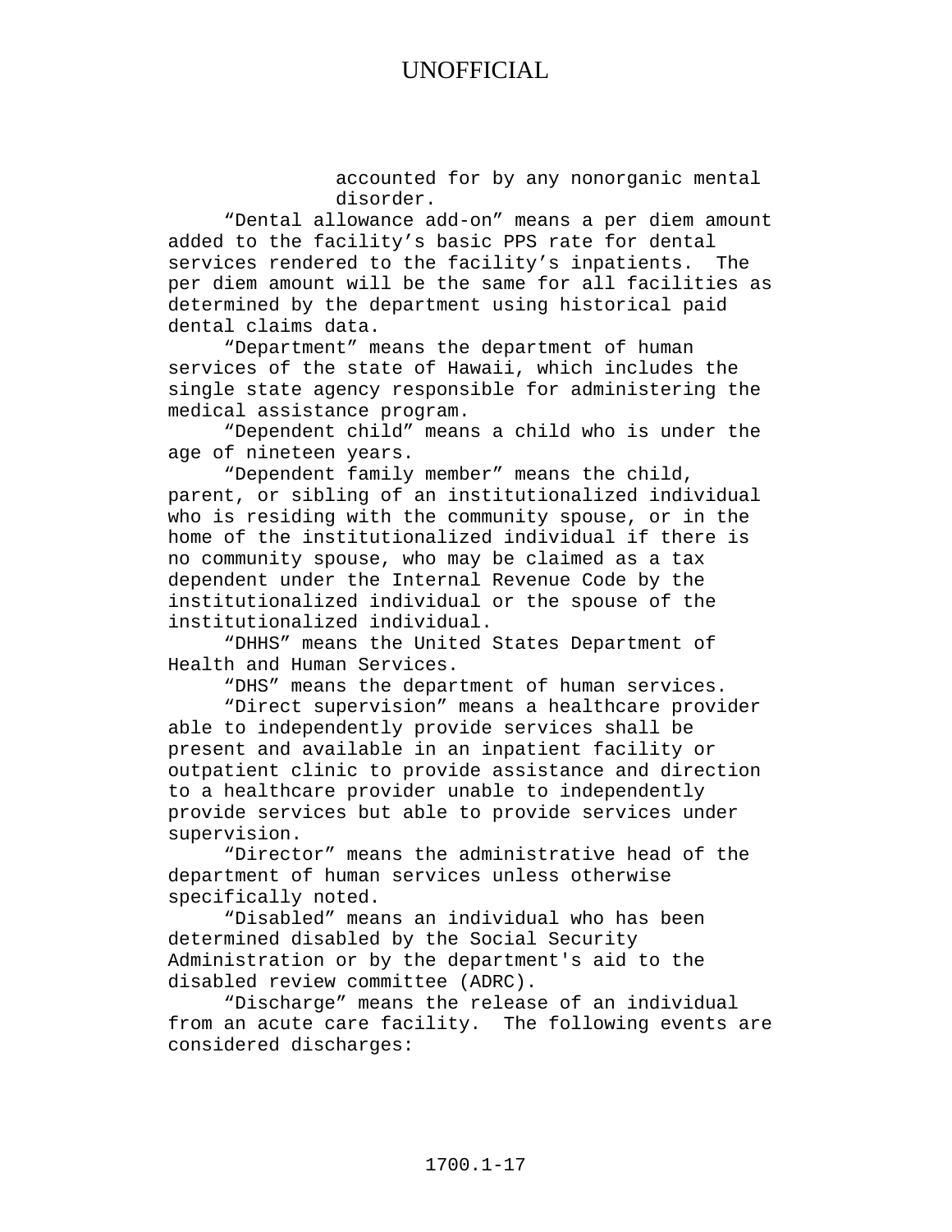accounted for by any nonorganic mental disorder.

"Dental allowance add-on" means a per diem amount added to the facility's basic PPS rate for dental services rendered to the facility's inpatients. The per diem amount will be the same for all facilities as determined by the department using historical paid dental claims data.

"Department" means the department of human services of the state of Hawaii, which includes the single state agency responsible for administering the medical assistance program.

"Dependent child" means a child who is under the age of nineteen years.

"Dependent family member" means the child, parent, or sibling of an institutionalized individual who is residing with the community spouse, or in the home of the institutionalized individual if there is no community spouse, who may be claimed as a tax dependent under the Internal Revenue Code by the institutionalized individual or the spouse of the institutionalized individual.

"DHHS" means the United States Department of Health and Human Services.

"DHS" means the department of human services.

"Direct supervision" means a healthcare provider able to independently provide services shall be present and available in an inpatient facility or outpatient clinic to provide assistance and direction to a healthcare provider unable to independently provide services but able to provide services under supervision.

"Director" means the administrative head of the department of human services unless otherwise specifically noted.

"Disabled" means an individual who has been determined disabled by the Social Security Administration or by the department's aid to the disabled review committee (ADRC).

"Discharge" means the release of an individual from an acute care facility. The following events are considered discharges: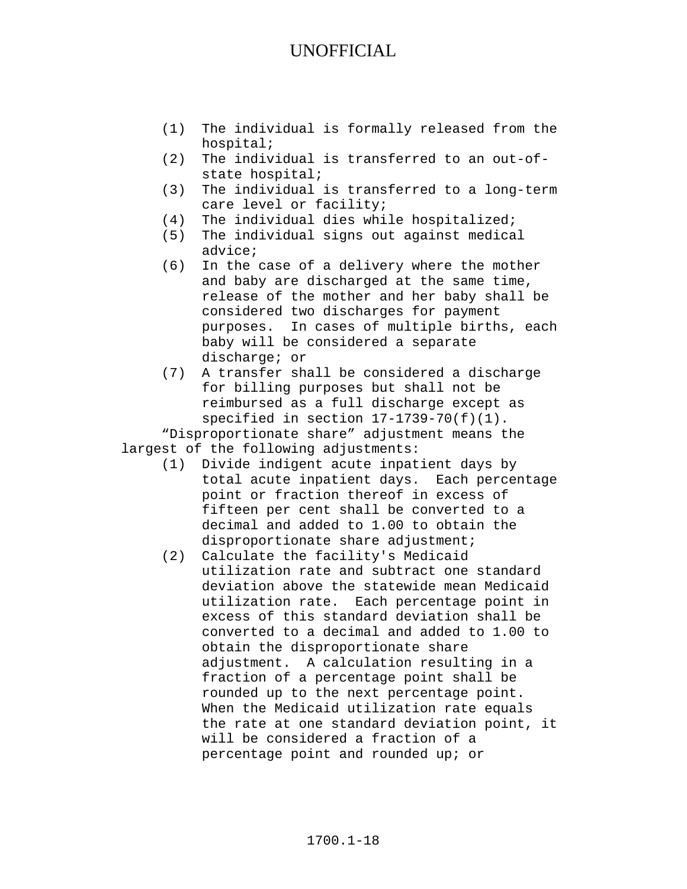(1) The individual is formally released from the hospital;
(2) The individual is transferred to an out-of-state hospital;
(3) The individual is transferred to a long-term care level or facility;
(4) The individual dies while hospitalized;
(5) The individual signs out against medical advice;
(6) In the case of a delivery where the mother and baby are discharged at the same time, release of the mother and her baby shall be considered two discharges for payment purposes. In cases of multiple births, each baby will be considered a separate discharge; or
(7) A transfer shall be considered a discharge for billing purposes but shall not be reimbursed as a full discharge except as specified in section 17-1739-70(f)(1).

"Disproportionate share" adjustment means the largest of the following adjustments:

(1) Divide indigent acute inpatient days by total acute inpatient days. Each percentage point or fraction thereof in excess of fifteen per cent shall be converted to a decimal and added to 1.00 to obtain the disproportionate share adjustment;
(2) Calculate the facility's Medicaid utilization rate and subtract one standard deviation above the statewide mean Medicaid utilization rate. Each percentage point in excess of this standard deviation shall be converted to a decimal and added to 1.00 to obtain the disproportionate share adjustment. A calculation resulting in a fraction of a percentage point shall be rounded up to the next percentage point. When the Medicaid utilization rate equals the rate at one standard deviation point, it will be considered a fraction of a percentage point and rounded up; or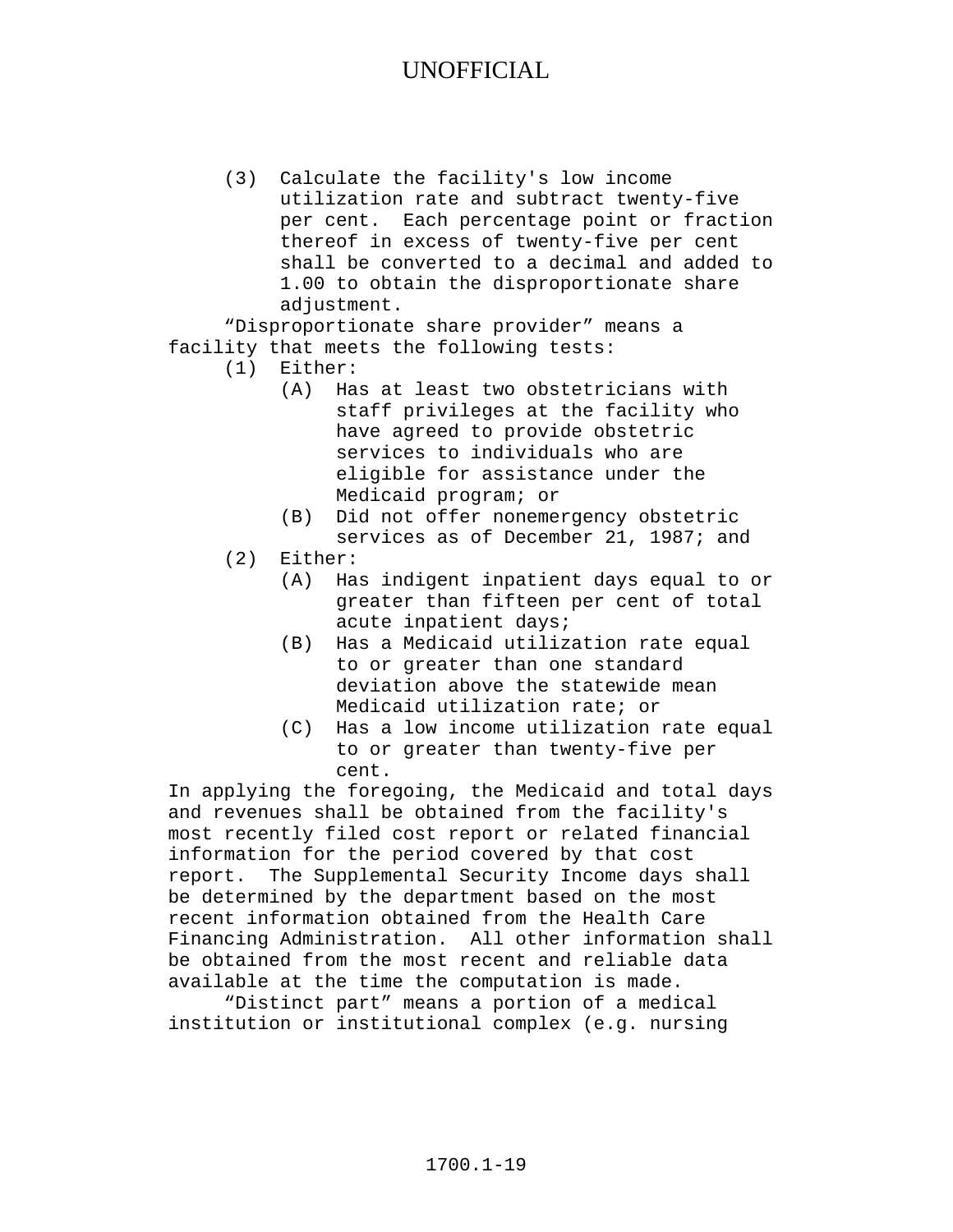(3) Calculate the facility's low income utilization rate and subtract twenty-five per cent. Each percentage point or fraction thereof in excess of twenty-five per cent shall be converted to a decimal and added to 1.00 to obtain the disproportionate share adjustment.

"Disproportionate share provider" means a facility that meets the following tests:

(1) Either:

(A) Has at least two obstetricians with staff privileges at the facility who have agreed to provide obstetric services to individuals who are eligible for assistance under the Medicaid program; or

(B) Did not offer nonemergency obstetric services as of December 21, 1987; and

(2) Either:

(A) Has indigent inpatient days equal to or greater than fifteen per cent of total acute inpatient days;

(B) Has a Medicaid utilization rate equal to or greater than one standard deviation above the statewide mean Medicaid utilization rate; or

(C) Has a low income utilization rate equal to or greater than twenty-five per cent.

In applying the foregoing, the Medicaid and total days and revenues shall be obtained from the facility's most recently filed cost report or related financial information for the period covered by that cost report. The Supplemental Security Income days shall be determined by the department based on the most recent information obtained from the Health Care Financing Administration. All other information shall be obtained from the most recent and reliable data available at the time the computation is made.

"Distinct part" means a portion of a medical institution or institutional complex (e.g. nursing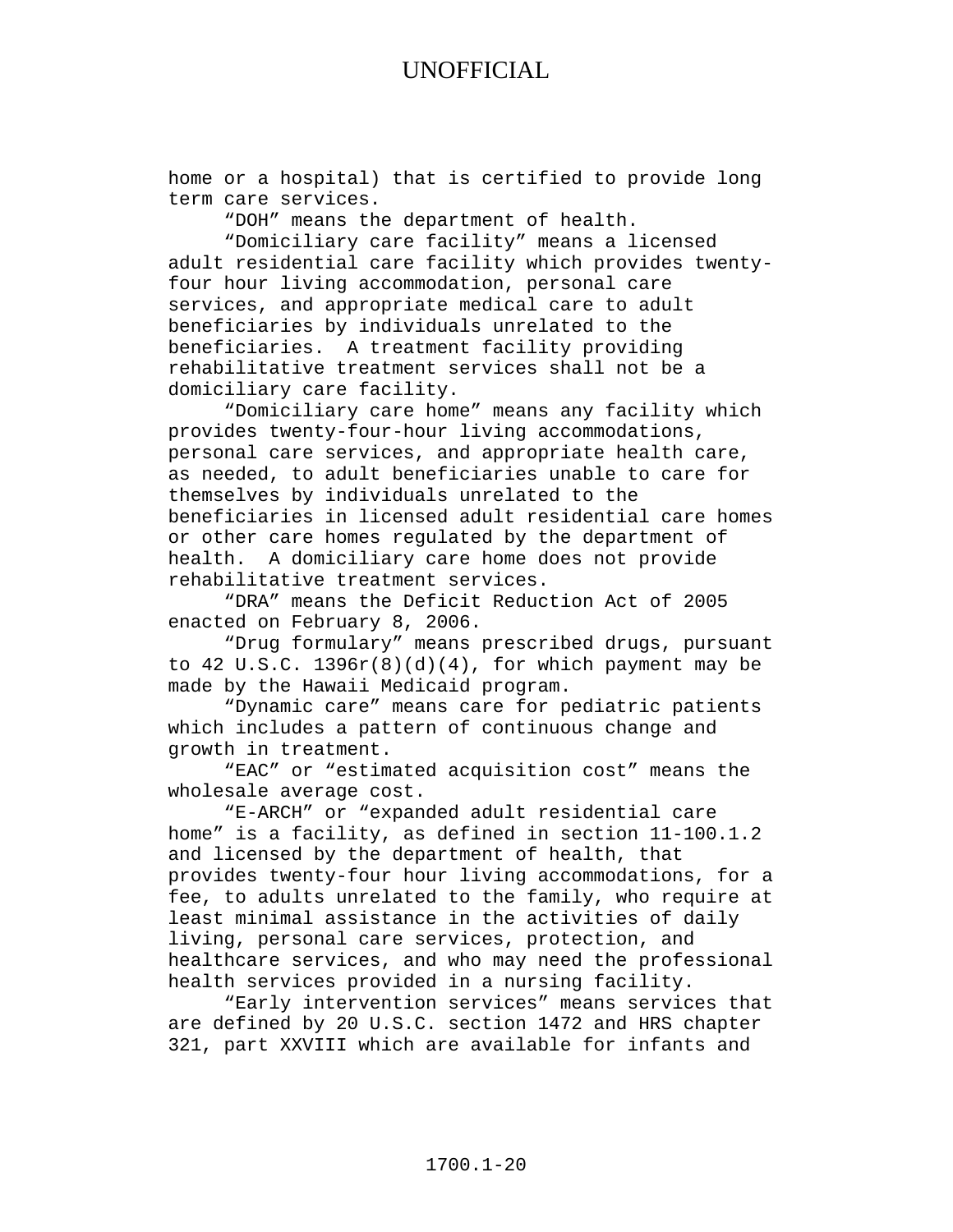home or a hospital) that is certified to provide long term care services.

"DOH" means the department of health.

"Domiciliary care facility" means a licensed adult residential care facility which provides twenty-four hour living accommodation, personal care services, and appropriate medical care to adult beneficiaries by individuals unrelated to the beneficiaries. A treatment facility providing rehabilitative treatment services shall not be a domiciliary care facility.

"Domiciliary care home" means any facility which provides twenty-four-hour living accommodations, personal care services, and appropriate health care, as needed, to adult beneficiaries unable to care for themselves by individuals unrelated to the beneficiaries in licensed adult residential care homes or other care homes regulated by the department of health. A domiciliary care home does not provide rehabilitative treatment services.

"DRA" means the Deficit Reduction Act of 2005 enacted on February 8, 2006.

"Drug formulary" means prescribed drugs, pursuant to 42 U.S.C. 1396r(8)(d)(4), for which payment may be made by the Hawaii Medicaid program.

"Dynamic care" means care for pediatric patients which includes a pattern of continuous change and growth in treatment.

"EAC" or "estimated acquisition cost" means the wholesale average cost.

"E-ARCH" or "expanded adult residential care home" is a facility, as defined in section 11-100.1.2 and licensed by the department of health, that provides twenty-four hour living accommodations, for a fee, to adults unrelated to the family, who require at least minimal assistance in the activities of daily living, personal care services, protection, and healthcare services, and who may need the professional health services provided in a nursing facility.

"Early intervention services" means services that are defined by 20 U.S.C. section 1472 and HRS chapter 321, part XXVIII which are available for infants and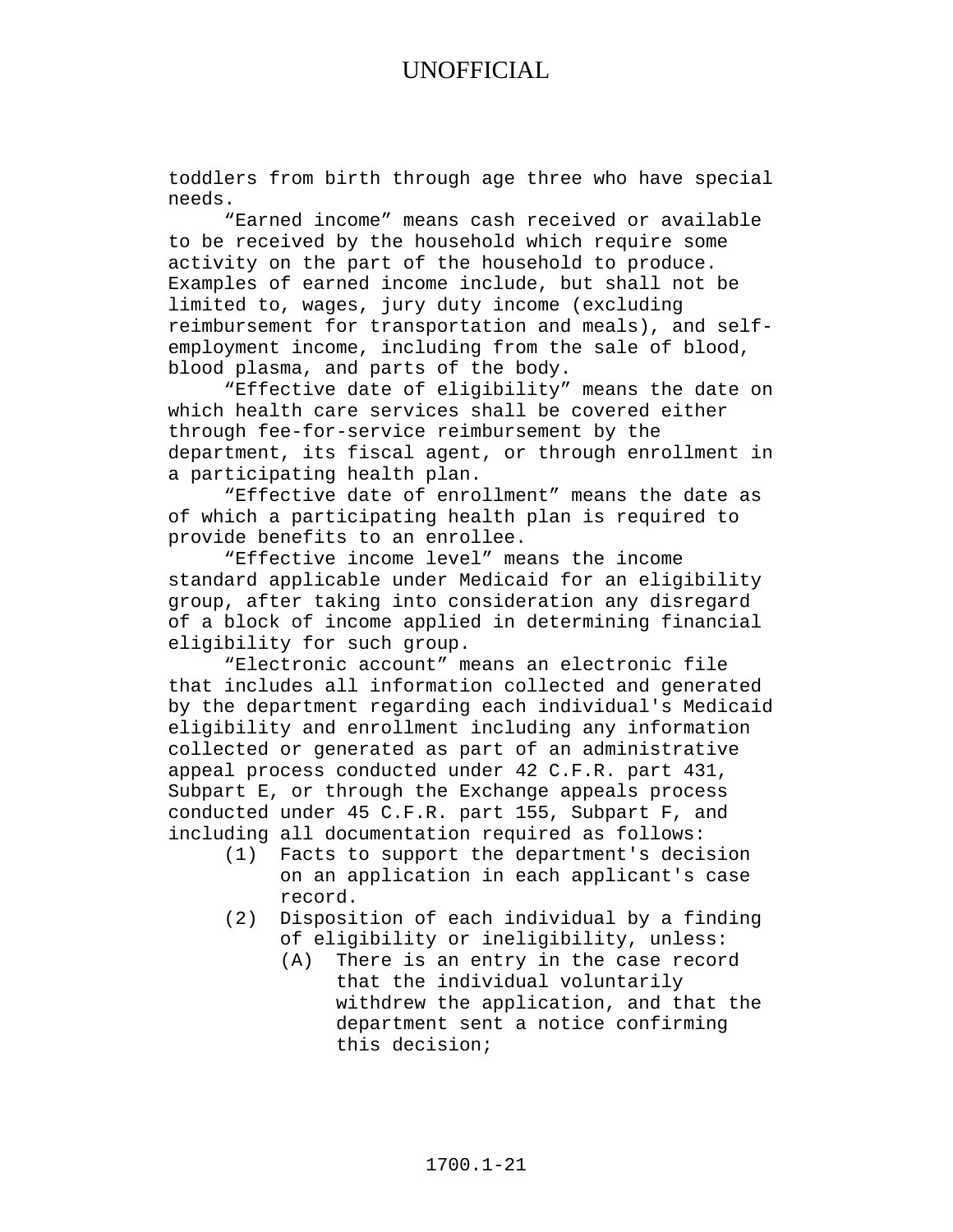toddlers from birth through age three who have special needs.

"Earned income" means cash received or available to be received by the household which require some activity on the part of the household to produce. Examples of earned income include, but shall not be limited to, wages, jury duty income (excluding reimbursement for transportation and meals), and self-employment income, including from the sale of blood, blood plasma, and parts of the body.

"Effective date of eligibility" means the date on which health care services shall be covered either through fee-for-service reimbursement by the department, its fiscal agent, or through enrollment in a participating health plan.

"Effective date of enrollment" means the date as of which a participating health plan is required to provide benefits to an enrollee.

"Effective income level" means the income standard applicable under Medicaid for an eligibility group, after taking into consideration any disregard of a block of income applied in determining financial eligibility for such group.

"Electronic account" means an electronic file that includes all information collected and generated by the department regarding each individual's Medicaid eligibility and enrollment including any information collected or generated as part of an administrative appeal process conducted under 42 C.F.R. part 431, Subpart E, or through the Exchange appeals process conducted under 45 C.F.R. part 155, Subpart F, and including all documentation required as follows:

(1) Facts to support the department's decision on an application in each applicant's case record.

(2) Disposition of each individual by a finding of eligibility or ineligibility, unless:

  (A) There is an entry in the case record that the individual voluntarily withdrew the application, and that the department sent a notice confirming this decision;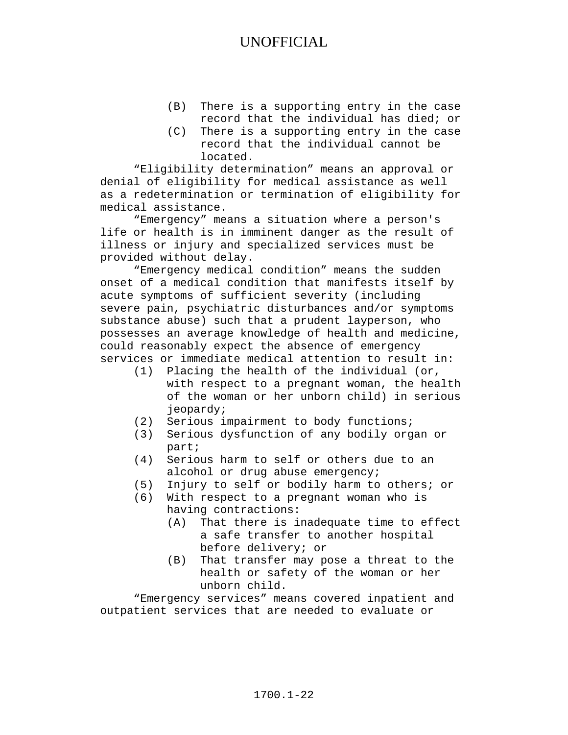(B) There is a supporting entry in the case record that the individual has died; or

(C) There is a supporting entry in the case record that the individual cannot be located.

"Eligibility determination" means an approval or denial of eligibility for medical assistance as well as a redetermination or termination of eligibility for medical assistance.

"Emergency" means a situation where a person's life or health is in imminent danger as the result of illness or injury and specialized services must be provided without delay.

"Emergency medical condition" means the sudden onset of a medical condition that manifests itself by acute symptoms of sufficient severity (including severe pain, psychiatric disturbances and/or symptoms substance abuse) such that a prudent layperson, who possesses an average knowledge of health and medicine, could reasonably expect the absence of emergency services or immediate medical attention to result in:

(1) Placing the health of the individual (or, with respect to a pregnant woman, the health of the woman or her unborn child) in serious jeopardy;

(2) Serious impairment to body functions;

(3) Serious dysfunction of any bodily organ or part;

(4) Serious harm to self or others due to an alcohol or drug abuse emergency;

(5) Injury to self or bodily harm to others; or

(6) With respect to a pregnant woman who is having contractions:

  (A) That there is inadequate time to effect a safe transfer to another hospital before delivery; or

  (B) That transfer may pose a threat to the health or safety of the woman or her unborn child.

"Emergency services" means covered inpatient and outpatient services that are needed to evaluate or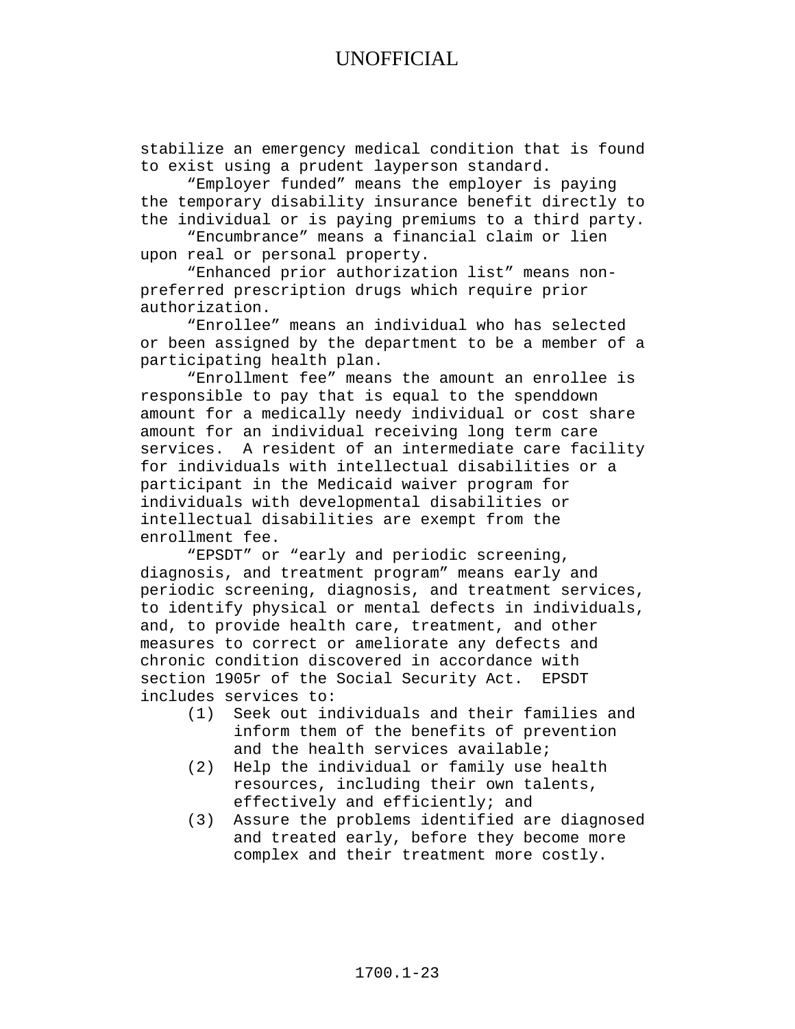stabilize an emergency medical condition that is found to exist using a prudent layperson standard.

"Employer funded" means the employer is paying the temporary disability insurance benefit directly to the individual or is paying premiums to a third party.

"Encumbrance" means a financial claim or lien upon real or personal property.

"Enhanced prior authorization list" means non-preferred prescription drugs which require prior authorization.

"Enrollee" means an individual who has selected or been assigned by the department to be a member of a participating health plan.

"Enrollment fee" means the amount an enrollee is responsible to pay that is equal to the spenddown amount for a medically needy individual or cost share amount for an individual receiving long term care services. A resident of an intermediate care facility for individuals with intellectual disabilities or a participant in the Medicaid waiver program for individuals with developmental disabilities or intellectual disabilities are exempt from the enrollment fee.

"EPSDT" or "early and periodic screening, diagnosis, and treatment program" means early and periodic screening, diagnosis, and treatment services, to identify physical or mental defects in individuals, and, to provide health care, treatment, and other measures to correct or ameliorate any defects and chronic condition discovered in accordance with section 1905r of the Social Security Act. EPSDT includes services to:

(1) Seek out individuals and their families and inform them of the benefits of prevention and the health services available;

(2) Help the individual or family use health resources, including their own talents, effectively and efficiently; and

(3) Assure the problems identified are diagnosed and treated early, before they become more complex and their treatment more costly.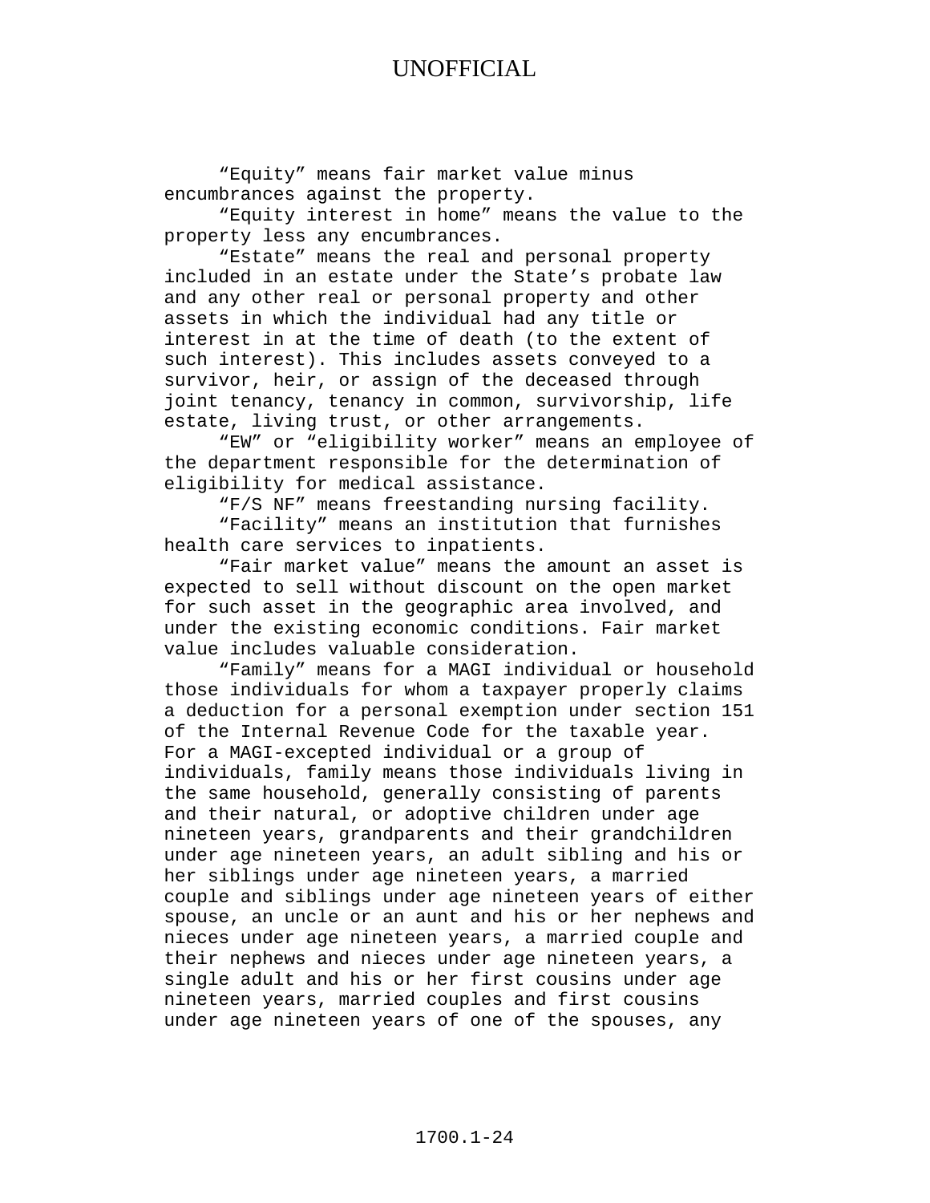"Equity" means fair market value minus encumbrances against the property.

"Equity interest in home" means the value to the property less any encumbrances.

"Estate" means the real and personal property included in an estate under the State's probate law and any other real or personal property and other assets in which the individual had any title or interest in at the time of death (to the extent of such interest). This includes assets conveyed to a survivor, heir, or assign of the deceased through joint tenancy, tenancy in common, survivorship, life estate, living trust, or other arrangements.

"EW" or "eligibility worker" means an employee of the department responsible for the determination of eligibility for medical assistance.

"F/S NF" means freestanding nursing facility.

"Facility" means an institution that furnishes health care services to inpatients.

"Fair market value" means the amount an asset is expected to sell without discount on the open market for such asset in the geographic area involved, and under the existing economic conditions. Fair market value includes valuable consideration.

"Family" means for a MAGI individual or household those individuals for whom a taxpayer properly claims a deduction for a personal exemption under section 151 of the Internal Revenue Code for the taxable year. For a MAGI-excepted individual or a group of individuals, family means those individuals living in the same household, generally consisting of parents and their natural, or adoptive children under age nineteen years, grandparents and their grandchildren under age nineteen years, an adult sibling and his or her siblings under age nineteen years, a married couple and siblings under age nineteen years of either spouse, an uncle or an aunt and his or her nephews and nieces under age nineteen years, a married couple and their nephews and nieces under age nineteen years, a single adult and his or her first cousins under age nineteen years, married couples and first cousins under age nineteen years of one of the spouses, any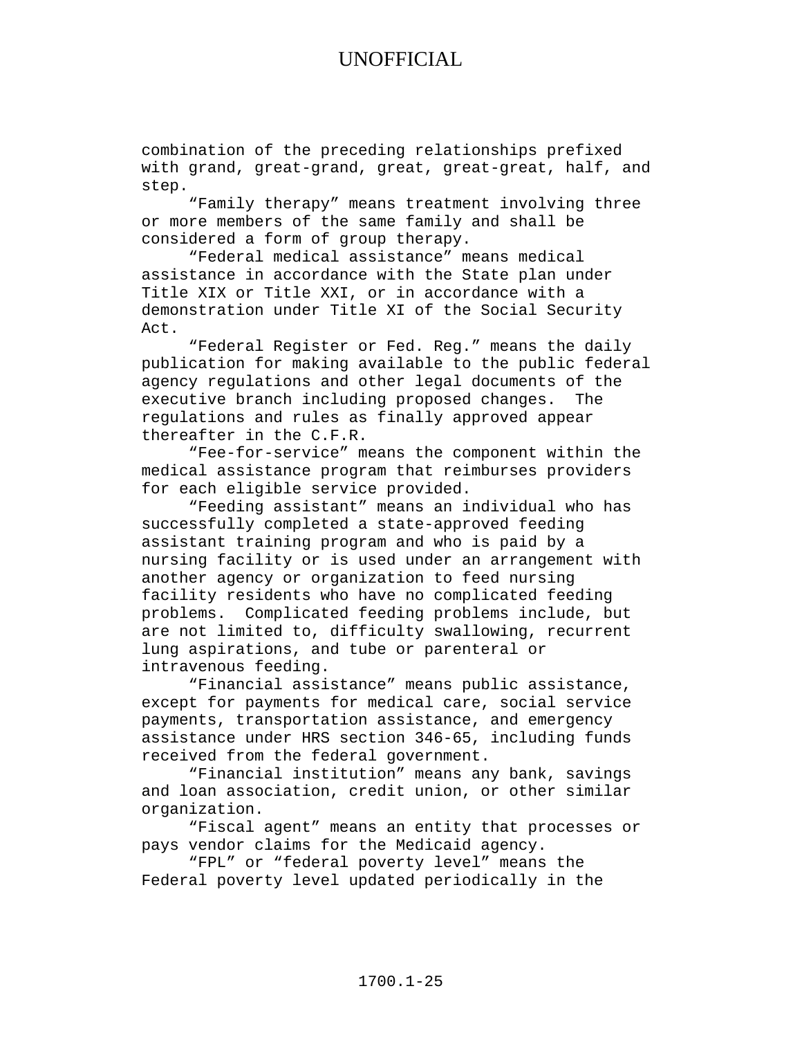combination of the preceding relationships prefixed with grand, great-grand, great, great-great, half, and step.

"Family therapy" means treatment involving three or more members of the same family and shall be considered a form of group therapy.

"Federal medical assistance" means medical assistance in accordance with the State plan under Title XIX or Title XXI, or in accordance with a demonstration under Title XI of the Social Security Act.

"Federal Register or Fed. Reg." means the daily publication for making available to the public federal agency regulations and other legal documents of the executive branch including proposed changes. The regulations and rules as finally approved appear thereafter in the C.F.R.

"Fee-for-service" means the component within the medical assistance program that reimburses providers for each eligible service provided.

"Feeding assistant" means an individual who has successfully completed a state-approved feeding assistant training program and who is paid by a nursing facility or is used under an arrangement with another agency or organization to feed nursing facility residents who have no complicated feeding problems. Complicated feeding problems include, but are not limited to, difficulty swallowing, recurrent lung aspirations, and tube or parenteral or intravenous feeding.

"Financial assistance" means public assistance, except for payments for medical care, social service payments, transportation assistance, and emergency assistance under HRS section 346-65, including funds received from the federal government.

"Financial institution" means any bank, savings and loan association, credit union, or other similar organization.

"Fiscal agent" means an entity that processes or pays vendor claims for the Medicaid agency.

"FPL" or "federal poverty level" means the Federal poverty level updated periodically in the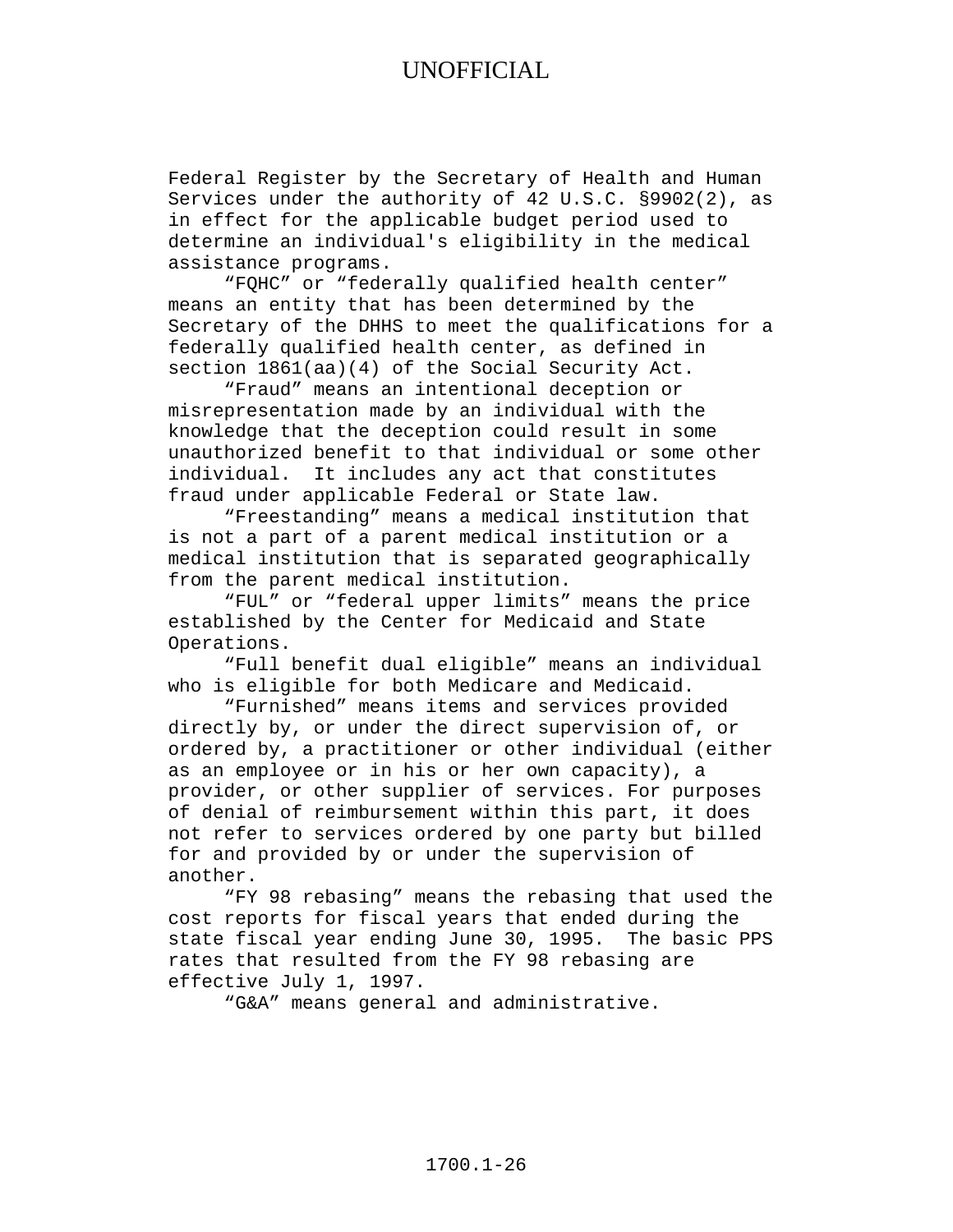Federal Register by the Secretary of Health and Human Services under the authority of 42 U.S.C. §9902(2), as in effect for the applicable budget period used to determine an individual's eligibility in the medical assistance programs.

"FQHC" or "federally qualified health center" means an entity that has been determined by the Secretary of the DHHS to meet the qualifications for a federally qualified health center, as defined in section 1861(aa)(4) of the Social Security Act.

"Fraud" means an intentional deception or misrepresentation made by an individual with the knowledge that the deception could result in some unauthorized benefit to that individual or some other individual. It includes any act that constitutes fraud under applicable Federal or State law.

"Freestanding" means a medical institution that is not a part of a parent medical institution or a medical institution that is separated geographically from the parent medical institution.

"FUL" or "federal upper limits" means the price established by the Center for Medicaid and State Operations.

"Full benefit dual eligible" means an individual who is eligible for both Medicare and Medicaid.

"Furnished" means items and services provided directly by, or under the direct supervision of, or ordered by, a practitioner or other individual (either as an employee or in his or her own capacity), a provider, or other supplier of services. For purposes of denial of reimbursement within this part, it does not refer to services ordered by one party but billed for and provided by or under the supervision of another.

"FY 98 rebasing" means the rebasing that used the cost reports for fiscal years that ended during the state fiscal year ending June 30, 1995. The basic PPS rates that resulted from the FY 98 rebasing are effective July 1, 1997.

"G&A" means general and administrative.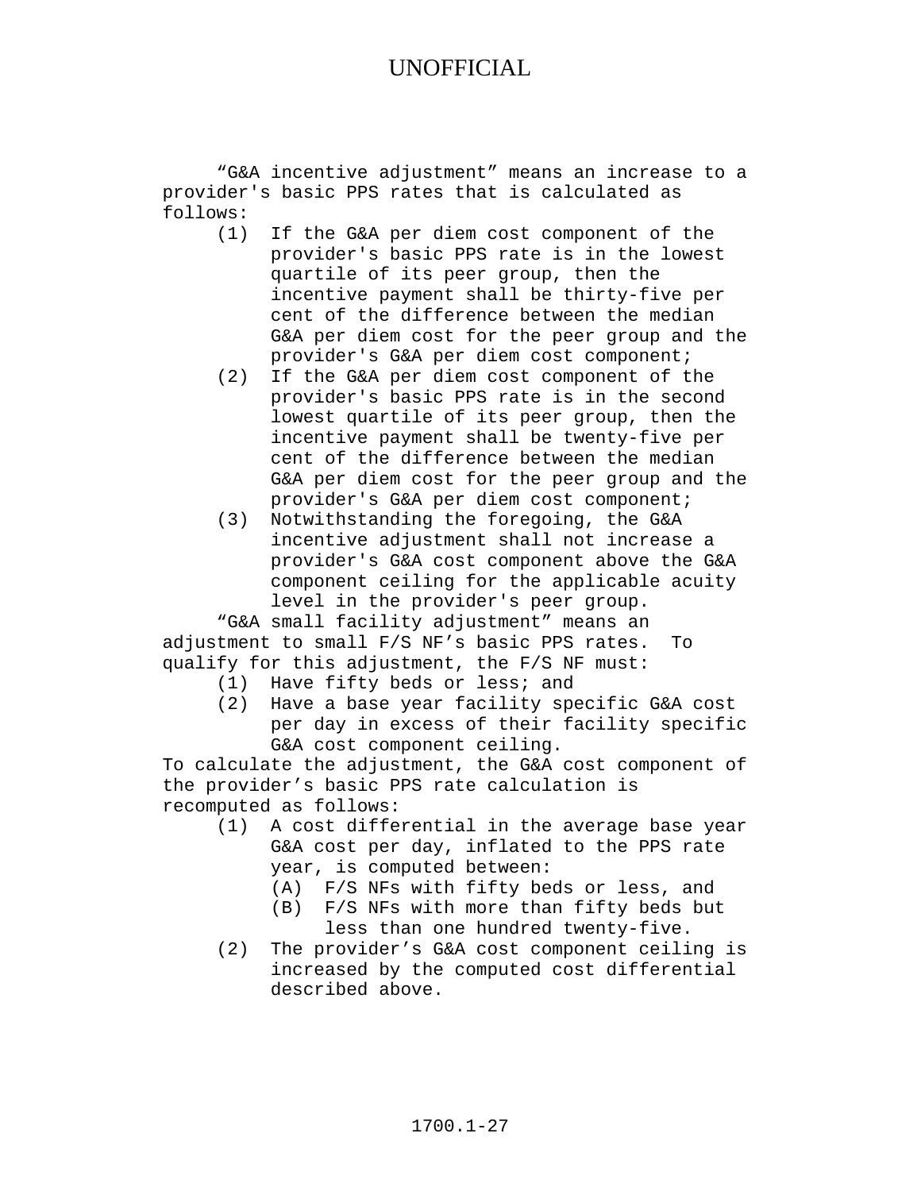"G&A incentive adjustment" means an increase to a provider's basic PPS rates that is calculated as follows:

(1) If the G&A per diem cost component of the provider's basic PPS rate is in the lowest quartile of its peer group, then the incentive payment shall be thirty-five per cent of the difference between the median G&A per diem cost for the peer group and the provider's G&A per diem cost component;

(2) If the G&A per diem cost component of the provider's basic PPS rate is in the second lowest quartile of its peer group, then the incentive payment shall be twenty-five per cent of the difference between the median G&A per diem cost for the peer group and the provider's G&A per diem cost component;

(3) Notwithstanding the foregoing, the G&A incentive adjustment shall not increase a provider's G&A cost component above the G&A component ceiling for the applicable acuity level in the provider's peer group.

"G&A small facility adjustment" means an adjustment to small F/S NF's basic PPS rates. To qualify for this adjustment, the F/S NF must:

(1) Have fifty beds or less; and

(2) Have a base year facility specific G&A cost per day in excess of their facility specific G&A cost component ceiling.

To calculate the adjustment, the G&A cost component of the provider's basic PPS rate calculation is recomputed as follows:

(1) A cost differential in the average base year G&A cost per day, inflated to the PPS rate year, is computed between:

  (A) F/S NFs with fifty beds or less, and

  (B) F/S NFs with more than fifty beds but less than one hundred twenty-five.

(2) The provider's G&A cost component ceiling is increased by the computed cost differential described above.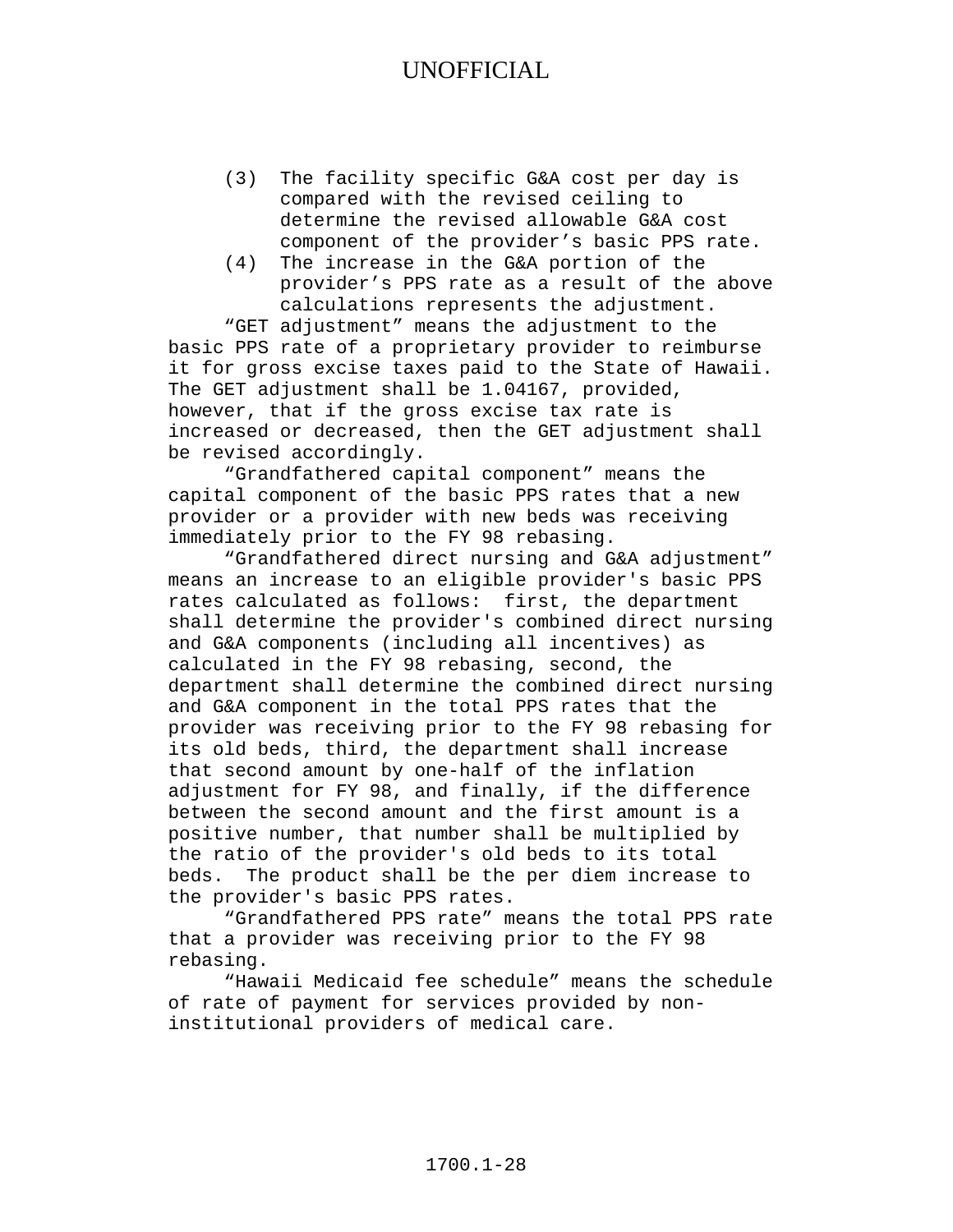(3) The facility specific G&A cost per day is compared with the revised ceiling to determine the revised allowable G&A cost component of the provider's basic PPS rate.

(4) The increase in the G&A portion of the provider's PPS rate as a result of the above calculations represents the adjustment.

"GET adjustment" means the adjustment to the basic PPS rate of a proprietary provider to reimburse it for gross excise taxes paid to the State of Hawaii. The GET adjustment shall be 1.04167, provided, however, that if the gross excise tax rate is increased or decreased, then the GET adjustment shall be revised accordingly.

"Grandfathered capital component" means the capital component of the basic PPS rates that a new provider or a provider with new beds was receiving immediately prior to the FY 98 rebasing.

"Grandfathered direct nursing and G&A adjustment" means an increase to an eligible provider's basic PPS rates calculated as follows: first, the department shall determine the provider's combined direct nursing and G&A components (including all incentives) as calculated in the FY 98 rebasing, second, the department shall determine the combined direct nursing and G&A component in the total PPS rates that the provider was receiving prior to the FY 98 rebasing for its old beds, third, the department shall increase that second amount by one-half of the inflation adjustment for FY 98, and finally, if the difference between the second amount and the first amount is a positive number, that number shall be multiplied by the ratio of the provider's old beds to its total beds. The product shall be the per diem increase to the provider's basic PPS rates.

"Grandfathered PPS rate" means the total PPS rate that a provider was receiving prior to the FY 98 rebasing.

"Hawaii Medicaid fee schedule" means the schedule of rate of payment for services provided by non-institutional providers of medical care.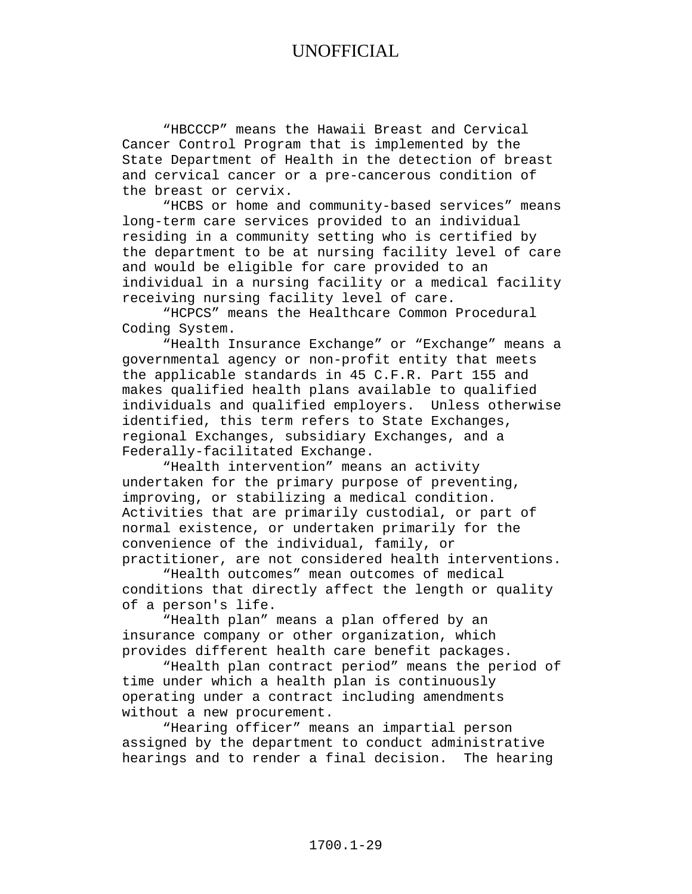"HBCCCP" means the Hawaii Breast and Cervical Cancer Control Program that is implemented by the State Department of Health in the detection of breast and cervical cancer or a pre-cancerous condition of the breast or cervix.

"HCBS or home and community-based services" means long-term care services provided to an individual residing in a community setting who is certified by the department to be at nursing facility level of care and would be eligible for care provided to an individual in a nursing facility or a medical facility receiving nursing facility level of care.

"HCPCS" means the Healthcare Common Procedural Coding System.

"Health Insurance Exchange" or "Exchange" means a governmental agency or non-profit entity that meets the applicable standards in 45 C.F.R. Part 155 and makes qualified health plans available to qualified individuals and qualified employers. Unless otherwise identified, this term refers to State Exchanges, regional Exchanges, subsidiary Exchanges, and a Federally-facilitated Exchange.

"Health intervention" means an activity undertaken for the primary purpose of preventing, improving, or stabilizing a medical condition. Activities that are primarily custodial, or part of normal existence, or undertaken primarily for the convenience of the individual, family, or practitioner, are not considered health interventions.

"Health outcomes" mean outcomes of medical conditions that directly affect the length or quality of a person's life.

"Health plan" means a plan offered by an insurance company or other organization, which provides different health care benefit packages.

"Health plan contract period" means the period of time under which a health plan is continuously operating under a contract including amendments without a new procurement.

"Hearing officer" means an impartial person assigned by the department to conduct administrative hearings and to render a final decision. The hearing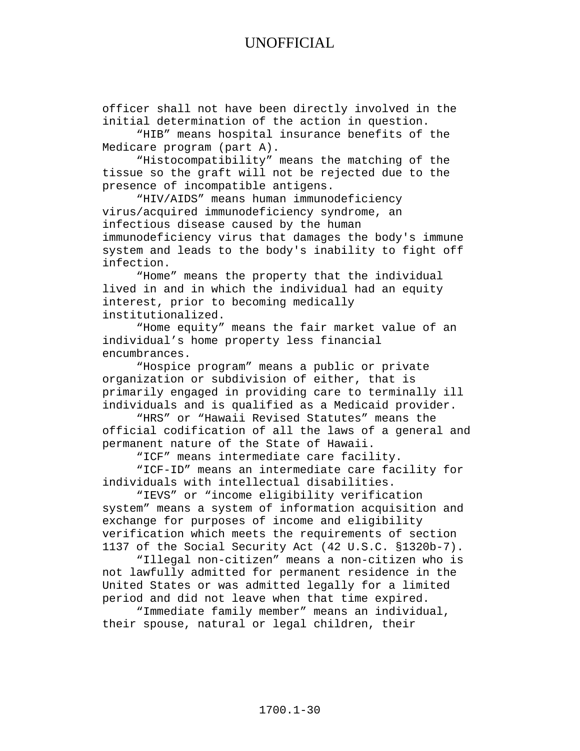officer shall not have been directly involved in the initial determination of the action in question.

"HIB" means hospital insurance benefits of the Medicare program (part A).

"Histocompatibility" means the matching of the tissue so the graft will not be rejected due to the presence of incompatible antigens.

"HIV/AIDS" means human immunodeficiency virus/acquired immunodeficiency syndrome, an infectious disease caused by the human immunodeficiency virus that damages the body's immune system and leads to the body's inability to fight off infection.

"Home" means the property that the individual lived in and in which the individual had an equity interest, prior to becoming medically institutionalized.

"Home equity" means the fair market value of an individual's home property less financial encumbrances.

"Hospice program" means a public or private organization or subdivision of either, that is primarily engaged in providing care to terminally ill individuals and is qualified as a Medicaid provider.

"HRS" or "Hawaii Revised Statutes" means the official codification of all the laws of a general and permanent nature of the State of Hawaii.

"ICF" means intermediate care facility.

"ICF-ID" means an intermediate care facility for individuals with intellectual disabilities.

"IEVS" or "income eligibility verification system" means a system of information acquisition and exchange for purposes of income and eligibility verification which meets the requirements of section 1137 of the Social Security Act (42 U.S.C. §1320b-7).

"Illegal non-citizen" means a non-citizen who is not lawfully admitted for permanent residence in the United States or was admitted legally for a limited period and did not leave when that time expired.

"Immediate family member" means an individual, their spouse, natural or legal children, their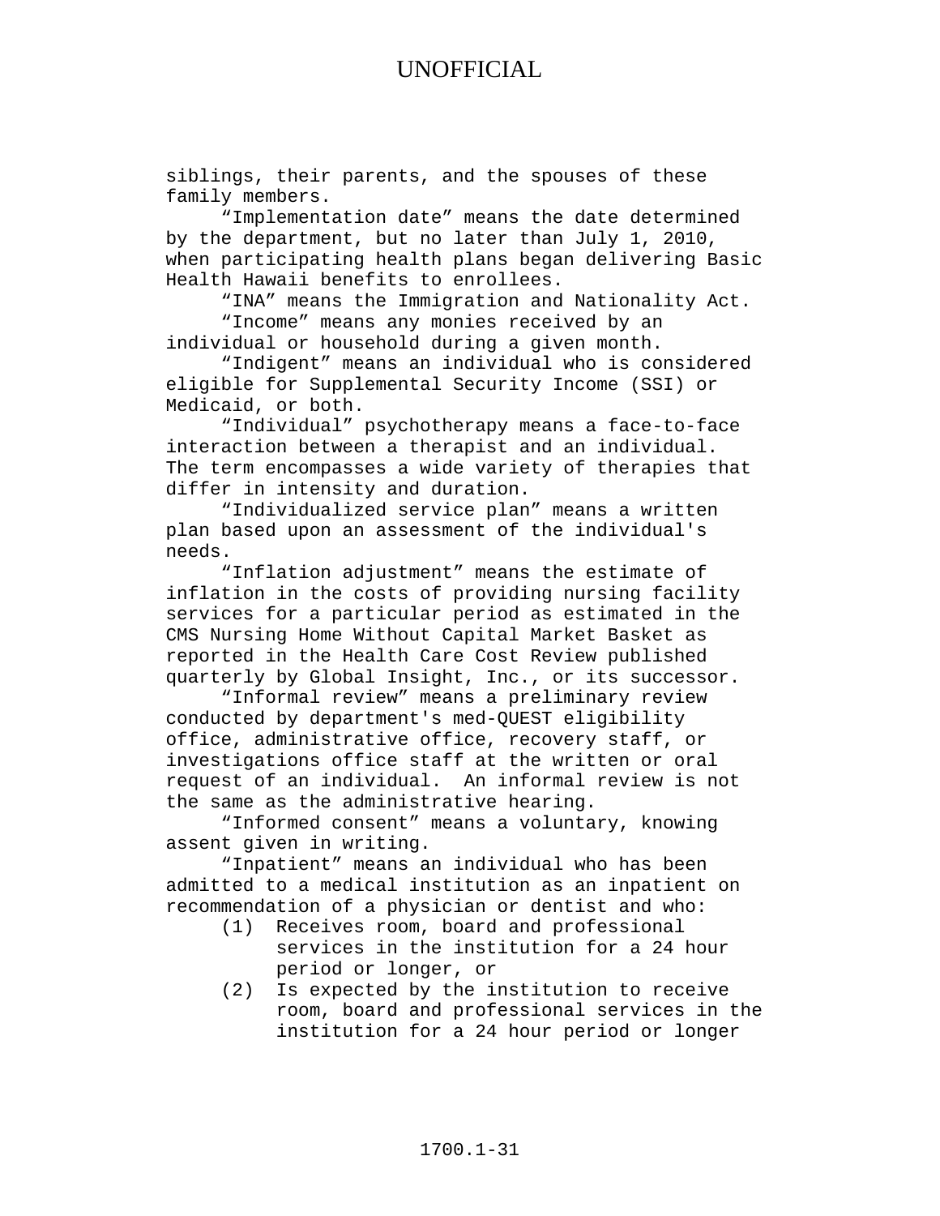siblings, their parents, and the spouses of these family members.

"Implementation date" means the date determined by the department, but no later than July 1, 2010, when participating health plans began delivering Basic Health Hawaii benefits to enrollees.

"INA" means the Immigration and Nationality Act.

"Income" means any monies received by an individual or household during a given month.

"Indigent" means an individual who is considered eligible for Supplemental Security Income (SSI) or Medicaid, or both.

"Individual" psychotherapy means a face-to-face interaction between a therapist and an individual. The term encompasses a wide variety of therapies that differ in intensity and duration.

"Individualized service plan" means a written plan based upon an assessment of the individual's needs.

"Inflation adjustment" means the estimate of inflation in the costs of providing nursing facility services for a particular period as estimated in the CMS Nursing Home Without Capital Market Basket as reported in the Health Care Cost Review published quarterly by Global Insight, Inc., or its successor.

"Informal review" means a preliminary review conducted by department's med-QUEST eligibility office, administrative office, recovery staff, or investigations office staff at the written or oral request of an individual. An informal review is not the same as the administrative hearing.

"Informed consent" means a voluntary, knowing assent given in writing.

"Inpatient" means an individual who has been admitted to a medical institution as an inpatient on recommendation of a physician or dentist and who:

(1) Receives room, board and professional services in the institution for a 24 hour period or longer, or

(2) Is expected by the institution to receive room, board and professional services in the institution for a 24 hour period or longer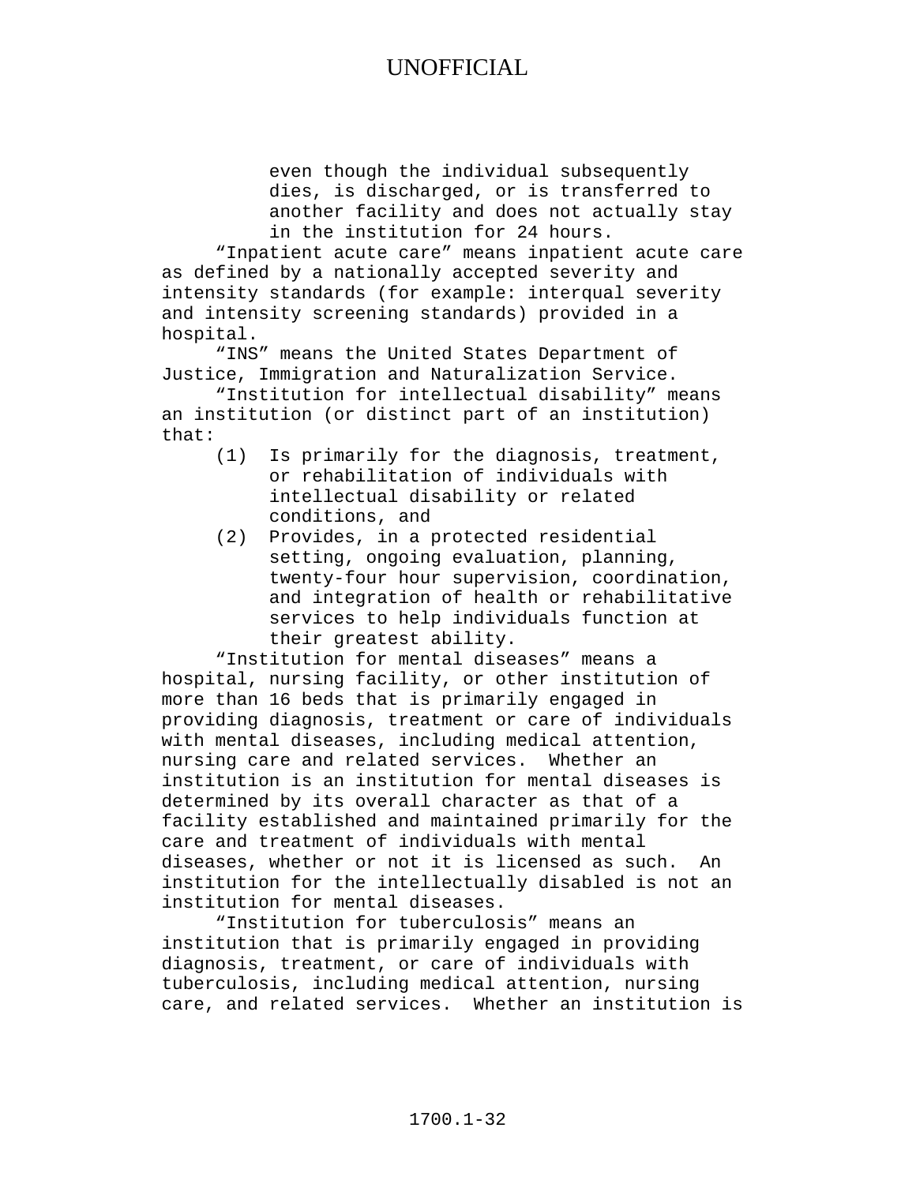even though the individual subsequently dies, is discharged, or is transferred to another facility and does not actually stay in the institution for 24 hours.

"Inpatient acute care" means inpatient acute care as defined by a nationally accepted severity and intensity standards (for example: interqual severity and intensity screening standards) provided in a hospital.

"INS" means the United States Department of Justice, Immigration and Naturalization Service.

"Institution for intellectual disability" means an institution (or distinct part of an institution) that:

(1) Is primarily for the diagnosis, treatment, or rehabilitation of individuals with intellectual disability or related conditions, and

(2) Provides, in a protected residential setting, ongoing evaluation, planning, twenty-four hour supervision, coordination, and integration of health or rehabilitative services to help individuals function at their greatest ability.

"Institution for mental diseases" means a hospital, nursing facility, or other institution of more than 16 beds that is primarily engaged in providing diagnosis, treatment or care of individuals with mental diseases, including medical attention, nursing care and related services. Whether an institution is an institution for mental diseases is determined by its overall character as that of a facility established and maintained primarily for the care and treatment of individuals with mental diseases, whether or not it is licensed as such. An institution for the intellectually disabled is not an institution for mental diseases.

"Institution for tuberculosis" means an institution that is primarily engaged in providing diagnosis, treatment, or care of individuals with tuberculosis, including medical attention, nursing care, and related services. Whether an institution is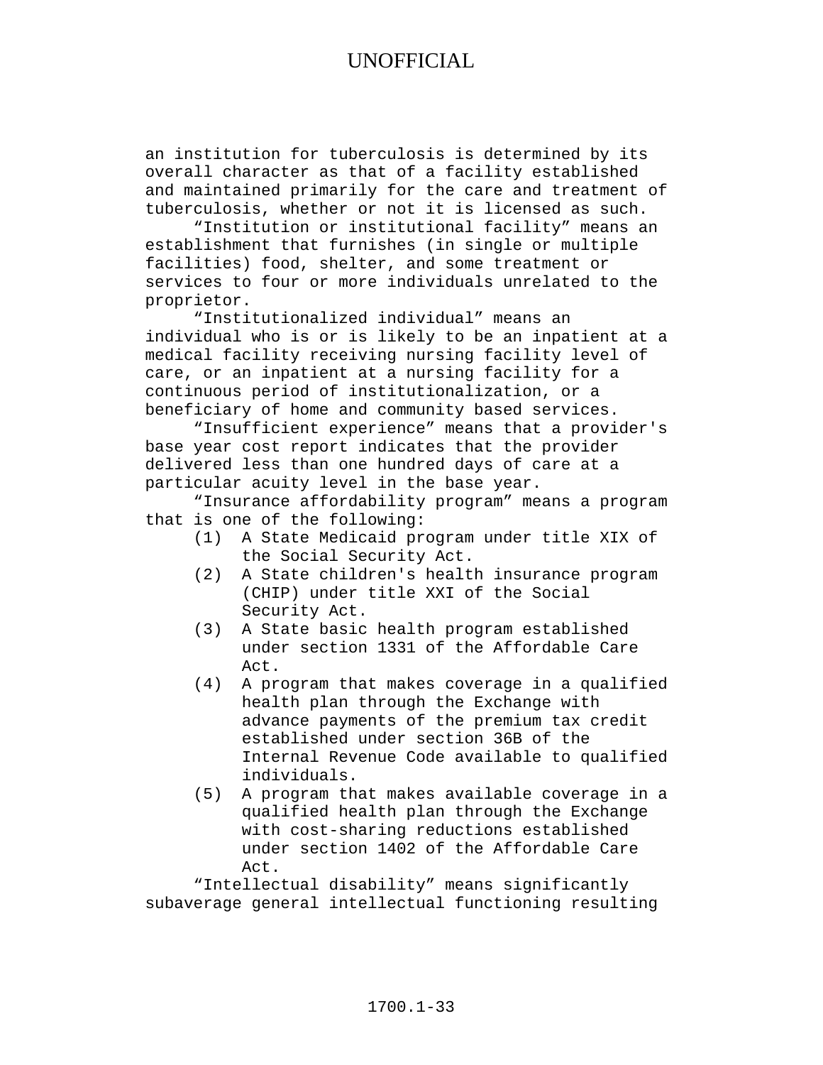an institution for tuberculosis is determined by its overall character as that of a facility established and maintained primarily for the care and treatment of tuberculosis, whether or not it is licensed as such.

"Institution or institutional facility" means an establishment that furnishes (in single or multiple facilities) food, shelter, and some treatment or services to four or more individuals unrelated to the proprietor.

"Institutionalized individual" means an individual who is or is likely to be an inpatient at a medical facility receiving nursing facility level of care, or an inpatient at a nursing facility for a continuous period of institutionalization, or a beneficiary of home and community based services.

"Insufficient experience" means that a provider's base year cost report indicates that the provider delivered less than one hundred days of care at a particular acuity level in the base year.

"Insurance affordability program" means a program that is one of the following:

(1) A State Medicaid program under title XIX of the Social Security Act.

(2) A State children's health insurance program (CHIP) under title XXI of the Social Security Act.

(3) A State basic health program established under section 1331 of the Affordable Care Act.

(4) A program that makes coverage in a qualified health plan through the Exchange with advance payments of the premium tax credit established under section 36B of the Internal Revenue Code available to qualified individuals.

(5) A program that makes available coverage in a qualified health plan through the Exchange with cost-sharing reductions established under section 1402 of the Affordable Care Act.

"Intellectual disability" means significantly subaverage general intellectual functioning resulting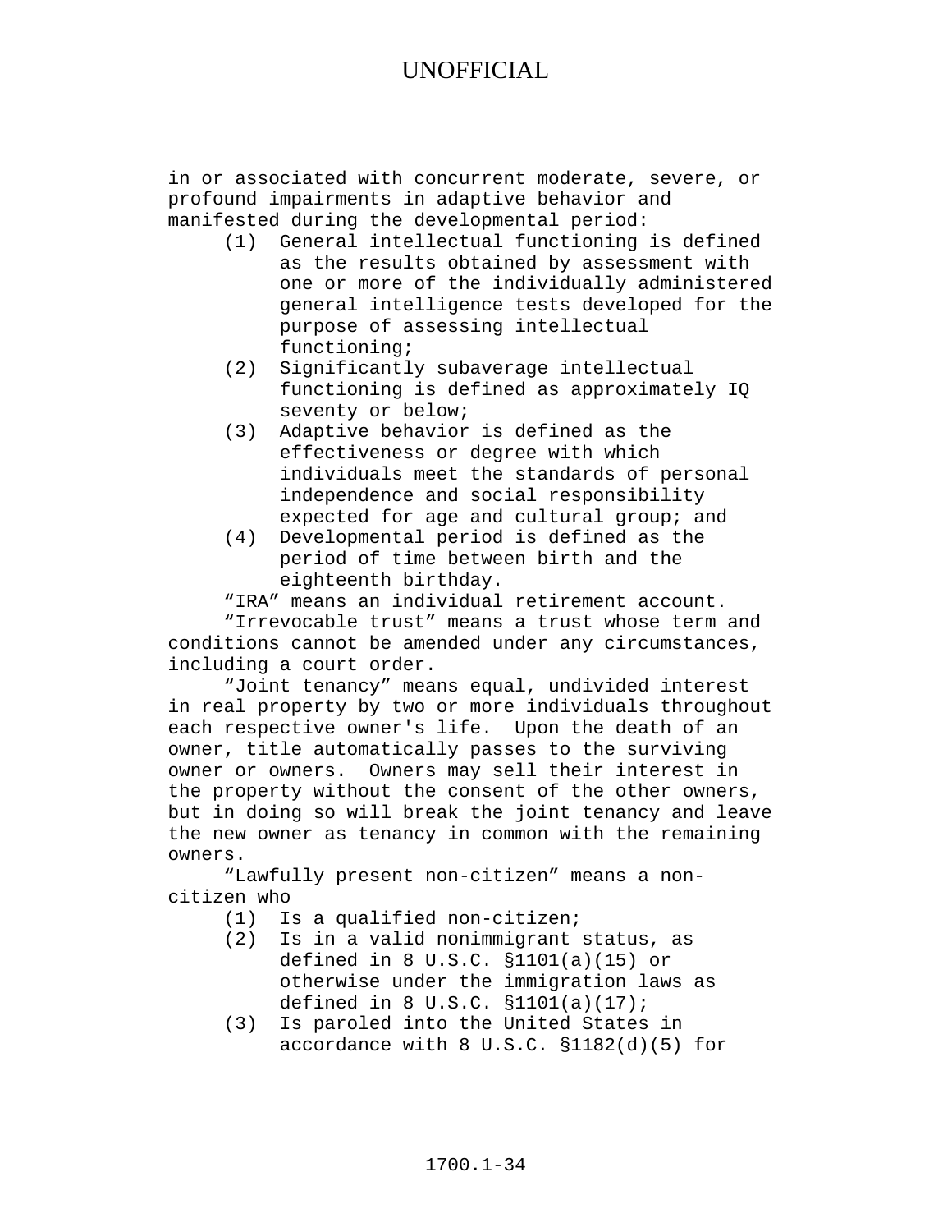in or associated with concurrent moderate, severe, or profound impairments in adaptive behavior and manifested during the developmental period:

(1) General intellectual functioning is defined as the results obtained by assessment with one or more of the individually administered general intelligence tests developed for the purpose of assessing intellectual functioning;
(2) Significantly subaverage intellectual functioning is defined as approximately IQ seventy or below;
(3) Adaptive behavior is defined as the effectiveness or degree with which individuals meet the standards of personal independence and social responsibility expected for age and cultural group; and
(4) Developmental period is defined as the period of time between birth and the eighteenth birthday.

"IRA" means an individual retirement account.

"Irrevocable trust" means a trust whose term and conditions cannot be amended under any circumstances, including a court order.

"Joint tenancy" means equal, undivided interest in real property by two or more individuals throughout each respective owner's life. Upon the death of an owner, title automatically passes to the surviving owner or owners. Owners may sell their interest in the property without the consent of the other owners, but in doing so will break the joint tenancy and leave the new owner as tenancy in common with the remaining owners.

"Lawfully present non-citizen" means a non-citizen who

(1) Is a qualified non-citizen;
(2) Is in a valid nonimmigrant status, as defined in 8 U.S.C. §1101(a)(15) or otherwise under the immigration laws as defined in 8 U.S.C. §1101(a)(17);
(3) Is paroled into the United States in accordance with 8 U.S.C. §1182(d)(5) for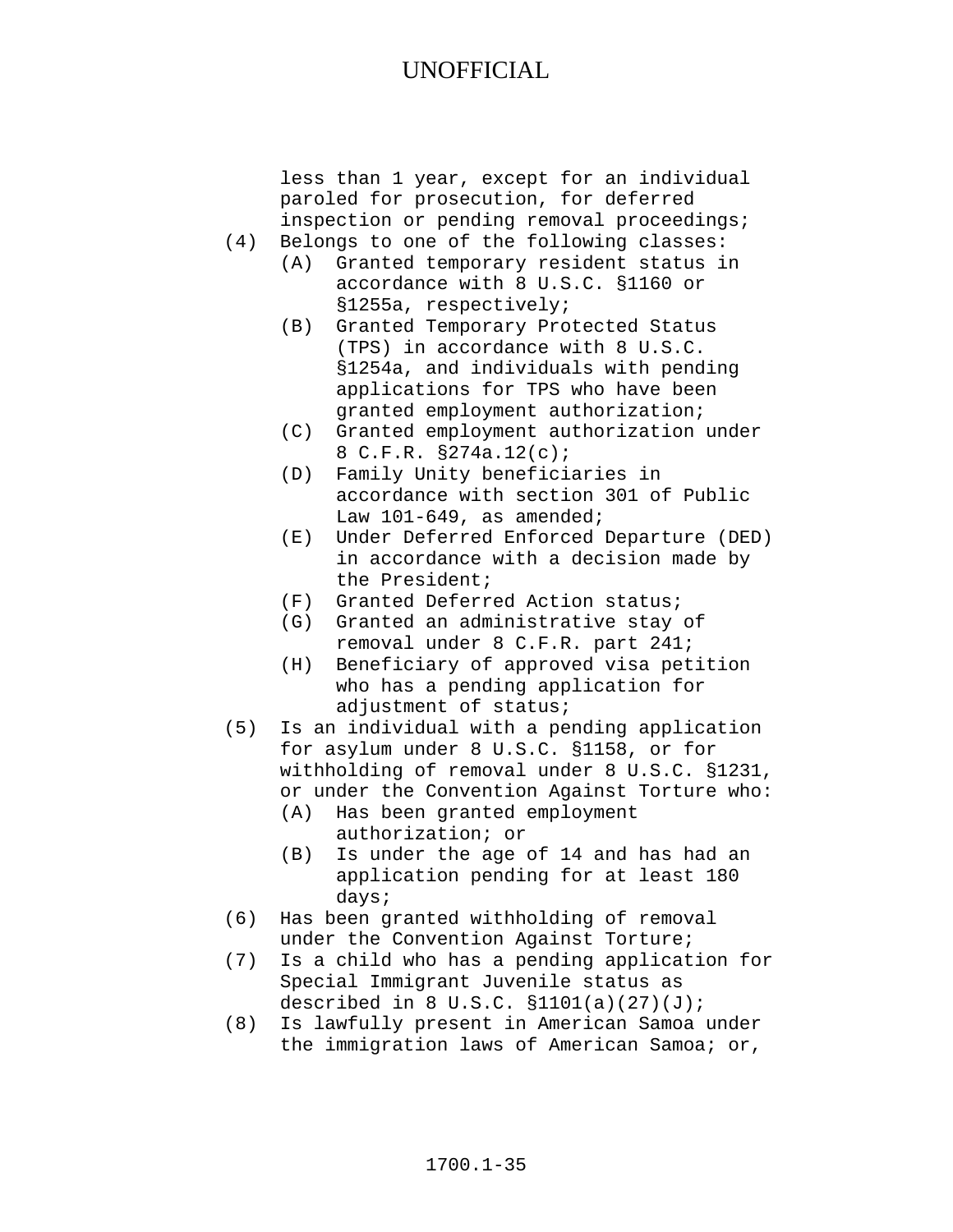less than 1 year, except for an individual paroled for prosecution, for deferred inspection or pending removal proceedings;

(4) Belongs to one of the following classes:
   (A) Granted temporary resident status in accordance with 8 U.S.C. §1160 or §1255a, respectively;
   (B) Granted Temporary Protected Status (TPS) in accordance with 8 U.S.C. §1254a, and individuals with pending applications for TPS who have been granted employment authorization;
   (C) Granted employment authorization under 8 C.F.R. §274a.12(c);
   (D) Family Unity beneficiaries in accordance with section 301 of Public Law 101-649, as amended;
   (E) Under Deferred Enforced Departure (DED) in accordance with a decision made by the President;
   (F) Granted Deferred Action status;
   (G) Granted an administrative stay of removal under 8 C.F.R. part 241;
   (H) Beneficiary of approved visa petition who has a pending application for adjustment of status;

(5) Is an individual with a pending application for asylum under 8 U.S.C. §1158, or for withholding of removal under 8 U.S.C. §1231, or under the Convention Against Torture who:
   (A) Has been granted employment authorization; or
   (B) Is under the age of 14 and has had an application pending for at least 180 days;

(6) Has been granted withholding of removal under the Convention Against Torture;

(7) Is a child who has a pending application for Special Immigrant Juvenile status as described in 8 U.S.C. §1101(a)(27)(J);

(8) Is lawfully present in American Samoa under the immigration laws of American Samoa; or,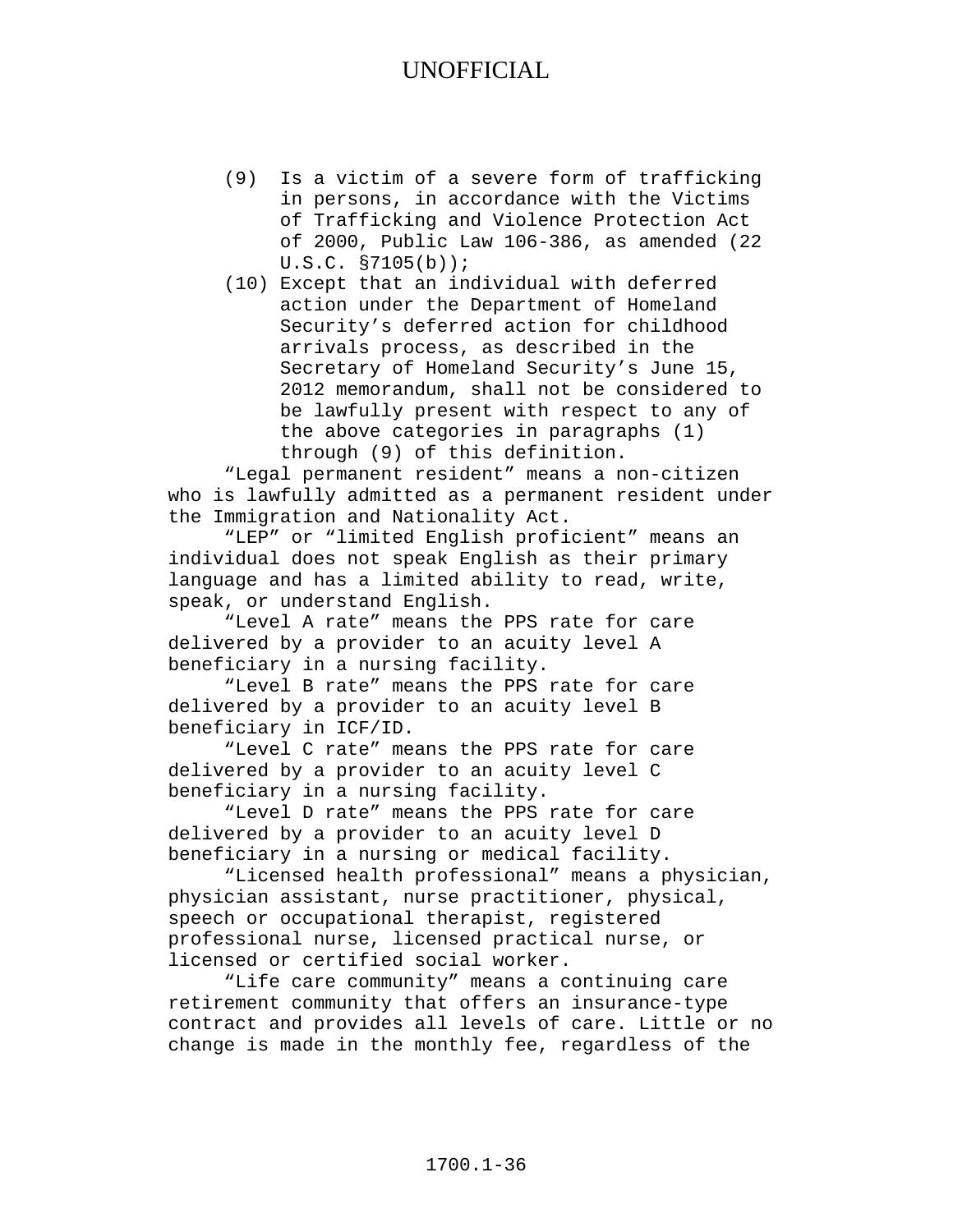(9) Is a victim of a severe form of trafficking in persons, in accordance with the Victims of Trafficking and Violence Protection Act of 2000, Public Law 106-386, as amended (22 U.S.C. §7105(b));

(10) Except that an individual with deferred action under the Department of Homeland Security's deferred action for childhood arrivals process, as described in the Secretary of Homeland Security's June 15, 2012 memorandum, shall not be considered to be lawfully present with respect to any of the above categories in paragraphs (1) through (9) of this definition.

"Legal permanent resident" means a non-citizen who is lawfully admitted as a permanent resident under the Immigration and Nationality Act.

"LEP" or "limited English proficient" means an individual does not speak English as their primary language and has a limited ability to read, write, speak, or understand English.

"Level A rate" means the PPS rate for care delivered by a provider to an acuity level A beneficiary in a nursing facility.

"Level B rate" means the PPS rate for care delivered by a provider to an acuity level B beneficiary in ICF/ID.

"Level C rate" means the PPS rate for care delivered by a provider to an acuity level C beneficiary in a nursing facility.

"Level D rate" means the PPS rate for care delivered by a provider to an acuity level D beneficiary in a nursing or medical facility.

"Licensed health professional" means a physician, physician assistant, nurse practitioner, physical, speech or occupational therapist, registered professional nurse, licensed practical nurse, or licensed or certified social worker.

"Life care community" means a continuing care retirement community that offers an insurance-type contract and provides all levels of care. Little or no change is made in the monthly fee, regardless of the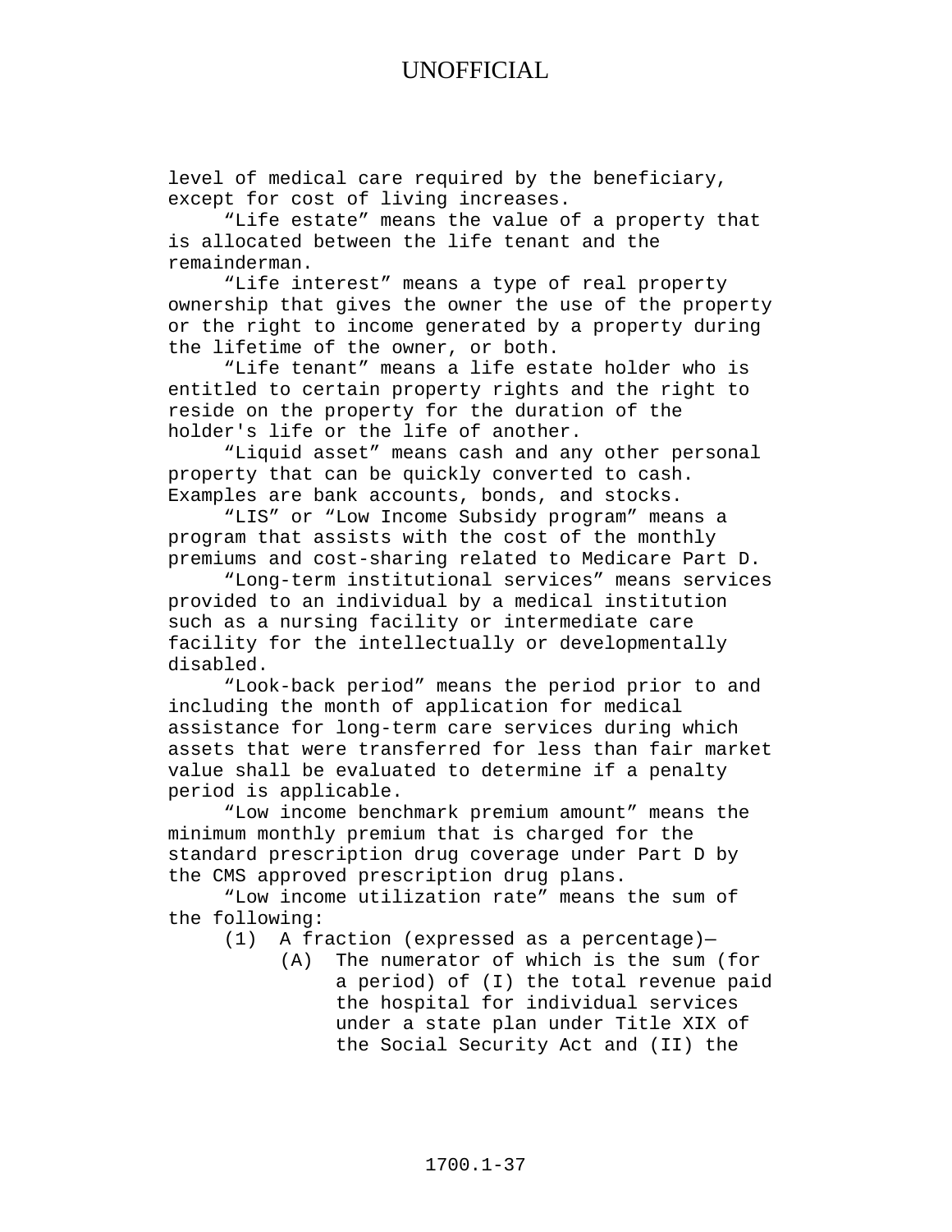level of medical care required by the beneficiary, except for cost of living increases.

"Life estate" means the value of a property that is allocated between the life tenant and the remainderman.

"Life interest" means a type of real property ownership that gives the owner the use of the property or the right to income generated by a property during the lifetime of the owner, or both.

"Life tenant" means a life estate holder who is entitled to certain property rights and the right to reside on the property for the duration of the holder's life or the life of another.

"Liquid asset" means cash and any other personal property that can be quickly converted to cash. Examples are bank accounts, bonds, and stocks.

"LIS" or "Low Income Subsidy program" means a program that assists with the cost of the monthly premiums and cost-sharing related to Medicare Part D.

"Long-term institutional services" means services provided to an individual by a medical institution such as a nursing facility or intermediate care facility for the intellectually or developmentally disabled.

"Look-back period" means the period prior to and including the month of application for medical assistance for long-term care services during which assets that were transferred for less than fair market value shall be evaluated to determine if a penalty period is applicable.

"Low income benchmark premium amount" means the minimum monthly premium that is charged for the standard prescription drug coverage under Part D by the CMS approved prescription drug plans.

"Low income utilization rate" means the sum of the following:

(1) A fraction (expressed as a percentage)—

(A) The numerator of which is the sum (for a period) of (I) the total revenue paid the hospital for individual services under a state plan under Title XIX of the Social Security Act and (II) the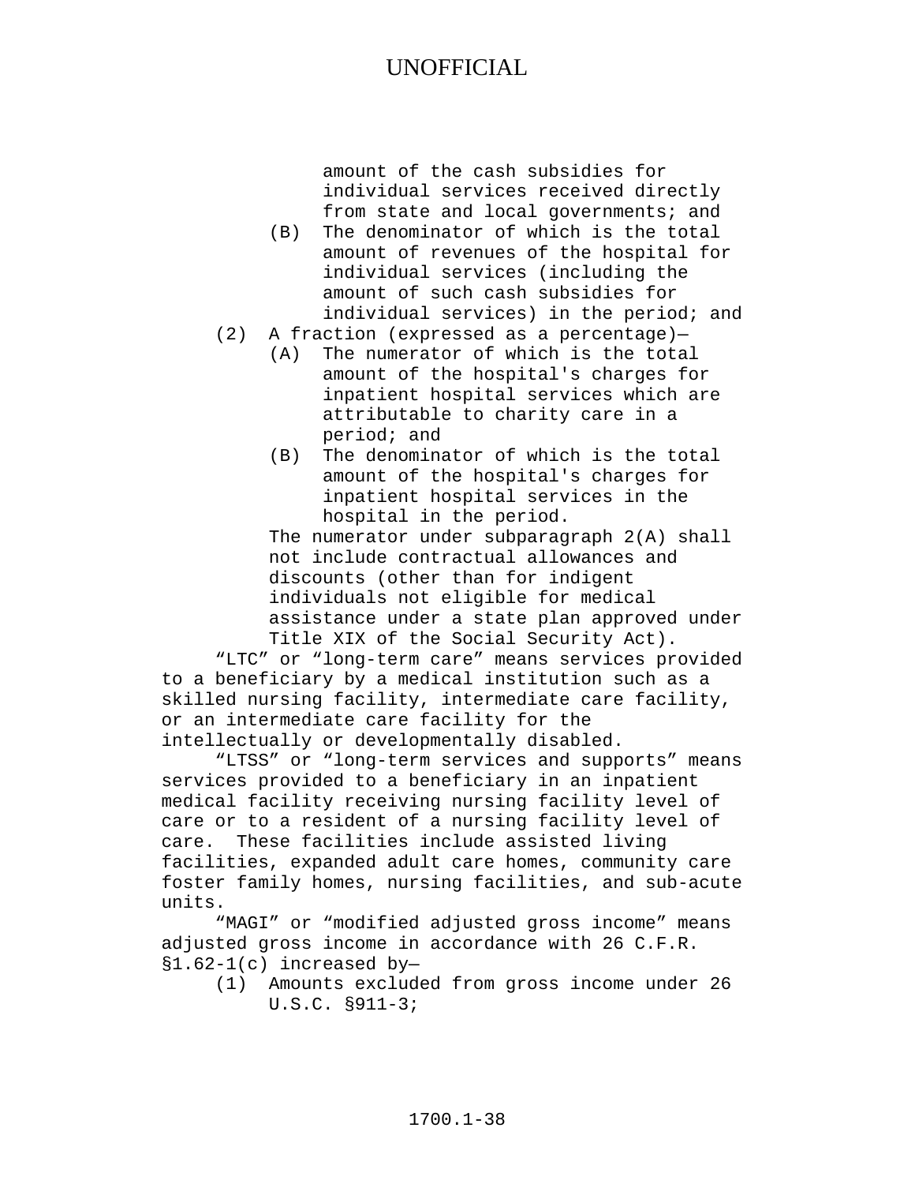amount of the cash subsidies for individual services received directly from state and local governments; and

(B) The denominator of which is the total amount of revenues of the hospital for individual services (including the amount of such cash subsidies for individual services) in the period; and

(2) A fraction (expressed as a percentage)—

(A) The numerator of which is the total amount of the hospital's charges for inpatient hospital services which are attributable to charity care in a period; and

(B) The denominator of which is the total amount of the hospital's charges for inpatient hospital services in the hospital in the period.

The numerator under subparagraph 2(A) shall not include contractual allowances and discounts (other than for indigent individuals not eligible for medical assistance under a state plan approved under Title XIX of the Social Security Act).

"LTC" or "long-term care" means services provided to a beneficiary by a medical institution such as a skilled nursing facility, intermediate care facility, or an intermediate care facility for the intellectually or developmentally disabled.

"LTSS" or "long-term services and supports" means services provided to a beneficiary in an inpatient medical facility receiving nursing facility level of care or to a resident of a nursing facility level of care. These facilities include assisted living facilities, expanded adult care homes, community care foster family homes, nursing facilities, and sub-acute units.

"MAGI" or "modified adjusted gross income" means adjusted gross income in accordance with 26 C.F.R. §1.62-1(c) increased by—

(1) Amounts excluded from gross income under 26 U.S.C. §911-3;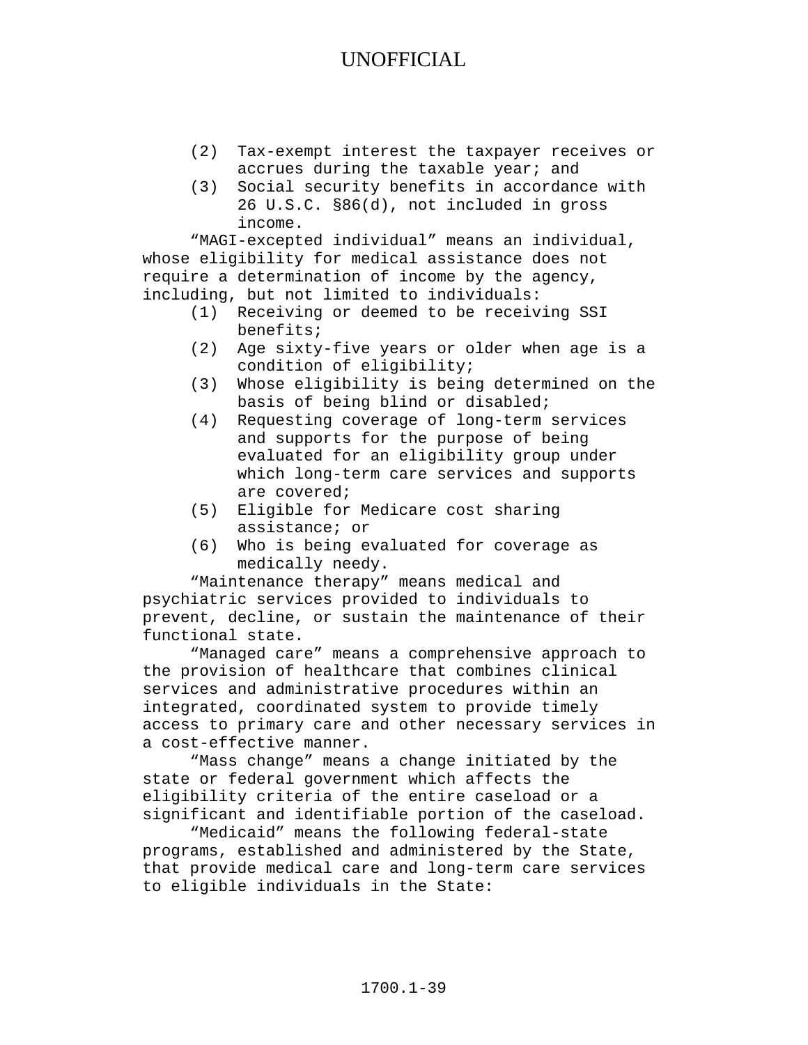(2) Tax-exempt interest the taxpayer receives or accrues during the taxable year; and

(3) Social security benefits in accordance with 26 U.S.C. §86(d), not included in gross income.

"MAGI-excepted individual" means an individual, whose eligibility for medical assistance does not require a determination of income by the agency, including, but not limited to individuals:

(1) Receiving or deemed to be receiving SSI benefits;

(2) Age sixty-five years or older when age is a condition of eligibility;

(3) Whose eligibility is being determined on the basis of being blind or disabled;

(4) Requesting coverage of long-term services and supports for the purpose of being evaluated for an eligibility group under which long-term care services and supports are covered;

(5) Eligible for Medicare cost sharing assistance; or

(6) Who is being evaluated for coverage as medically needy.

"Maintenance therapy" means medical and psychiatric services provided to individuals to prevent, decline, or sustain the maintenance of their functional state.

"Managed care" means a comprehensive approach to the provision of healthcare that combines clinical services and administrative procedures within an integrated, coordinated system to provide timely access to primary care and other necessary services in a cost-effective manner.

"Mass change" means a change initiated by the state or federal government which affects the eligibility criteria of the entire caseload or a significant and identifiable portion of the caseload.

"Medicaid" means the following federal-state programs, established and administered by the State, that provide medical care and long-term care services to eligible individuals in the State: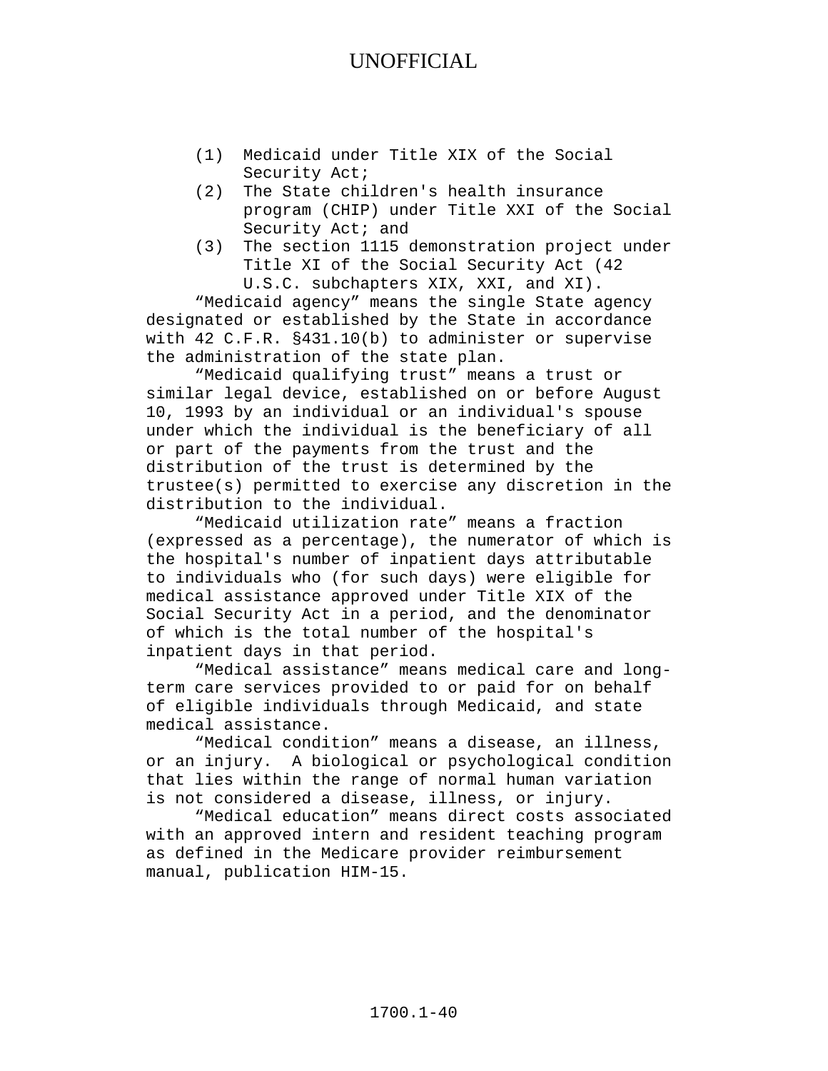(1) Medicaid under Title XIX of the Social Security Act;

(2) The State children's health insurance program (CHIP) under Title XXI of the Social Security Act; and

(3) The section 1115 demonstration project under Title XI of the Social Security Act (42 U.S.C. subchapters XIX, XXI, and XI).

"Medicaid agency" means the single State agency designated or established by the State in accordance with 42 C.F.R. §431.10(b) to administer or supervise the administration of the state plan.

"Medicaid qualifying trust" means a trust or similar legal device, established on or before August 10, 1993 by an individual or an individual's spouse under which the individual is the beneficiary of all or part of the payments from the trust and the distribution of the trust is determined by the trustee(s) permitted to exercise any discretion in the distribution to the individual.

"Medicaid utilization rate" means a fraction (expressed as a percentage), the numerator of which is the hospital's number of inpatient days attributable to individuals who (for such days) were eligible for medical assistance approved under Title XIX of the Social Security Act in a period, and the denominator of which is the total number of the hospital's inpatient days in that period.

"Medical assistance" means medical care and long-term care services provided to or paid for on behalf of eligible individuals through Medicaid, and state medical assistance.

"Medical condition" means a disease, an illness, or an injury. A biological or psychological condition that lies within the range of normal human variation is not considered a disease, illness, or injury.

"Medical education" means direct costs associated with an approved intern and resident teaching program as defined in the Medicare provider reimbursement manual, publication HIM-15.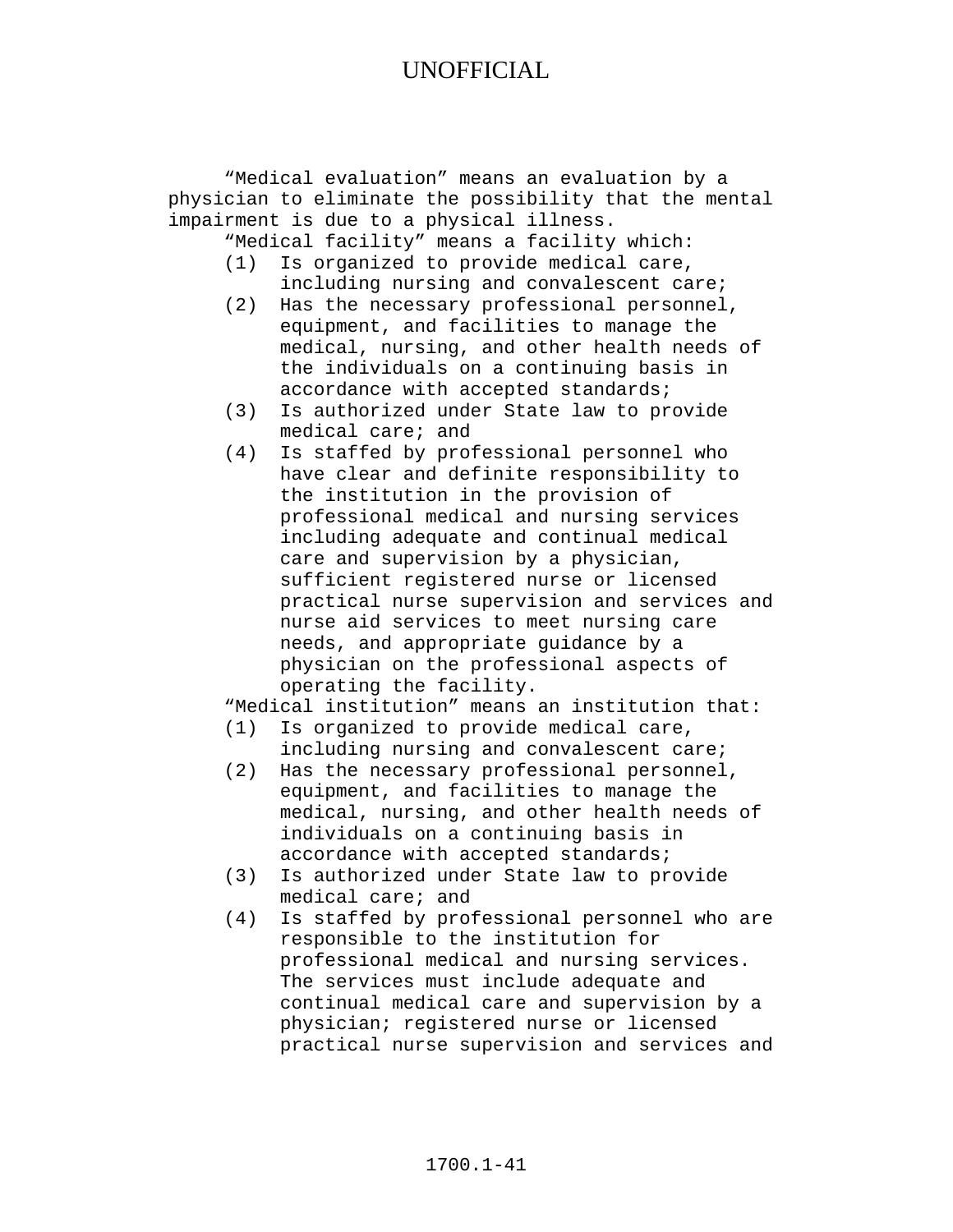"Medical evaluation" means an evaluation by a physician to eliminate the possibility that the mental impairment is due to a physical illness.

"Medical facility" means a facility which:

(1) Is organized to provide medical care, including nursing and convalescent care;

(2) Has the necessary professional personnel, equipment, and facilities to manage the medical, nursing, and other health needs of the individuals on a continuing basis in accordance with accepted standards;

(3) Is authorized under State law to provide medical care; and

(4) Is staffed by professional personnel who have clear and definite responsibility to the institution in the provision of professional medical and nursing services including adequate and continual medical care and supervision by a physician, sufficient registered nurse or licensed practical nurse supervision and services and nurse aid services to meet nursing care needs, and appropriate guidance by a physician on the professional aspects of operating the facility.

"Medical institution" means an institution that:

(1) Is organized to provide medical care, including nursing and convalescent care;

(2) Has the necessary professional personnel, equipment, and facilities to manage the medical, nursing, and other health needs of individuals on a continuing basis in accordance with accepted standards;

(3) Is authorized under State law to provide medical care; and

(4) Is staffed by professional personnel who are responsible to the institution for professional medical and nursing services. The services must include adequate and continual medical care and supervision by a physician; registered nurse or licensed practical nurse supervision and services and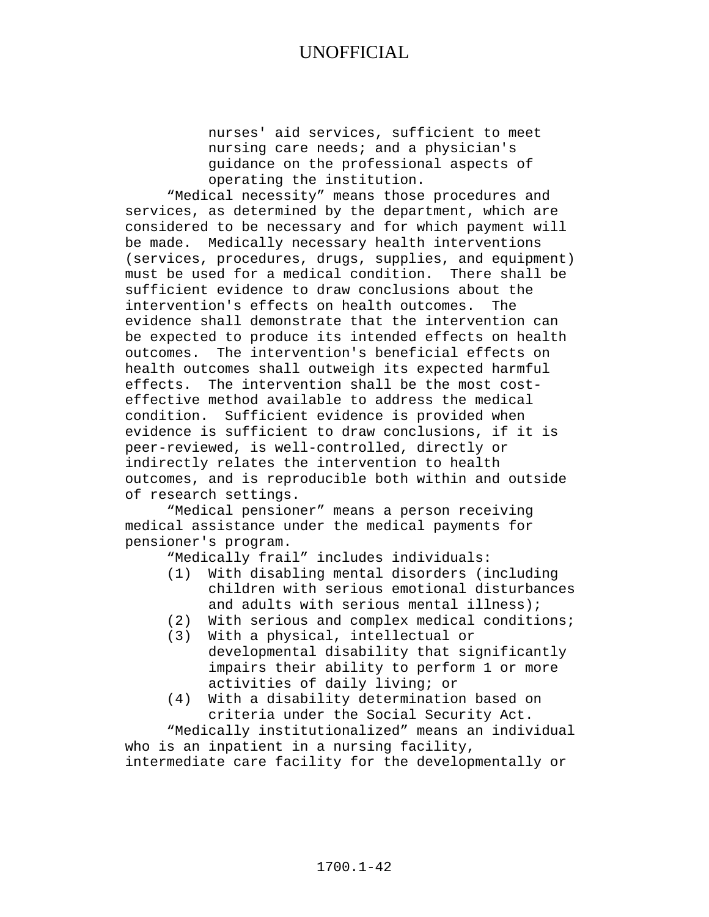nurses' aid services, sufficient to meet nursing care needs; and a physician's guidance on the professional aspects of operating the institution.

"Medical necessity" means those procedures and services, as determined by the department, which are considered to be necessary and for which payment will be made. Medically necessary health interventions (services, procedures, drugs, supplies, and equipment) must be used for a medical condition. There shall be sufficient evidence to draw conclusions about the intervention's effects on health outcomes. The evidence shall demonstrate that the intervention can be expected to produce its intended effects on health outcomes. The intervention's beneficial effects on health outcomes shall outweigh its expected harmful effects. The intervention shall be the most cost-effective method available to address the medical condition. Sufficient evidence is provided when evidence is sufficient to draw conclusions, if it is peer-reviewed, is well-controlled, directly or indirectly relates the intervention to health outcomes, and is reproducible both within and outside of research settings.

"Medical pensioner" means a person receiving medical assistance under the medical payments for pensioner's program.

"Medically frail" includes individuals:

(1) With disabling mental disorders (including children with serious emotional disturbances and adults with serious mental illness);
(2) With serious and complex medical conditions;
(3) With a physical, intellectual or developmental disability that significantly impairs their ability to perform 1 or more activities of daily living; or
(4) With a disability determination based on criteria under the Social Security Act.

"Medically institutionalized" means an individual who is an inpatient in a nursing facility, intermediate care facility for the developmentally or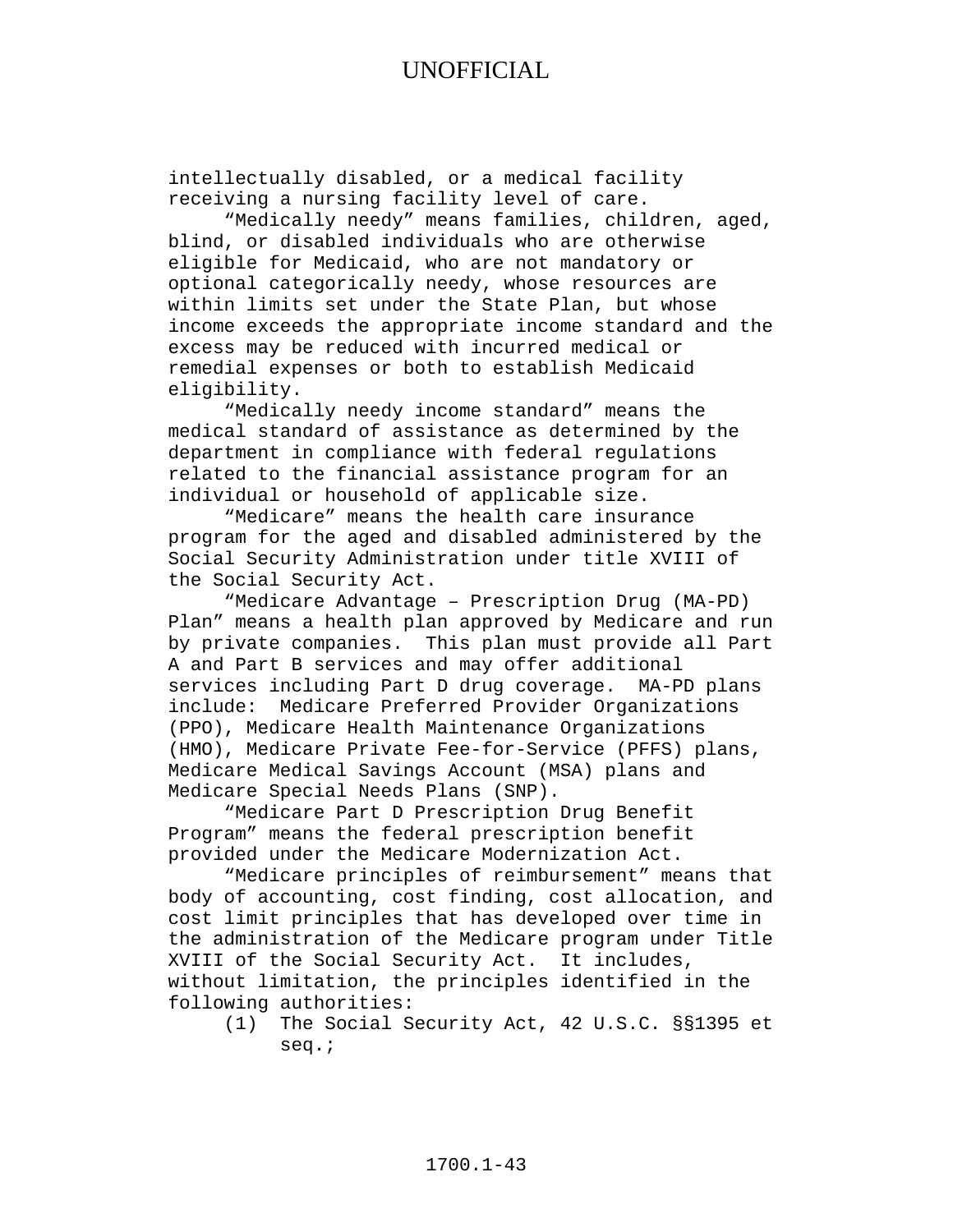intellectually disabled, or a medical facility receiving a nursing facility level of care.

"Medically needy" means families, children, aged, blind, or disabled individuals who are otherwise eligible for Medicaid, who are not mandatory or optional categorically needy, whose resources are within limits set under the State Plan, but whose income exceeds the appropriate income standard and the excess may be reduced with incurred medical or remedial expenses or both to establish Medicaid eligibility.

"Medically needy income standard" means the medical standard of assistance as determined by the department in compliance with federal regulations related to the financial assistance program for an individual or household of applicable size.

"Medicare" means the health care insurance program for the aged and disabled administered by the Social Security Administration under title XVIII of the Social Security Act.

"Medicare Advantage – Prescription Drug (MA-PD) Plan" means a health plan approved by Medicare and run by private companies. This plan must provide all Part A and Part B services and may offer additional services including Part D drug coverage. MA-PD plans include: Medicare Preferred Provider Organizations (PPO), Medicare Health Maintenance Organizations (HMO), Medicare Private Fee-for-Service (PFFS) plans, Medicare Medical Savings Account (MSA) plans and Medicare Special Needs Plans (SNP).

"Medicare Part D Prescription Drug Benefit Program" means the federal prescription benefit provided under the Medicare Modernization Act.

"Medicare principles of reimbursement" means that body of accounting, cost finding, cost allocation, and cost limit principles that has developed over time in the administration of the Medicare program under Title XVIII of the Social Security Act. It includes, without limitation, the principles identified in the following authorities:

(1) The Social Security Act, 42 U.S.C. §§1395 et seq.;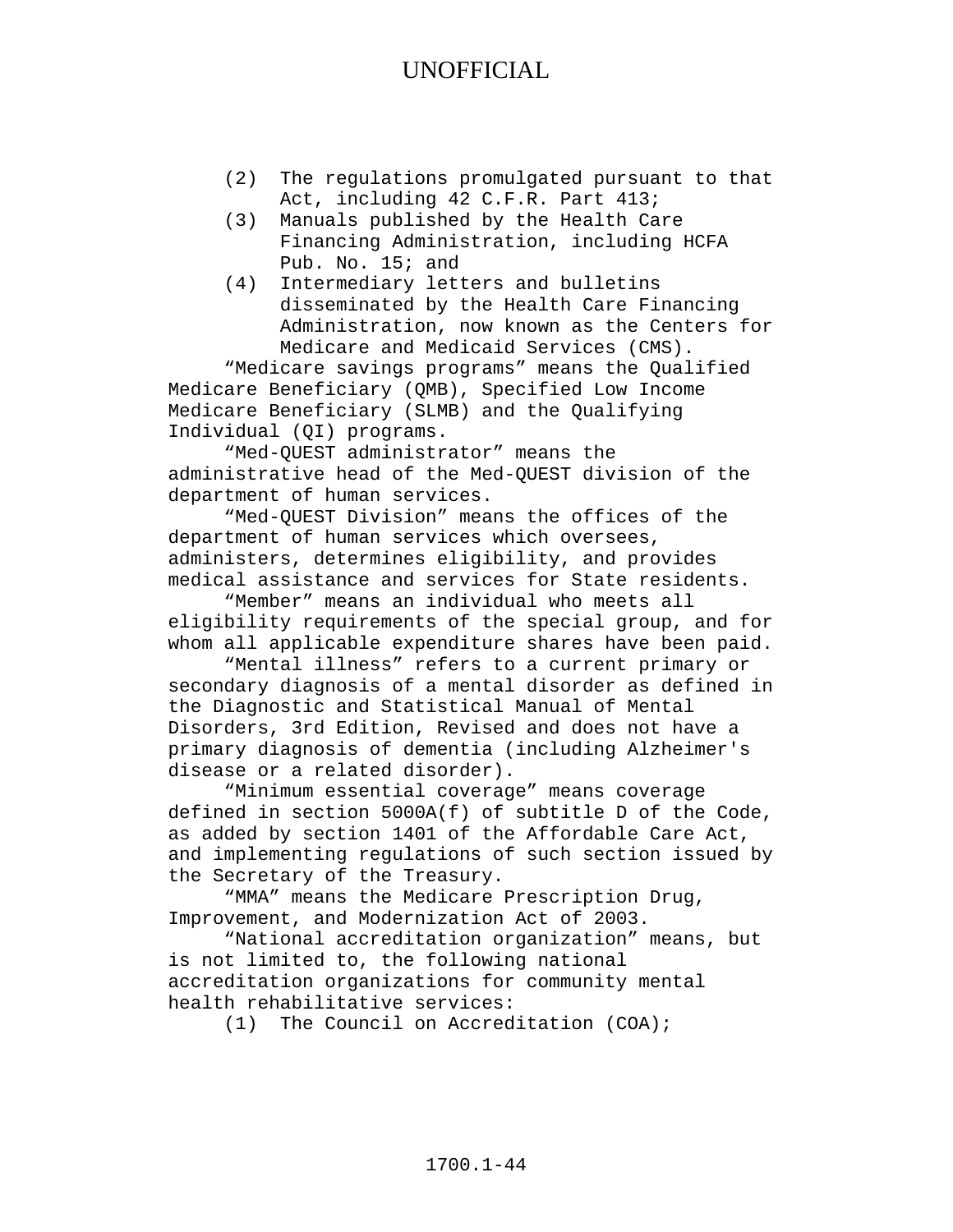UNOFFICIAL

(2) The regulations promulgated pursuant to that Act, including 42 C.F.R. Part 413;
(3) Manuals published by the Health Care Financing Administration, including HCFA Pub. No. 15; and
(4) Intermediary letters and bulletins disseminated by the Health Care Financing Administration, now known as the Centers for Medicare and Medicaid Services (CMS).

"Medicare savings programs" means the Qualified Medicare Beneficiary (QMB), Specified Low Income Medicare Beneficiary (SLMB) and the Qualifying Individual (QI) programs.

"Med-QUEST administrator" means the administrative head of the Med-QUEST division of the department of human services.

"Med-QUEST Division" means the offices of the department of human services which oversees, administers, determines eligibility, and provides medical assistance and services for State residents.

"Member" means an individual who meets all eligibility requirements of the special group, and for whom all applicable expenditure shares have been paid.

"Mental illness" refers to a current primary or secondary diagnosis of a mental disorder as defined in the Diagnostic and Statistical Manual of Mental Disorders, 3rd Edition, Revised and does not have a primary diagnosis of dementia (including Alzheimer's disease or a related disorder).

"Minimum essential coverage" means coverage defined in section 5000A(f) of subtitle D of the Code, as added by section 1401 of the Affordable Care Act, and implementing regulations of such section issued by the Secretary of the Treasury.

"MMA" means the Medicare Prescription Drug, Improvement, and Modernization Act of 2003.

"National accreditation organization" means, but is not limited to, the following national accreditation organizations for community mental health rehabilitative services:

(1) The Council on Accreditation (COA);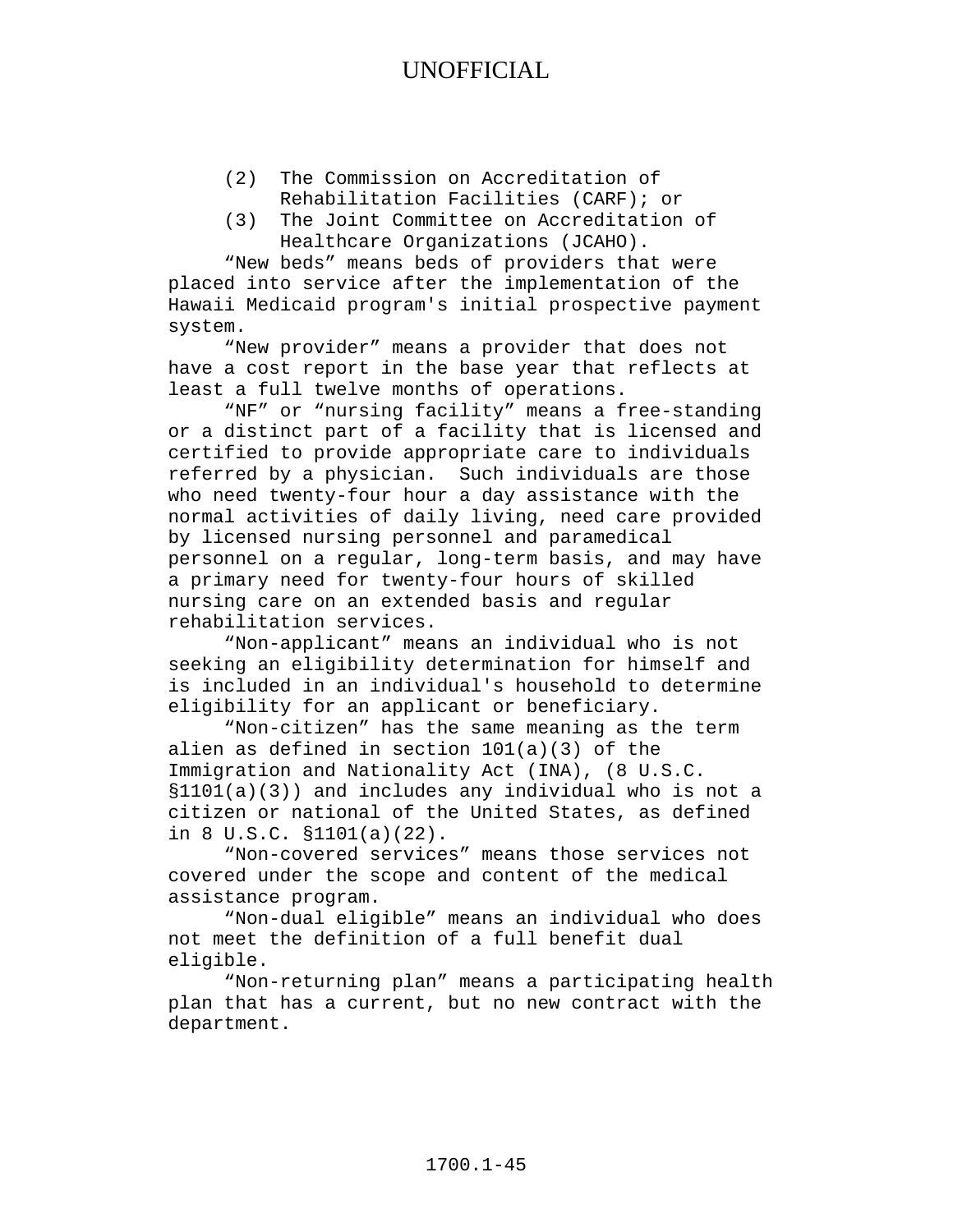UNOFFICIAL

(2) The Commission on Accreditation of Rehabilitation Facilities (CARF); or

(3) The Joint Committee on Accreditation of Healthcare Organizations (JCAHO).

"New beds" means beds of providers that were placed into service after the implementation of the Hawaii Medicaid program's initial prospective payment system.

"New provider" means a provider that does not have a cost report in the base year that reflects at least a full twelve months of operations.

"NF" or "nursing facility" means a free-standing or a distinct part of a facility that is licensed and certified to provide appropriate care to individuals referred by a physician. Such individuals are those who need twenty-four hour a day assistance with the normal activities of daily living, need care provided by licensed nursing personnel and paramedical personnel on a regular, long-term basis, and may have a primary need for twenty-four hours of skilled nursing care on an extended basis and regular rehabilitation services.

"Non-applicant" means an individual who is not seeking an eligibility determination for himself and is included in an individual's household to determine eligibility for an applicant or beneficiary.

"Non-citizen" has the same meaning as the term alien as defined in section 101(a)(3) of the Immigration and Nationality Act (INA), (8 U.S.C. §1101(a)(3)) and includes any individual who is not a citizen or national of the United States, as defined in 8 U.S.C. §1101(a)(22).

"Non-covered services" means those services not covered under the scope and content of the medical assistance program.

"Non-dual eligible" means an individual who does not meet the definition of a full benefit dual eligible.

"Non-returning plan" means a participating health plan that has a current, but no new contract with the department.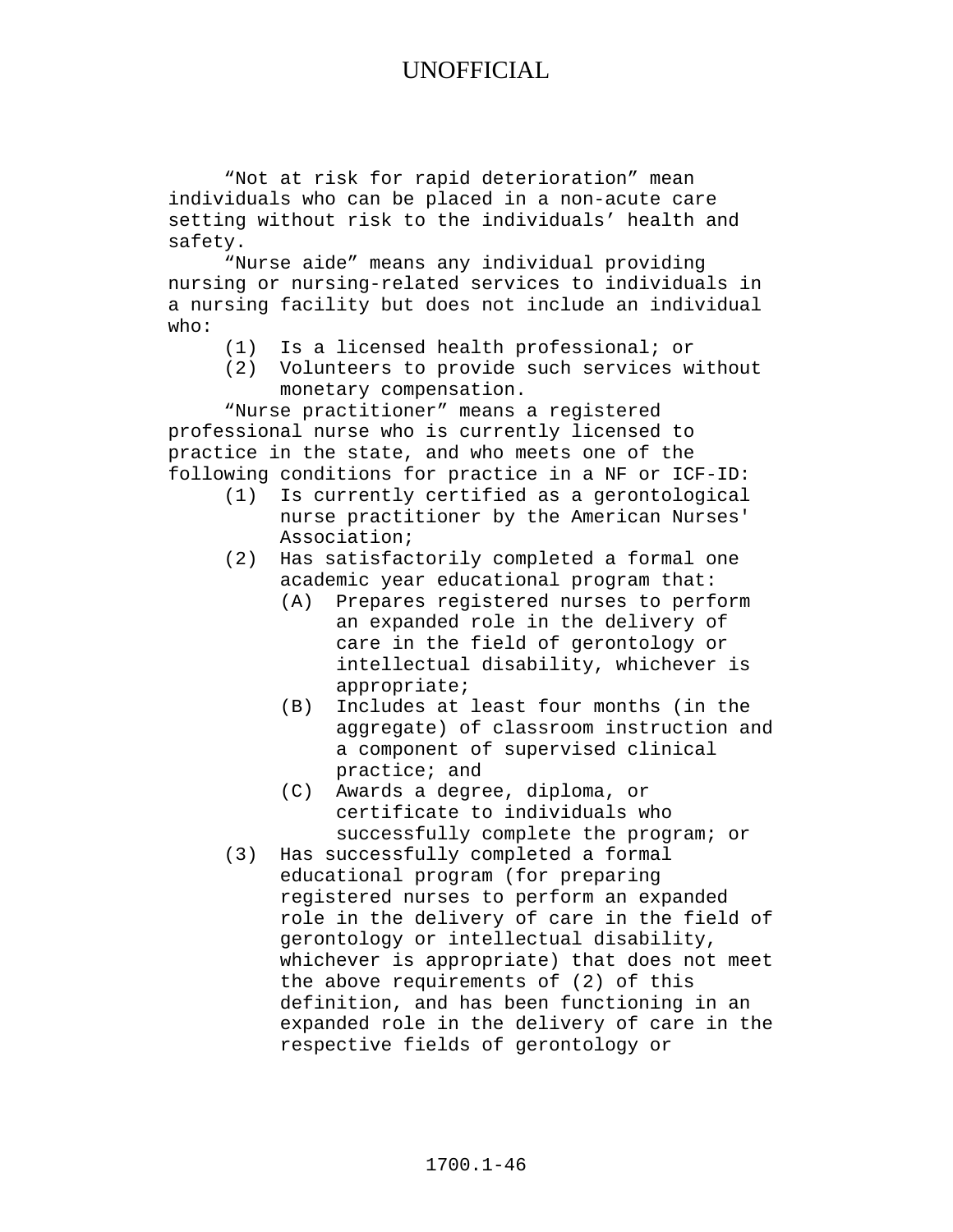"Not at risk for rapid deterioration" mean individuals who can be placed in a non-acute care setting without risk to the individuals' health and safety.

"Nurse aide" means any individual providing nursing or nursing-related services to individuals in a nursing facility but does not include an individual who:

(1) Is a licensed health professional; or
(2) Volunteers to provide such services without monetary compensation.

"Nurse practitioner" means a registered professional nurse who is currently licensed to practice in the state, and who meets one of the following conditions for practice in a NF or ICF-ID:

(1) Is currently certified as a gerontological nurse practitioner by the American Nurses' Association;
(2) Has satisfactorily completed a formal one academic year educational program that:
    (A) Prepares registered nurses to perform an expanded role in the delivery of care in the field of gerontology or intellectual disability, whichever is appropriate;
    (B) Includes at least four months (in the aggregate) of classroom instruction and a component of supervised clinical practice; and
    (C) Awards a degree, diploma, or certificate to individuals who successfully complete the program; or
(3) Has successfully completed a formal educational program (for preparing registered nurses to perform an expanded role in the delivery of care in the field of gerontology or intellectual disability, whichever is appropriate) that does not meet the above requirements of (2) of this definition, and has been functioning in an expanded role in the delivery of care in the respective fields of gerontology or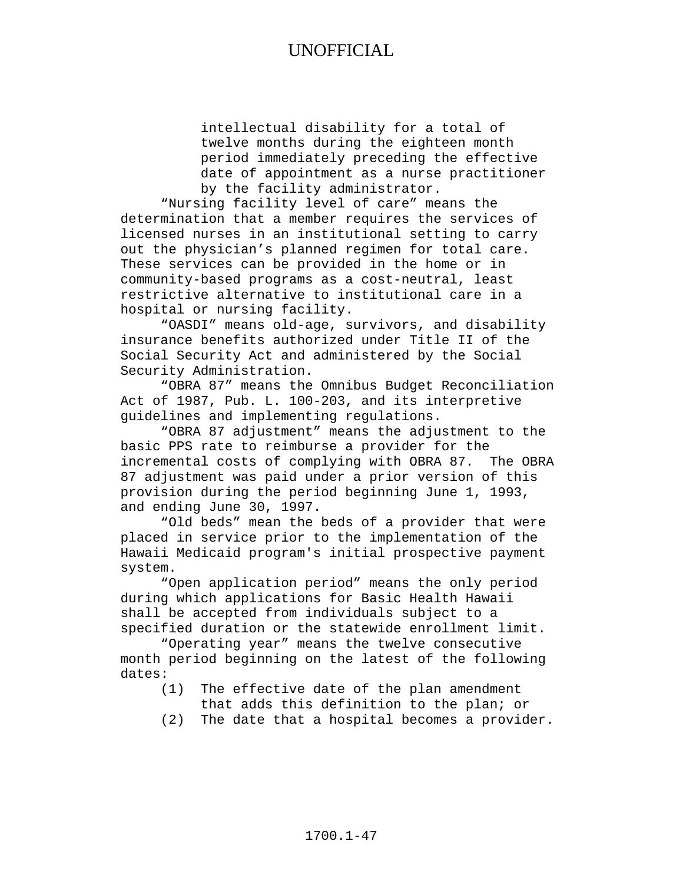intellectual disability for a total of twelve months during the eighteen month period immediately preceding the effective date of appointment as a nurse practitioner by the facility administrator.

"Nursing facility level of care" means the determination that a member requires the services of licensed nurses in an institutional setting to carry out the physician's planned regimen for total care. These services can be provided in the home or in community-based programs as a cost-neutral, least restrictive alternative to institutional care in a hospital or nursing facility.

"OASDI" means old-age, survivors, and disability insurance benefits authorized under Title II of the Social Security Act and administered by the Social Security Administration.

"OBRA 87" means the Omnibus Budget Reconciliation Act of 1987, Pub. L. 100-203, and its interpretive guidelines and implementing regulations.

"OBRA 87 adjustment" means the adjustment to the basic PPS rate to reimburse a provider for the incremental costs of complying with OBRA 87. The OBRA 87 adjustment was paid under a prior version of this provision during the period beginning June 1, 1993, and ending June 30, 1997.

"Old beds" mean the beds of a provider that were placed in service prior to the implementation of the Hawaii Medicaid program's initial prospective payment system.

"Open application period" means the only period during which applications for Basic Health Hawaii shall be accepted from individuals subject to a specified duration or the statewide enrollment limit.

"Operating year" means the twelve consecutive month period beginning on the latest of the following dates:

(1) The effective date of the plan amendment that adds this definition to the plan; or

(2) The date that a hospital becomes a provider.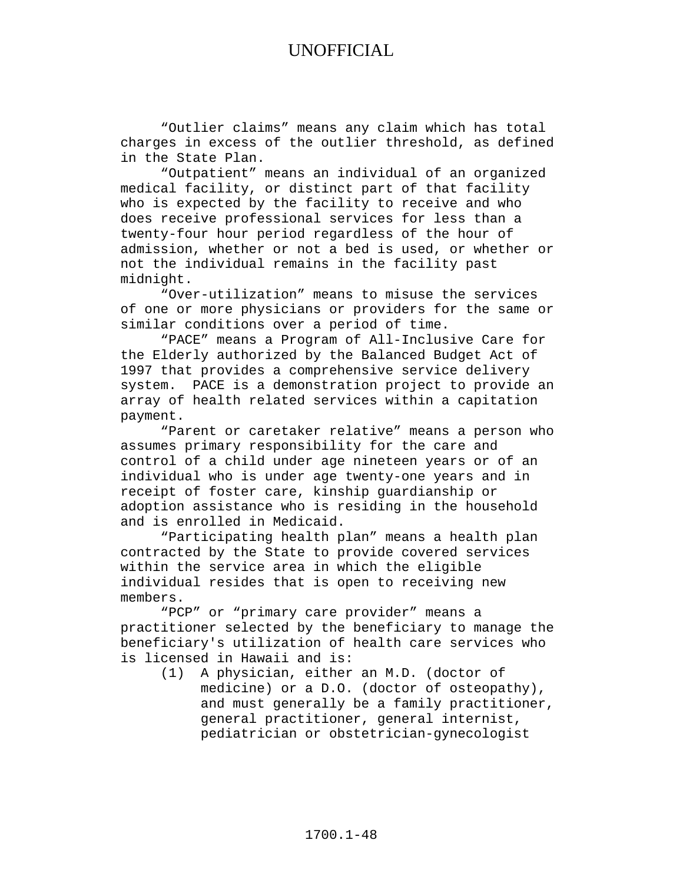“Outlier claims” means any claim which has total charges in excess of the outlier threshold, as defined in the State Plan.

“Outpatient” means an individual of an organized medical facility, or distinct part of that facility who is expected by the facility to receive and who does receive professional services for less than a twenty-four hour period regardless of the hour of admission, whether or not a bed is used, or whether or not the individual remains in the facility past midnight.

“Over-utilization” means to misuse the services of one or more physicians or providers for the same or similar conditions over a period of time.

“PACE” means a Program of All-Inclusive Care for the Elderly authorized by the Balanced Budget Act of 1997 that provides a comprehensive service delivery system. PACE is a demonstration project to provide an array of health related services within a capitation payment.

“Parent or caretaker relative” means a person who assumes primary responsibility for the care and control of a child under age nineteen years or of an individual who is under age twenty-one years and in receipt of foster care, kinship guardianship or adoption assistance who is residing in the household and is enrolled in Medicaid.

“Participating health plan” means a health plan contracted by the State to provide covered services within the service area in which the eligible individual resides that is open to receiving new members.

“PCP” or “primary care provider” means a practitioner selected by the beneficiary to manage the beneficiary's utilization of health care services who is licensed in Hawaii and is:

(1) A physician, either an M.D. (doctor of medicine) or a D.O. (doctor of osteopathy), and must generally be a family practitioner, general practitioner, general internist, pediatrician or obstetrician-gynecologist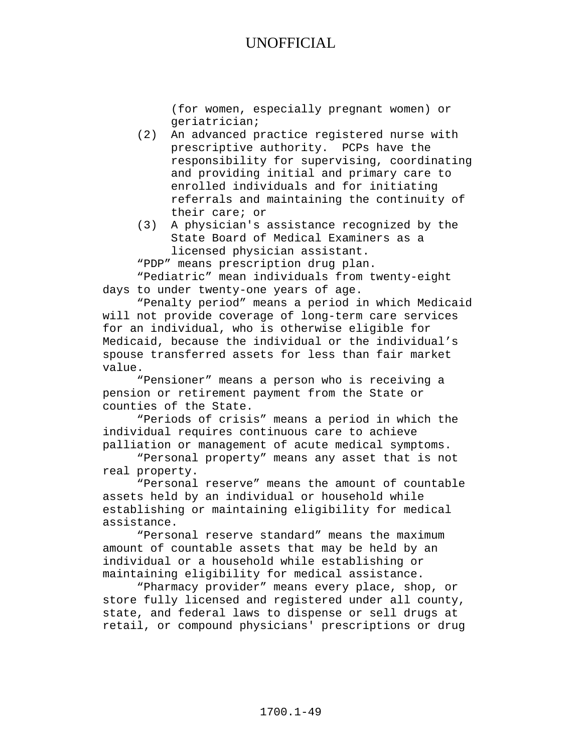(for women, especially pregnant women) or geriatrician;

(2) An advanced practice registered nurse with prescriptive authority. PCPs have the responsibility for supervising, coordinating and providing initial and primary care to enrolled individuals and for initiating referrals and maintaining the continuity of their care; or

(3) A physician's assistance recognized by the State Board of Medical Examiners as a licensed physician assistant.

"PDP" means prescription drug plan.

"Pediatric" mean individuals from twenty-eight days to under twenty-one years of age.

"Penalty period" means a period in which Medicaid will not provide coverage of long-term care services for an individual, who is otherwise eligible for Medicaid, because the individual or the individual's spouse transferred assets for less than fair market value.

"Pensioner" means a person who is receiving a pension or retirement payment from the State or counties of the State.

"Periods of crisis" means a period in which the individual requires continuous care to achieve palliation or management of acute medical symptoms.

"Personal property" means any asset that is not real property.

"Personal reserve" means the amount of countable assets held by an individual or household while establishing or maintaining eligibility for medical assistance.

"Personal reserve standard" means the maximum amount of countable assets that may be held by an individual or a household while establishing or maintaining eligibility for medical assistance.

"Pharmacy provider" means every place, shop, or store fully licensed and registered under all county, state, and federal laws to dispense or sell drugs at retail, or compound physicians' prescriptions or drug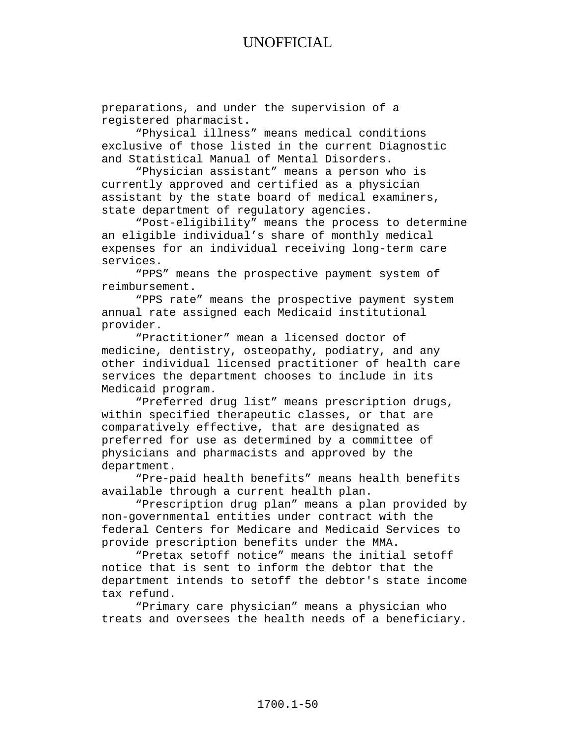preparations, and under the supervision of a registered pharmacist.

"Physical illness" means medical conditions exclusive of those listed in the current Diagnostic and Statistical Manual of Mental Disorders.

"Physician assistant" means a person who is currently approved and certified as a physician assistant by the state board of medical examiners, state department of regulatory agencies.

"Post-eligibility" means the process to determine an eligible individual's share of monthly medical expenses for an individual receiving long-term care services.

"PPS" means the prospective payment system of reimbursement.

"PPS rate" means the prospective payment system annual rate assigned each Medicaid institutional provider.

"Practitioner" mean a licensed doctor of medicine, dentistry, osteopathy, podiatry, and any other individual licensed practitioner of health care services the department chooses to include in its Medicaid program.

"Preferred drug list" means prescription drugs, within specified therapeutic classes, or that are comparatively effective, that are designated as preferred for use as determined by a committee of physicians and pharmacists and approved by the department.

"Pre-paid health benefits" means health benefits available through a current health plan.

"Prescription drug plan" means a plan provided by non-governmental entities under contract with the federal Centers for Medicare and Medicaid Services to provide prescription benefits under the MMA.

"Pretax setoff notice" means the initial setoff notice that is sent to inform the debtor that the department intends to setoff the debtor's state income tax refund.

"Primary care physician" means a physician who treats and oversees the health needs of a beneficiary.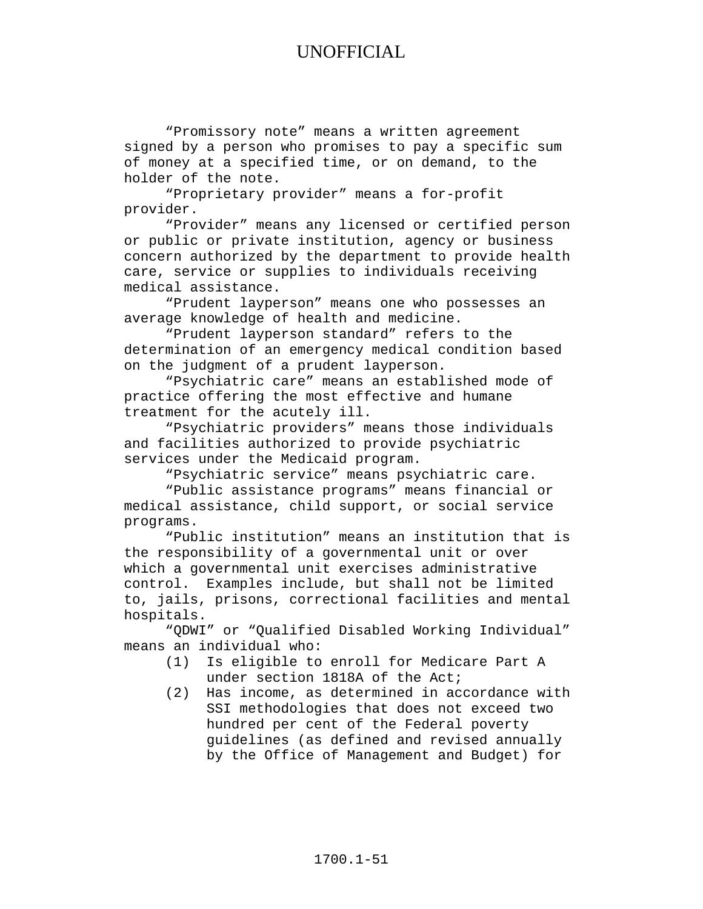"Promissory note" means a written agreement signed by a person who promises to pay a specific sum of money at a specified time, or on demand, to the holder of the note.

"Proprietary provider" means a for-profit provider.

"Provider" means any licensed or certified person or public or private institution, agency or business concern authorized by the department to provide health care, service or supplies to individuals receiving medical assistance.

"Prudent layperson" means one who possesses an average knowledge of health and medicine.

"Prudent layperson standard" refers to the determination of an emergency medical condition based on the judgment of a prudent layperson.

"Psychiatric care" means an established mode of practice offering the most effective and humane treatment for the acutely ill.

"Psychiatric providers" means those individuals and facilities authorized to provide psychiatric services under the Medicaid program.

"Psychiatric service" means psychiatric care.

"Public assistance programs" means financial or medical assistance, child support, or social service programs.

"Public institution" means an institution that is the responsibility of a governmental unit or over which a governmental unit exercises administrative control. Examples include, but shall not be limited to, jails, prisons, correctional facilities and mental hospitals.

"QDWI" or "Qualified Disabled Working Individual" means an individual who:

(1) Is eligible to enroll for Medicare Part A under section 1818A of the Act;

(2) Has income, as determined in accordance with SSI methodologies that does not exceed two hundred per cent of the Federal poverty guidelines (as defined and revised annually by the Office of Management and Budget) for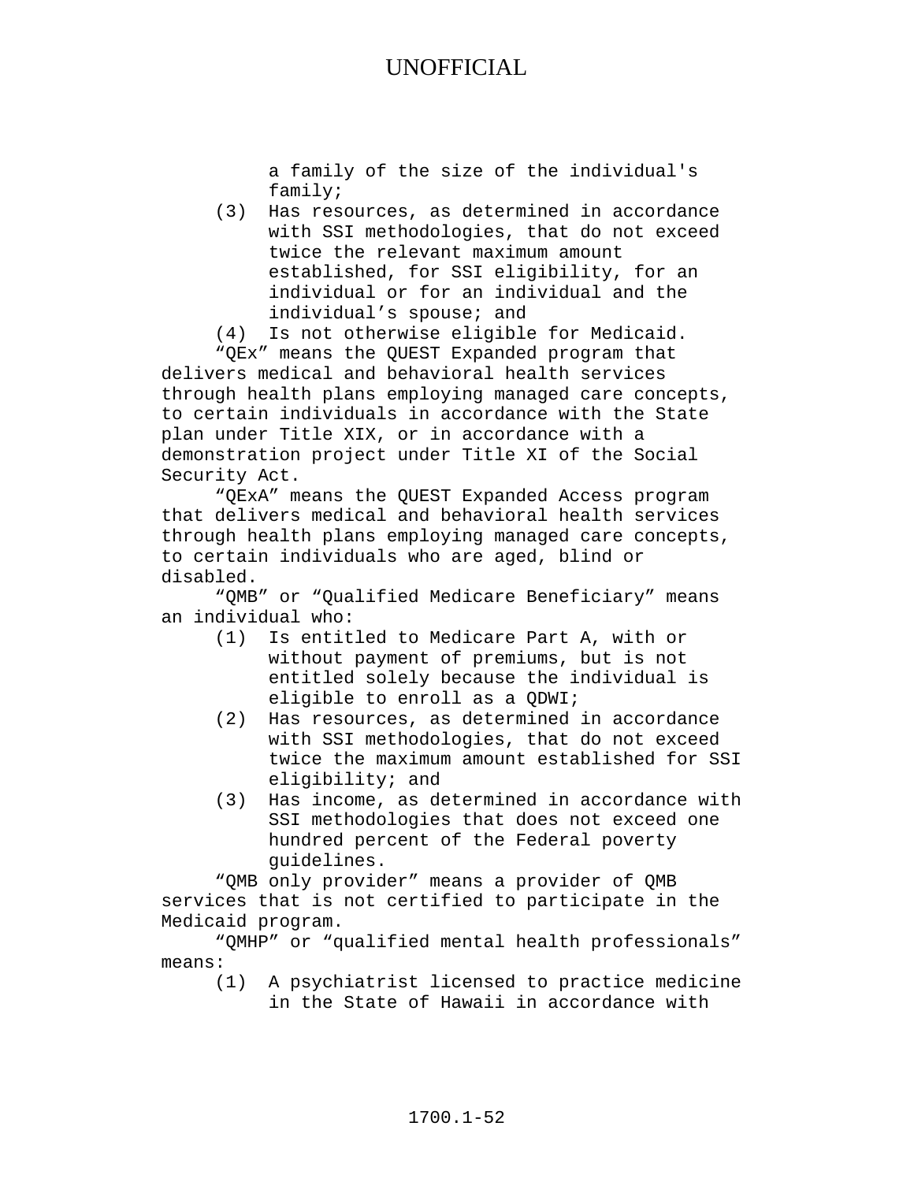a family of the size of the individual's family;

(3) Has resources, as determined in accordance with SSI methodologies, that do not exceed twice the relevant maximum amount established, for SSI eligibility, for an individual or for an individual and the individual's spouse; and

(4) Is not otherwise eligible for Medicaid.

"QEx" means the QUEST Expanded program that delivers medical and behavioral health services through health plans employing managed care concepts, to certain individuals in accordance with the State plan under Title XIX, or in accordance with a demonstration project under Title XI of the Social Security Act.

"QExA" means the QUEST Expanded Access program that delivers medical and behavioral health services through health plans employing managed care concepts, to certain individuals who are aged, blind or disabled.

"QMB" or "Qualified Medicare Beneficiary" means an individual who:

(1) Is entitled to Medicare Part A, with or without payment of premiums, but is not entitled solely because the individual is eligible to enroll as a QDWI;

(2) Has resources, as determined in accordance with SSI methodologies, that do not exceed twice the maximum amount established for SSI eligibility; and

(3) Has income, as determined in accordance with SSI methodologies that does not exceed one hundred percent of the Federal poverty guidelines.

"QMB only provider" means a provider of QMB services that is not certified to participate in the Medicaid program.

"QMHP" or "qualified mental health professionals" means:

(1) A psychiatrist licensed to practice medicine in the State of Hawaii in accordance with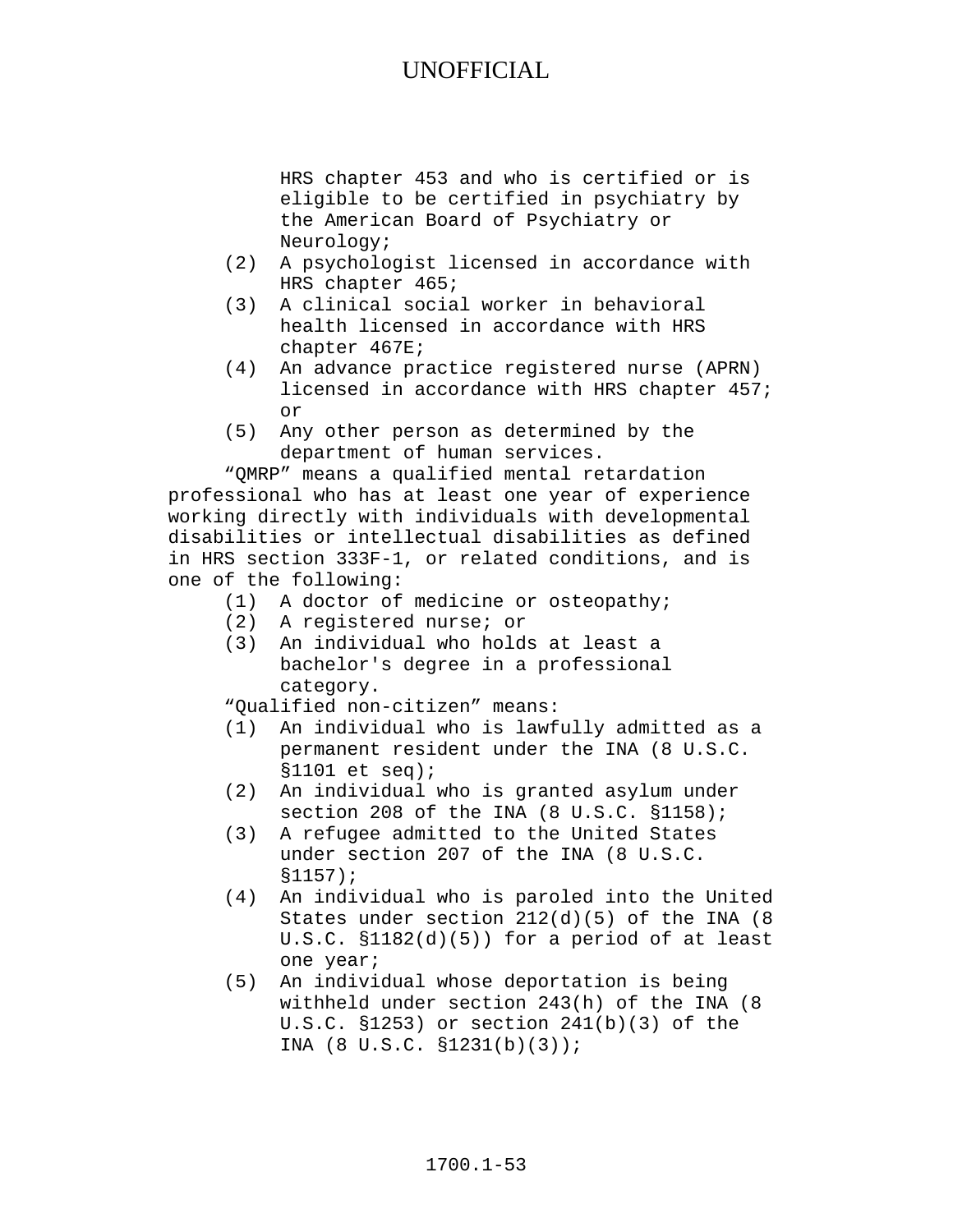HRS chapter 453 and who is certified or is eligible to be certified in psychiatry by the American Board of Psychiatry or Neurology;

(2) A psychologist licensed in accordance with HRS chapter 465;

(3) A clinical social worker in behavioral health licensed in accordance with HRS chapter 467E;

(4) An advance practice registered nurse (APRN) licensed in accordance with HRS chapter 457; or

(5) Any other person as determined by the department of human services.

"QMRP" means a qualified mental retardation professional who has at least one year of experience working directly with individuals with developmental disabilities or intellectual disabilities as defined in HRS section 333F-1, or related conditions, and is one of the following:

(1) A doctor of medicine or osteopathy;

(2) A registered nurse; or

(3) An individual who holds at least a bachelor's degree in a professional category.

"Qualified non-citizen" means:

(1) An individual who is lawfully admitted as a permanent resident under the INA (8 U.S.C. §1101 et seq);

(2) An individual who is granted asylum under section 208 of the INA (8 U.S.C. §1158);

(3) A refugee admitted to the United States under section 207 of the INA (8 U.S.C. §1157);

(4) An individual who is paroled into the United States under section 212(d)(5) of the INA (8 U.S.C. §1182(d)(5)) for a period of at least one year;

(5) An individual whose deportation is being withheld under section 243(h) of the INA (8 U.S.C. §1253) or section 241(b)(3) of the INA (8 U.S.C. §1231(b)(3));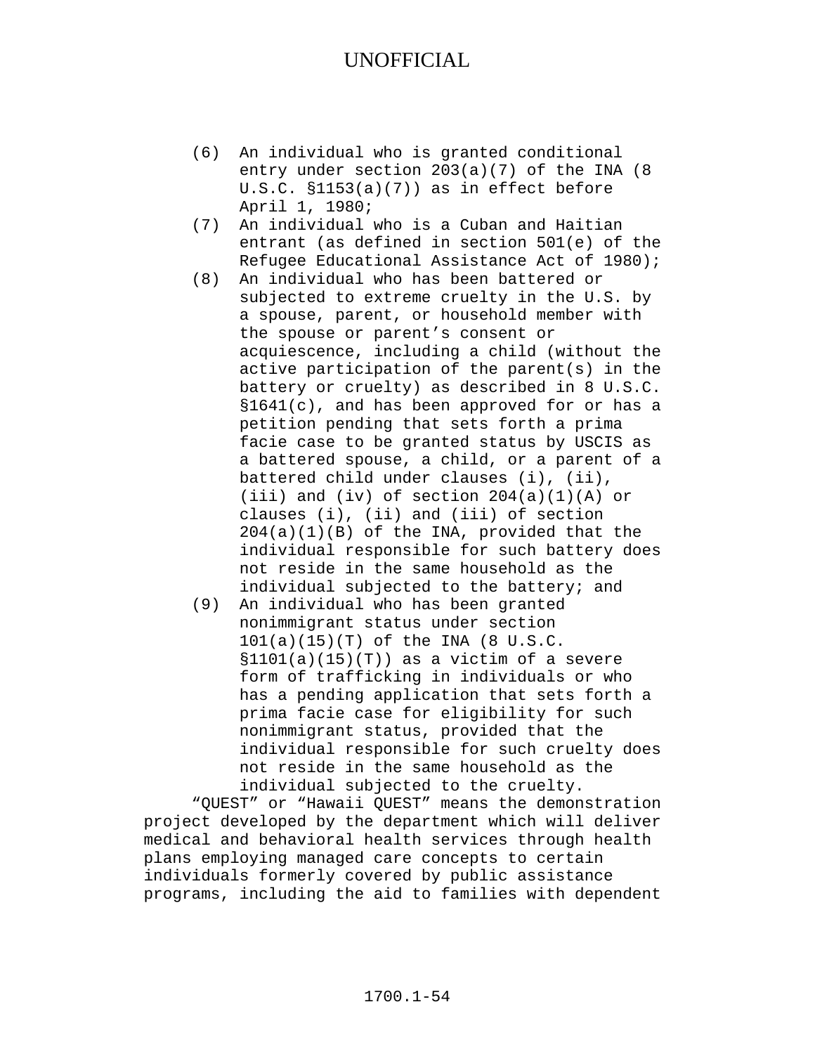(6) An individual who is granted conditional entry under section 203(a)(7) of the INA (8 U.S.C. §1153(a)(7)) as in effect before April 1, 1980;

(7) An individual who is a Cuban and Haitian entrant (as defined in section 501(e) of the Refugee Educational Assistance Act of 1980);

(8) An individual who has been battered or subjected to extreme cruelty in the U.S. by a spouse, parent, or household member with the spouse or parent's consent or acquiescence, including a child (without the active participation of the parent(s) in the battery or cruelty) as described in 8 U.S.C. §1641(c), and has been approved for or has a petition pending that sets forth a prima facie case to be granted status by USCIS as a battered spouse, a child, or a parent of a battered child under clauses (i), (ii), (iii) and (iv) of section 204(a)(1)(A) or clauses (i), (ii) and (iii) of section 204(a)(1)(B) of the INA, provided that the individual responsible for such battery does not reside in the same household as the individual subjected to the battery; and

(9) An individual who has been granted nonimmigrant status under section 101(a)(15)(T) of the INA (8 U.S.C. §1101(a)(15)(T)) as a victim of a severe form of trafficking in individuals or who has a pending application that sets forth a prima facie case for eligibility for such nonimmigrant status, provided that the individual responsible for such cruelty does not reside in the same household as the individual subjected to the cruelty.

"QUEST" or "Hawaii QUEST" means the demonstration project developed by the department which will deliver medical and behavioral health services through health plans employing managed care concepts to certain individuals formerly covered by public assistance programs, including the aid to families with dependent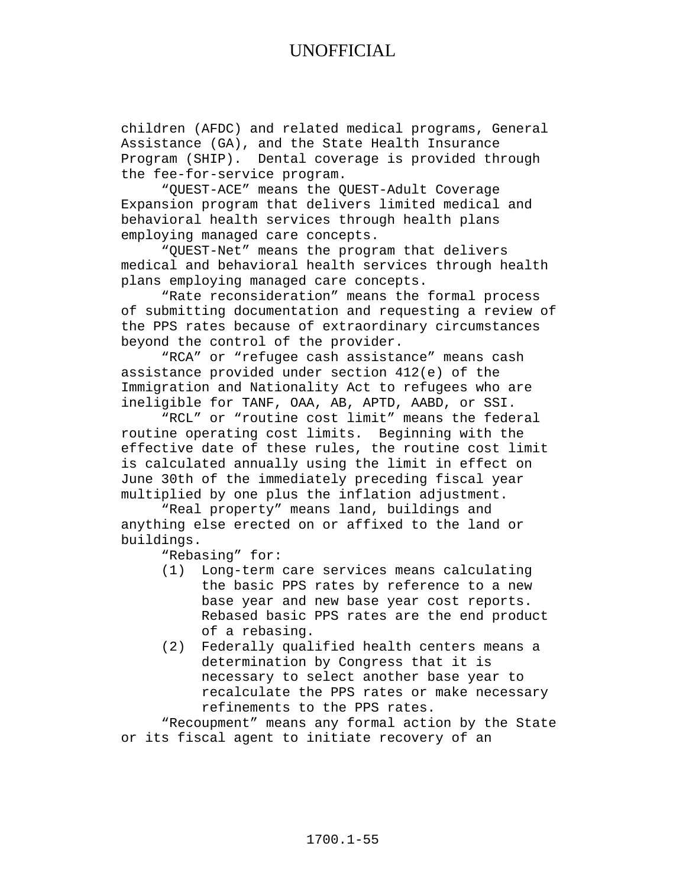children (AFDC) and related medical programs, General Assistance (GA), and the State Health Insurance Program (SHIP). Dental coverage is provided through the fee-for-service program.

"QUEST-ACE" means the QUEST-Adult Coverage Expansion program that delivers limited medical and behavioral health services through health plans employing managed care concepts.

"QUEST-Net" means the program that delivers medical and behavioral health services through health plans employing managed care concepts.

"Rate reconsideration" means the formal process of submitting documentation and requesting a review of the PPS rates because of extraordinary circumstances beyond the control of the provider.

"RCA" or "refugee cash assistance" means cash assistance provided under section 412(e) of the Immigration and Nationality Act to refugees who are ineligible for TANF, OAA, AB, APTD, AABD, or SSI.

"RCL" or "routine cost limit" means the federal routine operating cost limits. Beginning with the effective date of these rules, the routine cost limit is calculated annually using the limit in effect on June 30th of the immediately preceding fiscal year multiplied by one plus the inflation adjustment.

"Real property" means land, buildings and anything else erected on or affixed to the land or buildings.

"Rebasing" for:

(1) Long-term care services means calculating the basic PPS rates by reference to a new base year and new base year cost reports. Rebased basic PPS rates are the end product of a rebasing.

(2) Federally qualified health centers means a determination by Congress that it is necessary to select another base year to recalculate the PPS rates or make necessary refinements to the PPS rates.

"Recoupment" means any formal action by the State or its fiscal agent to initiate recovery of an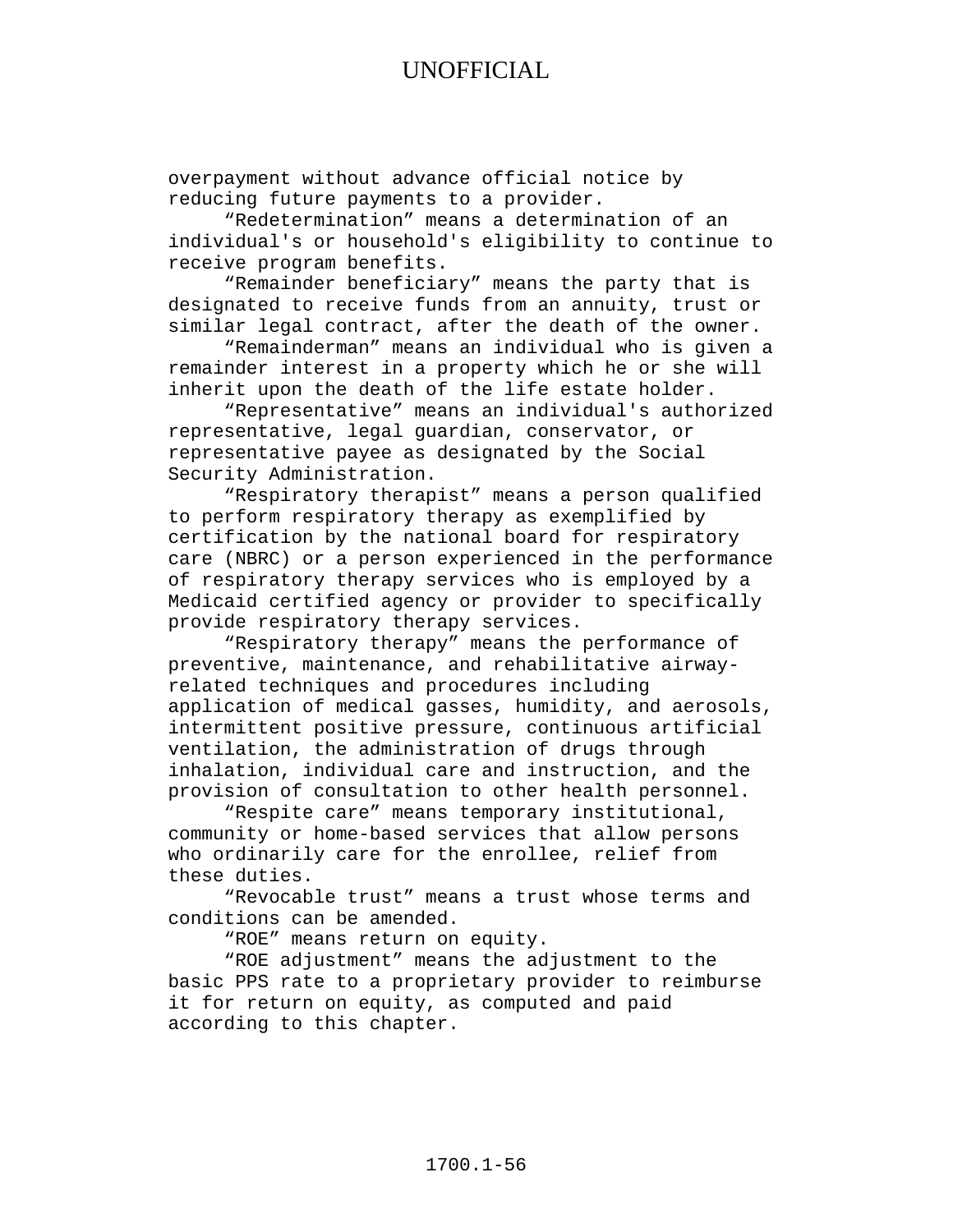overpayment without advance official notice by reducing future payments to a provider.

"Redetermination" means a determination of an individual's or household's eligibility to continue to receive program benefits.

"Remainder beneficiary" means the party that is designated to receive funds from an annuity, trust or similar legal contract, after the death of the owner.

"Remainderman" means an individual who is given a remainder interest in a property which he or she will inherit upon the death of the life estate holder.

"Representative" means an individual's authorized representative, legal guardian, conservator, or representative payee as designated by the Social Security Administration.

"Respiratory therapist" means a person qualified to perform respiratory therapy as exemplified by certification by the national board for respiratory care (NBRC) or a person experienced in the performance of respiratory therapy services who is employed by a Medicaid certified agency or provider to specifically provide respiratory therapy services.

"Respiratory therapy" means the performance of preventive, maintenance, and rehabilitative airway-related techniques and procedures including application of medical gasses, humidity, and aerosols, intermittent positive pressure, continuous artificial ventilation, the administration of drugs through inhalation, individual care and instruction, and the provision of consultation to other health personnel.

"Respite care" means temporary institutional, community or home-based services that allow persons who ordinarily care for the enrollee, relief from these duties.

"Revocable trust" means a trust whose terms and conditions can be amended.

"ROE" means return on equity.

"ROE adjustment" means the adjustment to the basic PPS rate to a proprietary provider to reimburse it for return on equity, as computed and paid according to this chapter.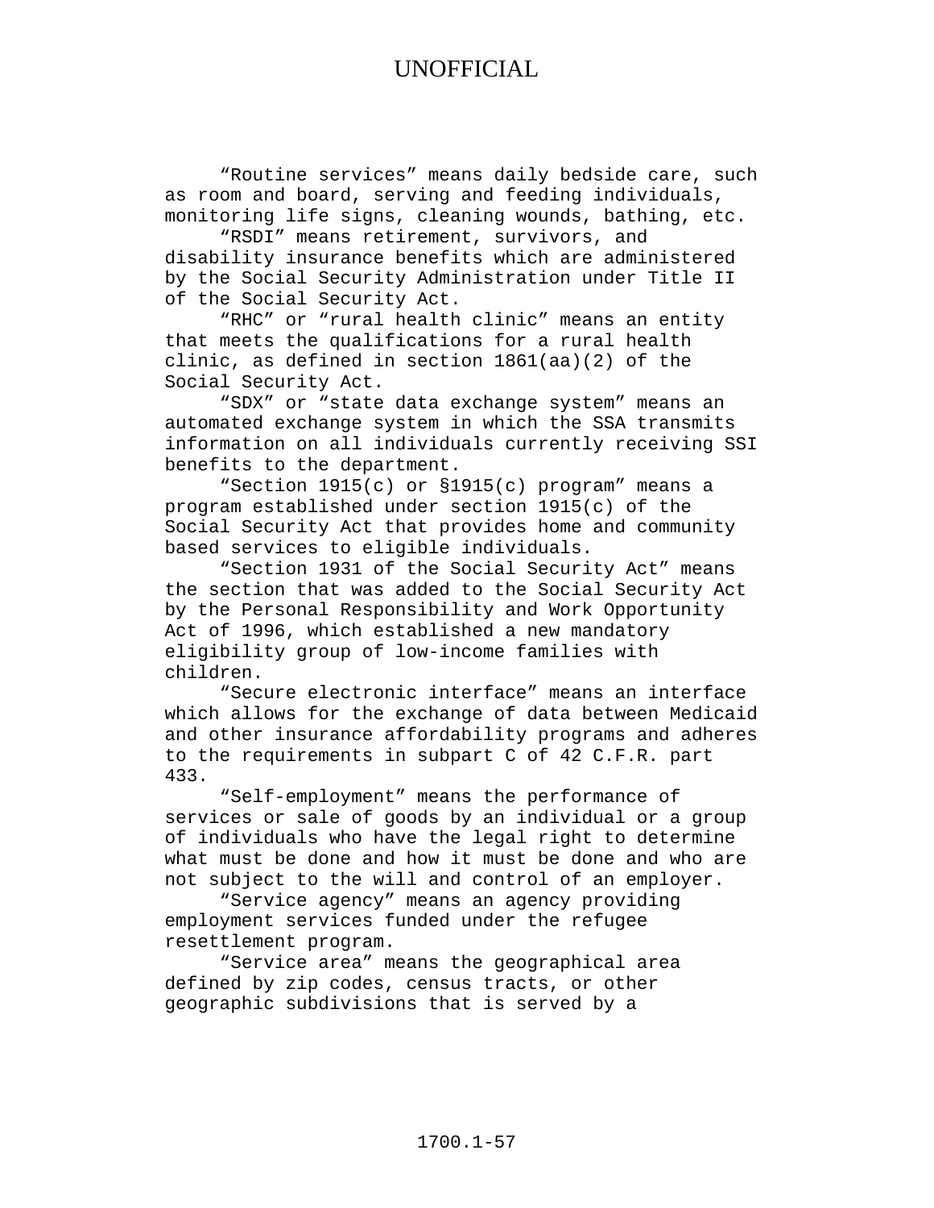“Routine services” means daily bedside care, such as room and board, serving and feeding individuals, monitoring life signs, cleaning wounds, bathing, etc.

“RSDI” means retirement, survivors, and disability insurance benefits which are administered by the Social Security Administration under Title II of the Social Security Act.

“RHC” or “rural health clinic” means an entity that meets the qualifications for a rural health clinic, as defined in section 1861(aa)(2) of the Social Security Act.

“SDX” or “state data exchange system” means an automated exchange system in which the SSA transmits information on all individuals currently receiving SSI benefits to the department.

“Section 1915(c) or §1915(c) program” means a program established under section 1915(c) of the Social Security Act that provides home and community based services to eligible individuals.

“Section 1931 of the Social Security Act” means the section that was added to the Social Security Act by the Personal Responsibility and Work Opportunity Act of 1996, which established a new mandatory eligibility group of low-income families with children.

“Secure electronic interface” means an interface which allows for the exchange of data between Medicaid and other insurance affordability programs and adheres to the requirements in subpart C of 42 C.F.R. part 433.

“Self-employment” means the performance of services or sale of goods by an individual or a group of individuals who have the legal right to determine what must be done and how it must be done and who are not subject to the will and control of an employer.

“Service agency” means an agency providing employment services funded under the refugee resettlement program.

“Service area” means the geographical area defined by zip codes, census tracts, or other geographic subdivisions that is served by a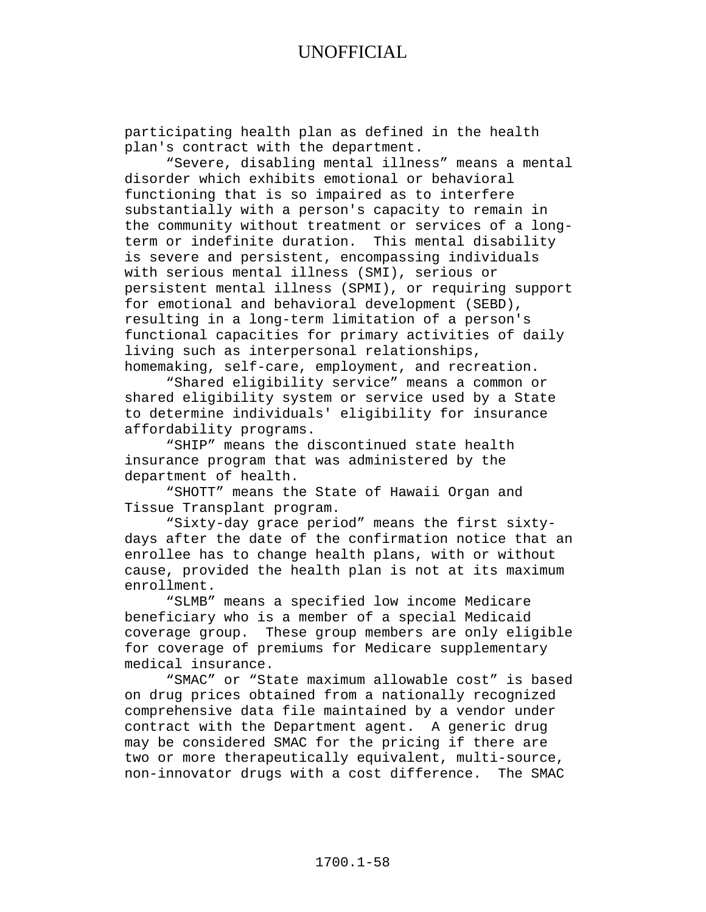participating health plan as defined in the health plan's contract with the department.

“Severe, disabling mental illness” means a mental disorder which exhibits emotional or behavioral functioning that is so impaired as to interfere substantially with a person's capacity to remain in the community without treatment or services of a long-term or indefinite duration. This mental disability is severe and persistent, encompassing individuals with serious mental illness (SMI), serious or persistent mental illness (SPMI), or requiring support for emotional and behavioral development (SEBD), resulting in a long-term limitation of a person's functional capacities for primary activities of daily living such as interpersonal relationships, homemaking, self-care, employment, and recreation.

“Shared eligibility service” means a common or shared eligibility system or service used by a State to determine individuals' eligibility for insurance affordability programs.

“SHIP” means the discontinued state health insurance program that was administered by the department of health.

“SHOTT” means the State of Hawaii Organ and Tissue Transplant program.

“Sixty-day grace period” means the first sixty-days after the date of the confirmation notice that an enrollee has to change health plans, with or without cause, provided the health plan is not at its maximum enrollment.

“SLMB” means a specified low income Medicare beneficiary who is a member of a special Medicaid coverage group. These group members are only eligible for coverage of premiums for Medicare supplementary medical insurance.

“SMAC” or “State maximum allowable cost” is based on drug prices obtained from a nationally recognized comprehensive data file maintained by a vendor under contract with the Department agent. A generic drug may be considered SMAC for the pricing if there are two or more therapeutically equivalent, multi-source, non-innovator drugs with a cost difference. The SMAC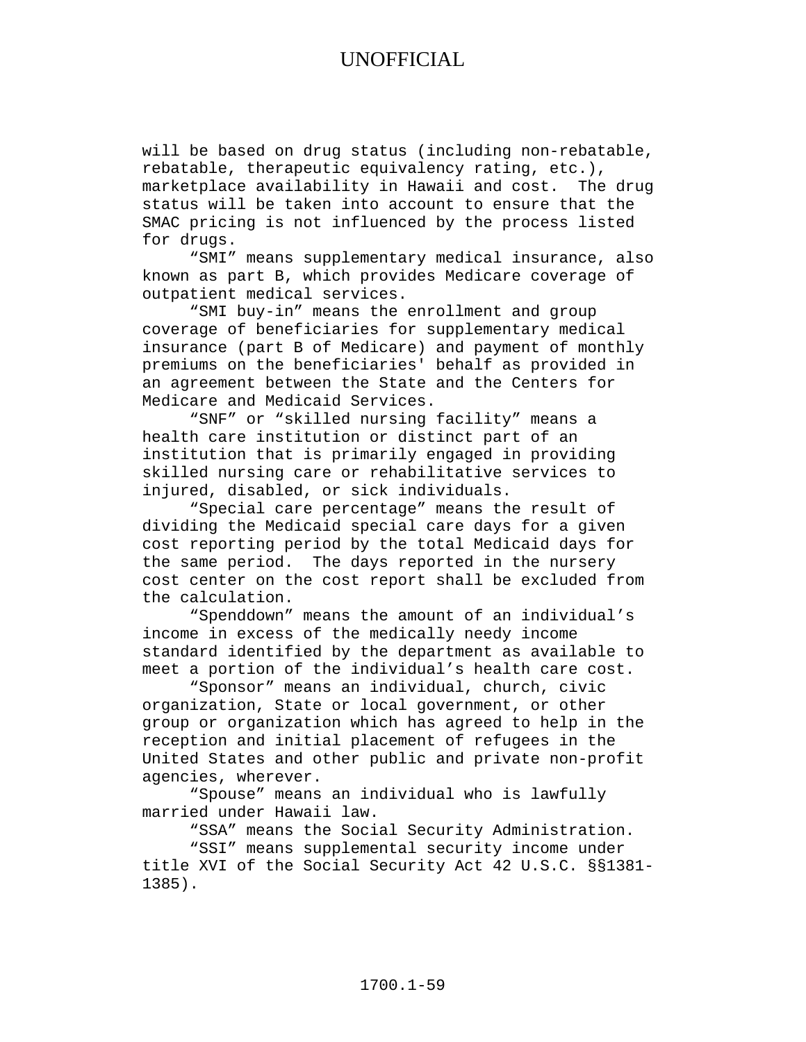will be based on drug status (including non-rebatable, rebatable, therapeutic equivalency rating, etc.), marketplace availability in Hawaii and cost. The drug status will be taken into account to ensure that the SMAC pricing is not influenced by the process listed for drugs.

"SMI" means supplementary medical insurance, also known as part B, which provides Medicare coverage of outpatient medical services.

"SMI buy-in" means the enrollment and group coverage of beneficiaries for supplementary medical insurance (part B of Medicare) and payment of monthly premiums on the beneficiaries' behalf as provided in an agreement between the State and the Centers for Medicare and Medicaid Services.

"SNF" or "skilled nursing facility" means a health care institution or distinct part of an institution that is primarily engaged in providing skilled nursing care or rehabilitative services to injured, disabled, or sick individuals.

"Special care percentage" means the result of dividing the Medicaid special care days for a given cost reporting period by the total Medicaid days for the same period. The days reported in the nursery cost center on the cost report shall be excluded from the calculation.

"Spenddown" means the amount of an individual's income in excess of the medically needy income standard identified by the department as available to meet a portion of the individual's health care cost.

"Sponsor" means an individual, church, civic organization, State or local government, or other group or organization which has agreed to help in the reception and initial placement of refugees in the United States and other public and private non-profit agencies, wherever.

"Spouse" means an individual who is lawfully married under Hawaii law.

"SSA" means the Social Security Administration.

"SSI" means supplemental security income under title XVI of the Social Security Act 42 U.S.C. §§1381-1385).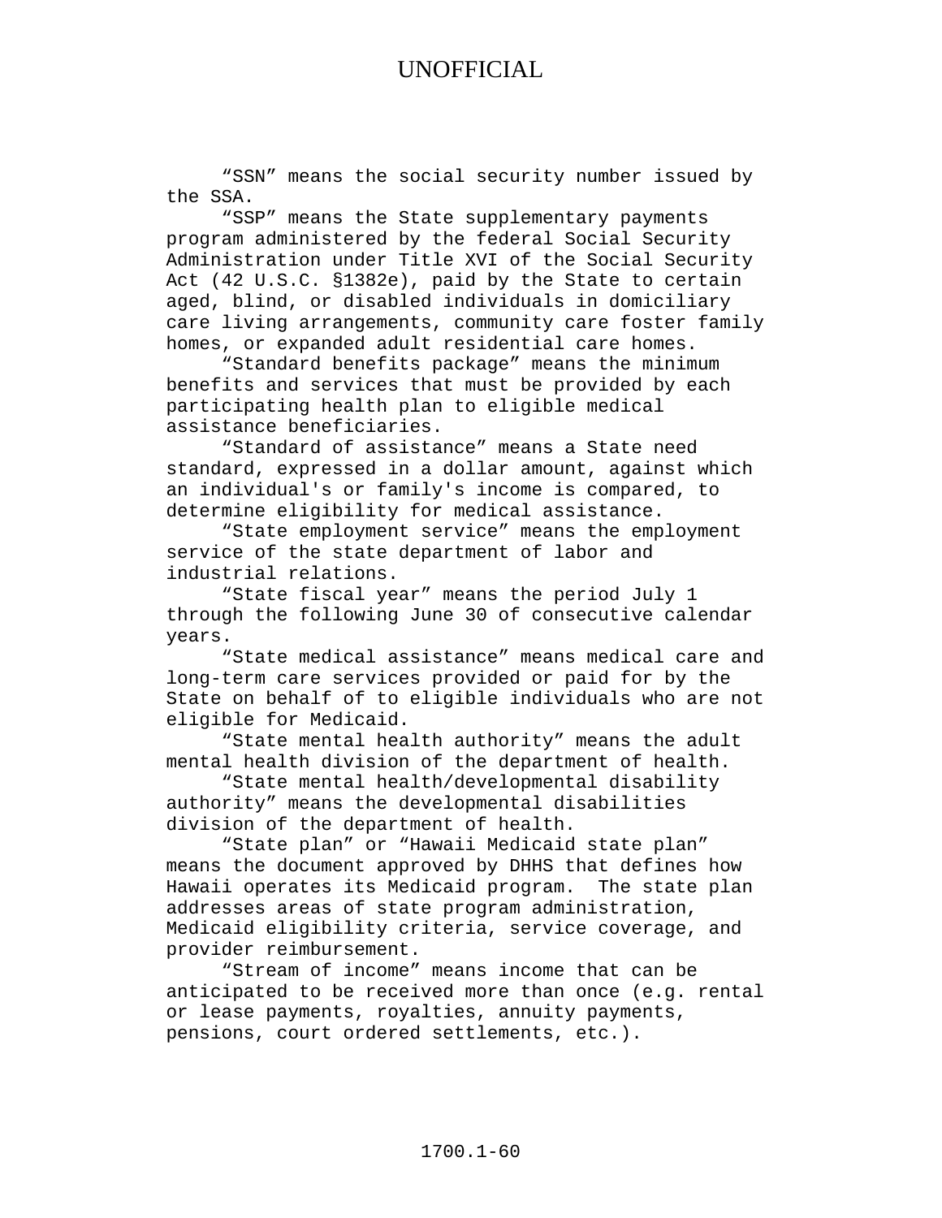"SSN" means the social security number issued by the SSA.

"SSP" means the State supplementary payments program administered by the federal Social Security Administration under Title XVI of the Social Security Act (42 U.S.C. §1382e), paid by the State to certain aged, blind, or disabled individuals in domiciliary care living arrangements, community care foster family homes, or expanded adult residential care homes.

"Standard benefits package" means the minimum benefits and services that must be provided by each participating health plan to eligible medical assistance beneficiaries.

"Standard of assistance" means a State need standard, expressed in a dollar amount, against which an individual's or family's income is compared, to determine eligibility for medical assistance.

"State employment service" means the employment service of the state department of labor and industrial relations.

"State fiscal year" means the period July 1 through the following June 30 of consecutive calendar years.

"State medical assistance" means medical care and long-term care services provided or paid for by the State on behalf of to eligible individuals who are not eligible for Medicaid.

"State mental health authority" means the adult mental health division of the department of health.

"State mental health/developmental disability authority" means the developmental disabilities division of the department of health.

"State plan" or "Hawaii Medicaid state plan" means the document approved by DHHS that defines how Hawaii operates its Medicaid program. The state plan addresses areas of state program administration, Medicaid eligibility criteria, service coverage, and provider reimbursement.

"Stream of income" means income that can be anticipated to be received more than once (e.g. rental or lease payments, royalties, annuity payments, pensions, court ordered settlements, etc.).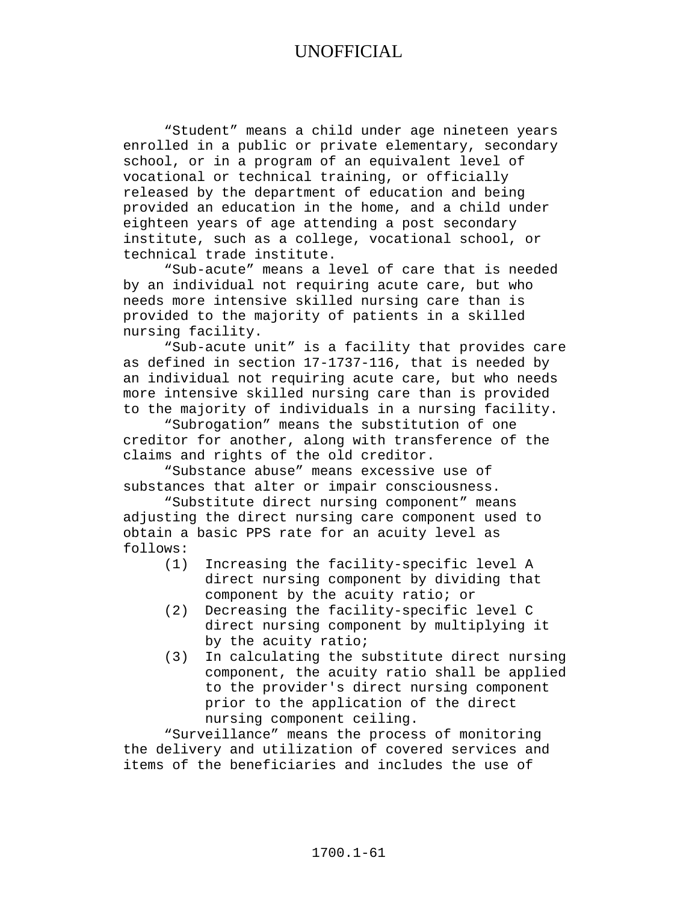"Student" means a child under age nineteen years enrolled in a public or private elementary, secondary school, or in a program of an equivalent level of vocational or technical training, or officially released by the department of education and being provided an education in the home, and a child under eighteen years of age attending a post secondary institute, such as a college, vocational school, or technical trade institute.

"Sub-acute" means a level of care that is needed by an individual not requiring acute care, but who needs more intensive skilled nursing care than is provided to the majority of patients in a skilled nursing facility.

"Sub-acute unit" is a facility that provides care as defined in section 17-1737-116, that is needed by an individual not requiring acute care, but who needs more intensive skilled nursing care than is provided to the majority of individuals in a nursing facility.

"Subrogation" means the substitution of one creditor for another, along with transference of the claims and rights of the old creditor.

"Substance abuse" means excessive use of substances that alter or impair consciousness.

"Substitute direct nursing component" means adjusting the direct nursing care component used to obtain a basic PPS rate for an acuity level as follows:

(1) Increasing the facility-specific level A direct nursing component by dividing that component by the acuity ratio; or

(2) Decreasing the facility-specific level C direct nursing component by multiplying it by the acuity ratio;

(3) In calculating the substitute direct nursing component, the acuity ratio shall be applied to the provider's direct nursing component prior to the application of the direct nursing component ceiling.

"Surveillance" means the process of monitoring the delivery and utilization of covered services and items of the beneficiaries and includes the use of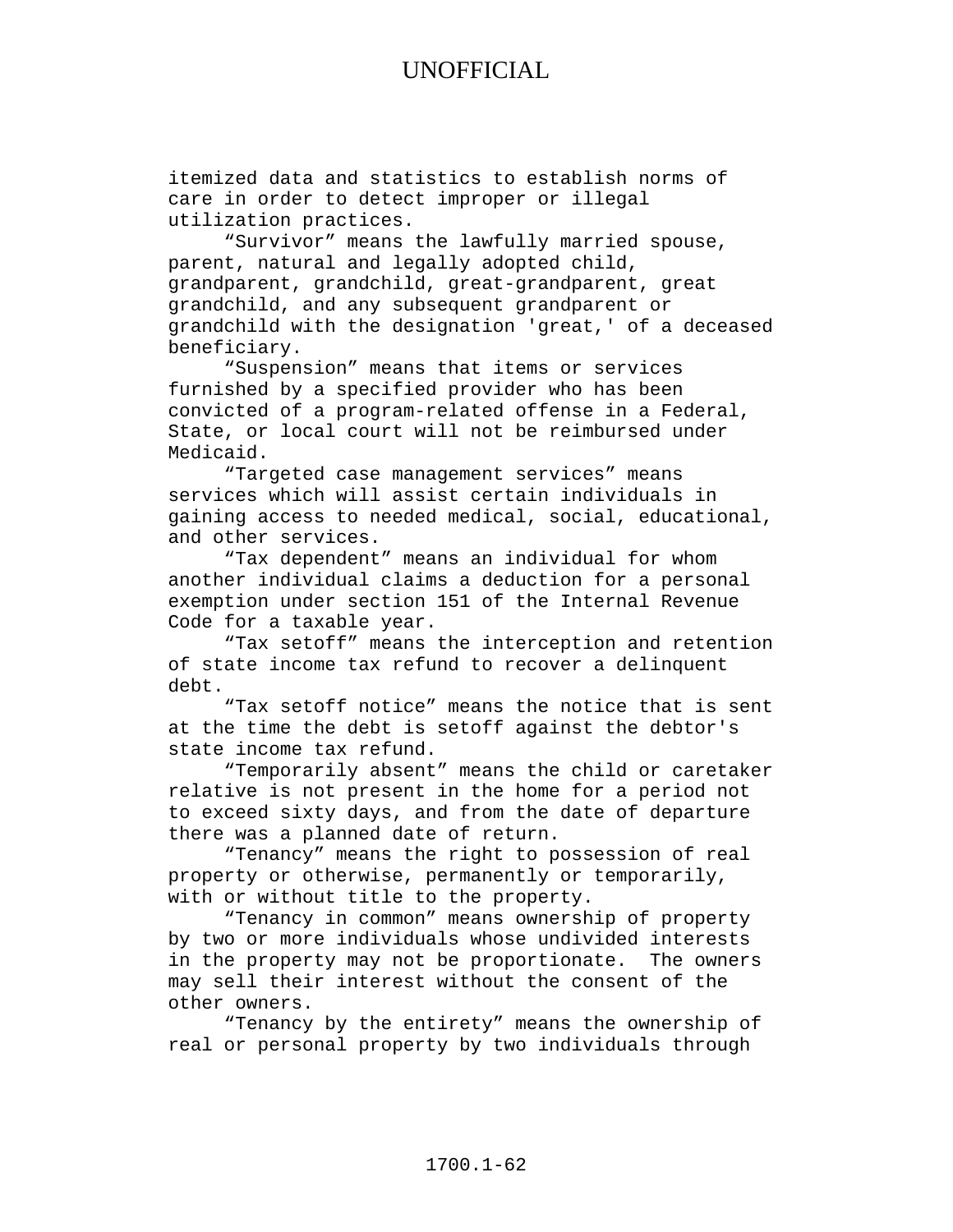itemized data and statistics to establish norms of care in order to detect improper or illegal utilization practices.

"Survivor" means the lawfully married spouse, parent, natural and legally adopted child, grandparent, grandchild, great-grandparent, great grandchild, and any subsequent grandparent or grandchild with the designation 'great,' of a deceased beneficiary.

"Suspension" means that items or services furnished by a specified provider who has been convicted of a program-related offense in a Federal, State, or local court will not be reimbursed under Medicaid.

"Targeted case management services" means services which will assist certain individuals in gaining access to needed medical, social, educational, and other services.

"Tax dependent" means an individual for whom another individual claims a deduction for a personal exemption under section 151 of the Internal Revenue Code for a taxable year.

"Tax setoff" means the interception and retention of state income tax refund to recover a delinquent debt.

"Tax setoff notice" means the notice that is sent at the time the debt is setoff against the debtor's state income tax refund.

"Temporarily absent" means the child or caretaker relative is not present in the home for a period not to exceed sixty days, and from the date of departure there was a planned date of return.

"Tenancy" means the right to possession of real property or otherwise, permanently or temporarily, with or without title to the property.

"Tenancy in common" means ownership of property by two or more individuals whose undivided interests in the property may not be proportionate. The owners may sell their interest without the consent of the other owners.

"Tenancy by the entirety" means the ownership of real or personal property by two individuals through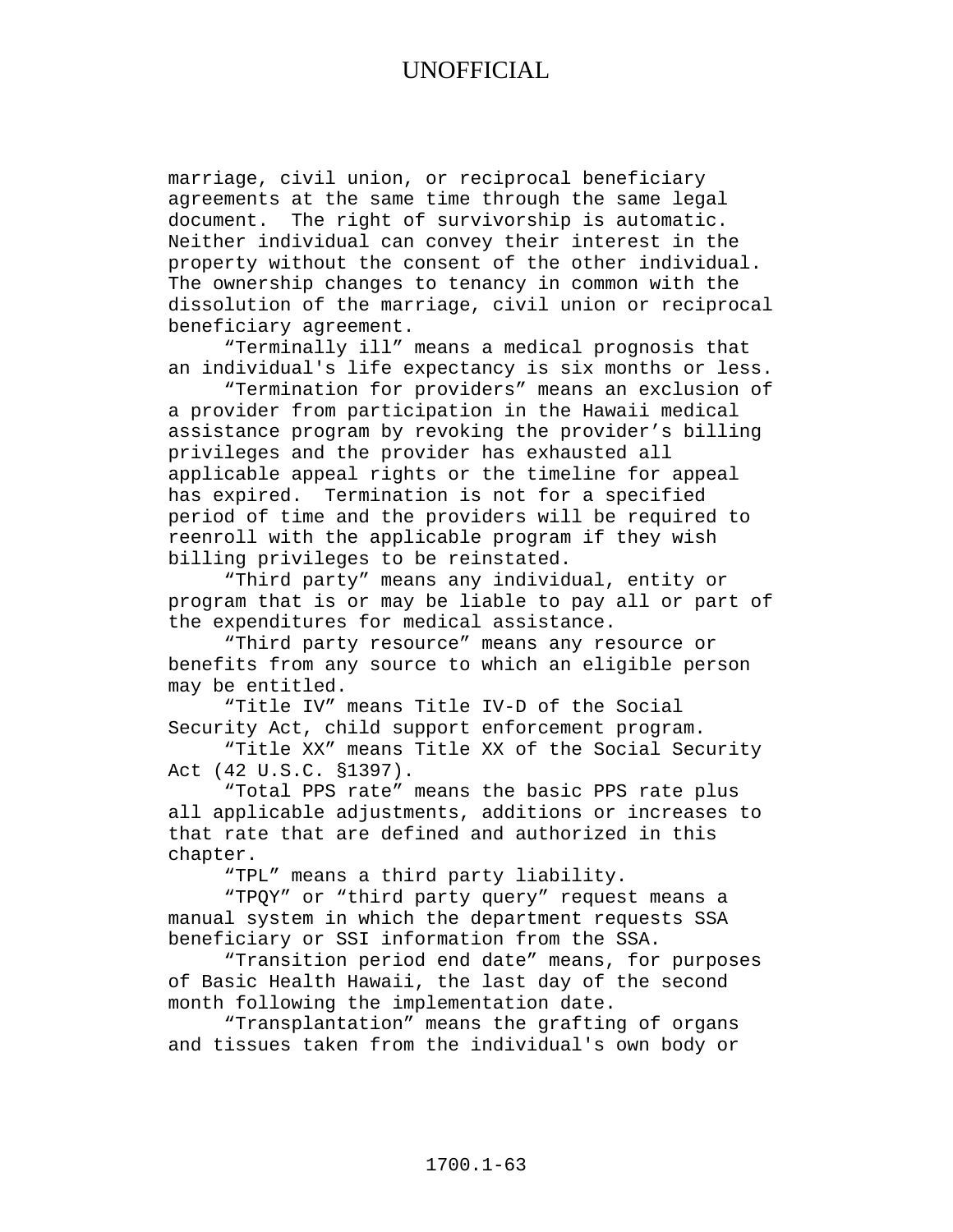marriage, civil union, or reciprocal beneficiary agreements at the same time through the same legal document. The right of survivorship is automatic. Neither individual can convey their interest in the property without the consent of the other individual. The ownership changes to tenancy in common with the dissolution of the marriage, civil union or reciprocal beneficiary agreement.

"Terminally ill" means a medical prognosis that an individual's life expectancy is six months or less.

"Termination for providers" means an exclusion of a provider from participation in the Hawaii medical assistance program by revoking the provider's billing privileges and the provider has exhausted all applicable appeal rights or the timeline for appeal has expired. Termination is not for a specified period of time and the providers will be required to reenroll with the applicable program if they wish billing privileges to be reinstated.

"Third party" means any individual, entity or program that is or may be liable to pay all or part of the expenditures for medical assistance.

"Third party resource" means any resource or benefits from any source to which an eligible person may be entitled.

"Title IV" means Title IV-D of the Social Security Act, child support enforcement program.

"Title XX" means Title XX of the Social Security Act (42 U.S.C. §1397).

"Total PPS rate" means the basic PPS rate plus all applicable adjustments, additions or increases to that rate that are defined and authorized in this chapter.

"TPL" means a third party liability.

"TPQY" or "third party query" request means a manual system in which the department requests SSA beneficiary or SSI information from the SSA.

"Transition period end date" means, for purposes of Basic Health Hawaii, the last day of the second month following the implementation date.

"Transplantation" means the grafting of organs and tissues taken from the individual's own body or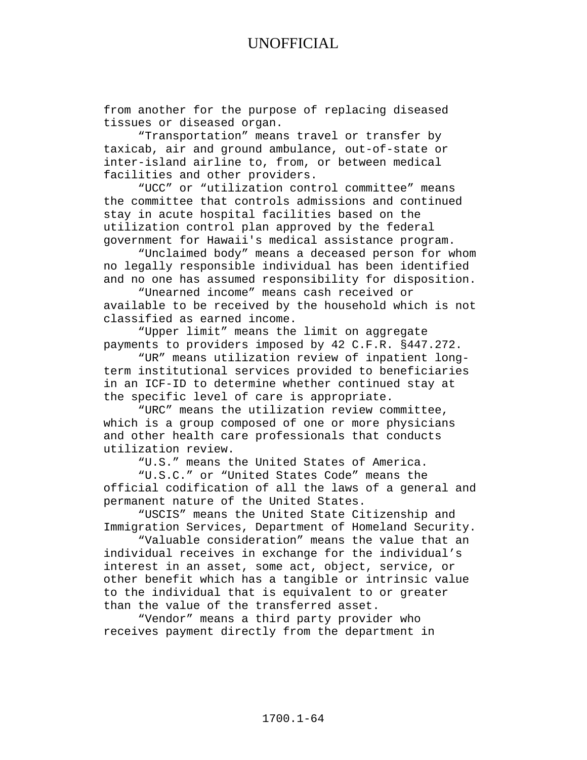from another for the purpose of replacing diseased tissues or diseased organ.

"Transportation" means travel or transfer by taxicab, air and ground ambulance, out-of-state or inter-island airline to, from, or between medical facilities and other providers.

"UCC" or "utilization control committee" means the committee that controls admissions and continued stay in acute hospital facilities based on the utilization control plan approved by the federal government for Hawaii's medical assistance program.

"Unclaimed body" means a deceased person for whom no legally responsible individual has been identified and no one has assumed responsibility for disposition.

"Unearned income" means cash received or available to be received by the household which is not classified as earned income.

"Upper limit" means the limit on aggregate payments to providers imposed by 42 C.F.R. §447.272.

"UR" means utilization review of inpatient long-term institutional services provided to beneficiaries in an ICF-ID to determine whether continued stay at the specific level of care is appropriate.

"URC" means the utilization review committee, which is a group composed of one or more physicians and other health care professionals that conducts utilization review.

"U.S." means the United States of America.

"U.S.C." or "United States Code" means the official codification of all the laws of a general and permanent nature of the United States.

"USCIS" means the United State Citizenship and Immigration Services, Department of Homeland Security.

"Valuable consideration" means the value that an individual receives in exchange for the individual's interest in an asset, some act, object, service, or other benefit which has a tangible or intrinsic value to the individual that is equivalent to or greater than the value of the transferred asset.

"Vendor" means a third party provider who receives payment directly from the department in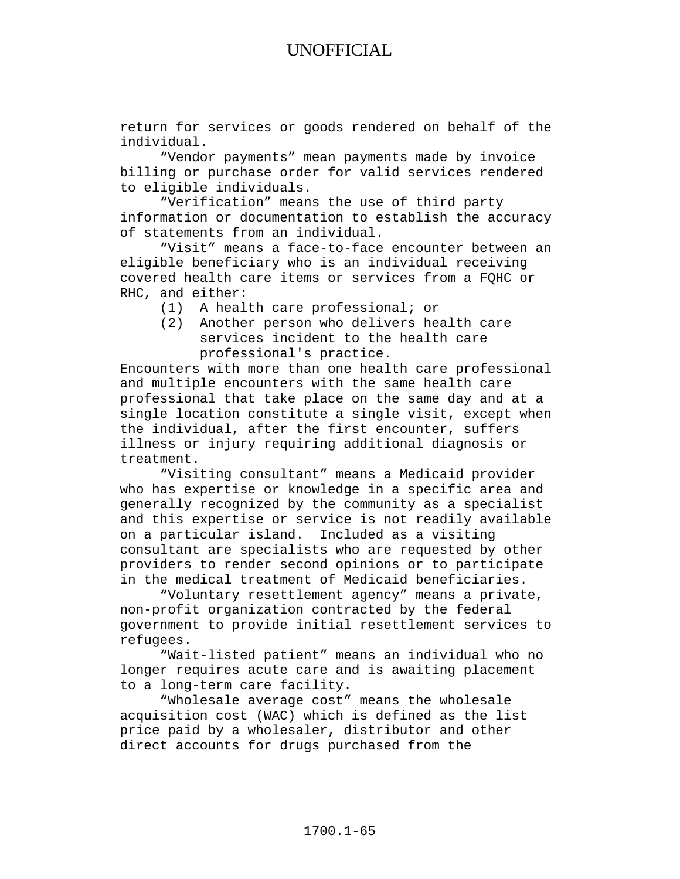return for services or goods rendered on behalf of the individual.

"Vendor payments" mean payments made by invoice billing or purchase order for valid services rendered to eligible individuals.

"Verification" means the use of third party information or documentation to establish the accuracy of statements from an individual.

"Visit" means a face-to-face encounter between an eligible beneficiary who is an individual receiving covered health care items or services from a FQHC or RHC, and either:

(1) A health care professional; or
(2) Another person who delivers health care services incident to the health care professional's practice.

Encounters with more than one health care professional and multiple encounters with the same health care professional that take place on the same day and at a single location constitute a single visit, except when the individual, after the first encounter, suffers illness or injury requiring additional diagnosis or treatment.

"Visiting consultant" means a Medicaid provider who has expertise or knowledge in a specific area and generally recognized by the community as a specialist and this expertise or service is not readily available on a particular island. Included as a visiting consultant are specialists who are requested by other providers to render second opinions or to participate in the medical treatment of Medicaid beneficiaries.

"Voluntary resettlement agency" means a private, non-profit organization contracted by the federal government to provide initial resettlement services to refugees.

"Wait-listed patient" means an individual who no longer requires acute care and is awaiting placement to a long-term care facility.

"Wholesale average cost" means the wholesale acquisition cost (WAC) which is defined as the list price paid by a wholesaler, distributor and other direct accounts for drugs purchased from the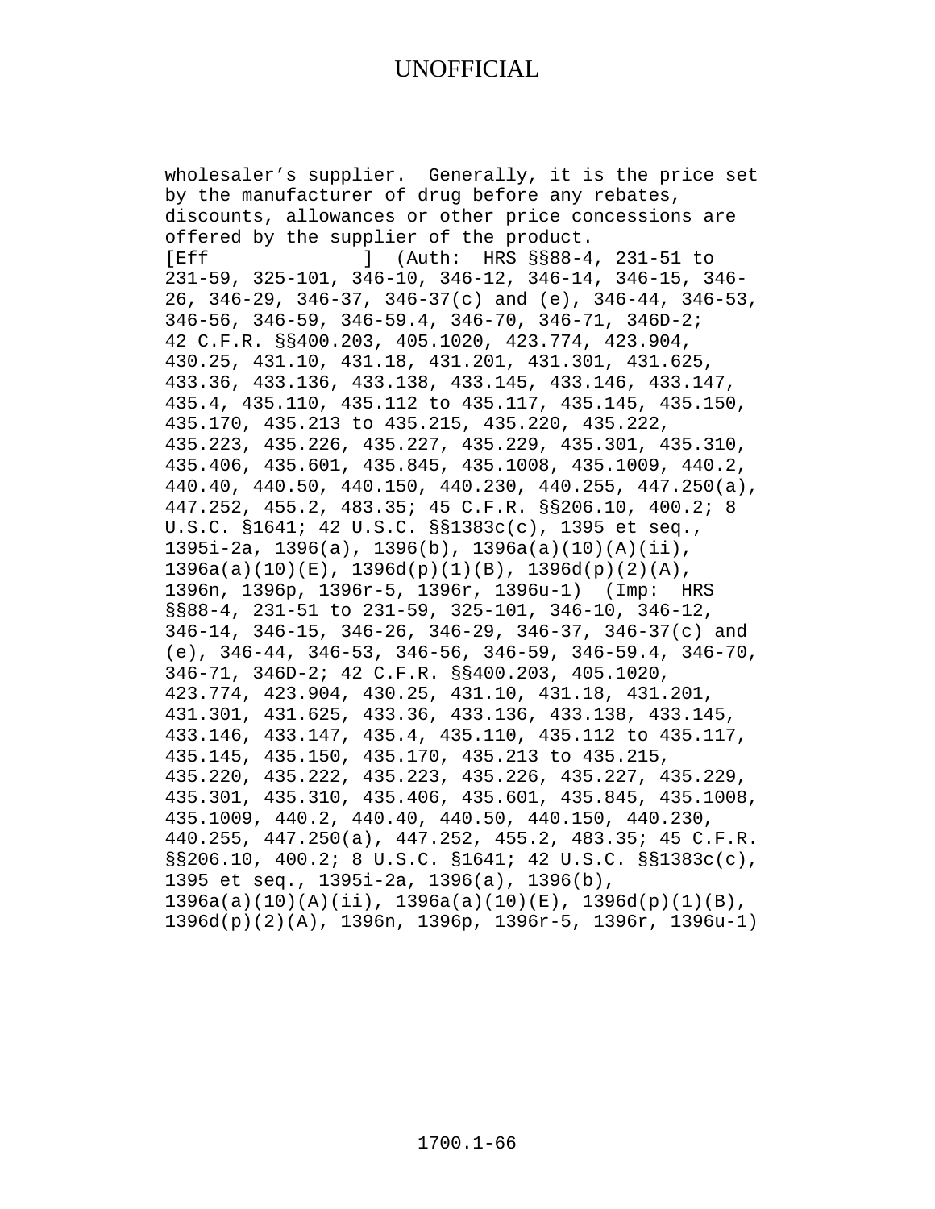wholesaler's supplier. Generally, it is the price set by the manufacturer of drug before any rebates, discounts, allowances or other price concessions are offered by the supplier of the product.

[Eff ] (Auth: HRS §§88-4, 231-51 to 231-59, 325-101, 346-10, 346-12, 346-14, 346-15, 346-26, 346-29, 346-37, 346-37(c) and (e), 346-44, 346-53, 346-56, 346-59, 346-59.4, 346-70, 346-71, 346D-2; 42 C.F.R. §§400.203, 405.1020, 423.774, 423.904, 430.25, 431.10, 431.18, 431.201, 431.301, 431.625, 433.36, 433.136, 433.138, 433.145, 433.146, 433.147, 435.4, 435.110, 435.112 to 435.117, 435.145, 435.150, 435.170, 435.213 to 435.215, 435.220, 435.222, 435.223, 435.226, 435.227, 435.229, 435.301, 435.310, 435.406, 435.601, 435.845, 435.1008, 435.1009, 440.2, 440.40, 440.50, 440.150, 440.230, 440.255, 447.250(a), 447.252, 455.2, 483.35; 45 C.F.R. §§206.10, 400.2; 8 U.S.C. §1641; 42 U.S.C. §§1383c(c), 1395 et seq., 1395i-2a, 1396(a), 1396(b), 1396a(a)(10)(A)(ii), 1396a(a)(10)(E), 1396d(p)(1)(B), 1396d(p)(2)(A), 1396n, 1396p, 1396r-5, 1396r, 1396u-1) (Imp: HRS §§88-4, 231-51 to 231-59, 325-101, 346-10, 346-12, 346-14, 346-15, 346-26, 346-29, 346-37, 346-37(c) and (e), 346-44, 346-53, 346-56, 346-59, 346-59.4, 346-70, 346-71, 346D-2; 42 C.F.R. §§400.203, 405.1020, 423.774, 423.904, 430.25, 431.10, 431.18, 431.201, 431.301, 431.625, 433.36, 433.136, 433.138, 433.145, 433.146, 433.147, 435.4, 435.110, 435.112 to 435.117, 435.145, 435.150, 435.170, 435.213 to 435.215, 435.220, 435.222, 435.223, 435.226, 435.227, 435.229, 435.301, 435.310, 435.406, 435.601, 435.845, 435.1008, 435.1009, 440.2, 440.40, 440.50, 440.150, 440.230, 440.255, 447.250(a), 447.252, 455.2, 483.35; 45 C.F.R. §§206.10, 400.2; 8 U.S.C. §1641; 42 U.S.C. §§1383c(c), 1395 et seq., 1395i-2a, 1396(a), 1396(b), 1396a(a)(10)(A)(ii), 1396a(a)(10)(E), 1396d(p)(1)(B), 1396d(p)(2)(A), 1396n, 1396p, 1396r-5, 1396r, 1396u-1)